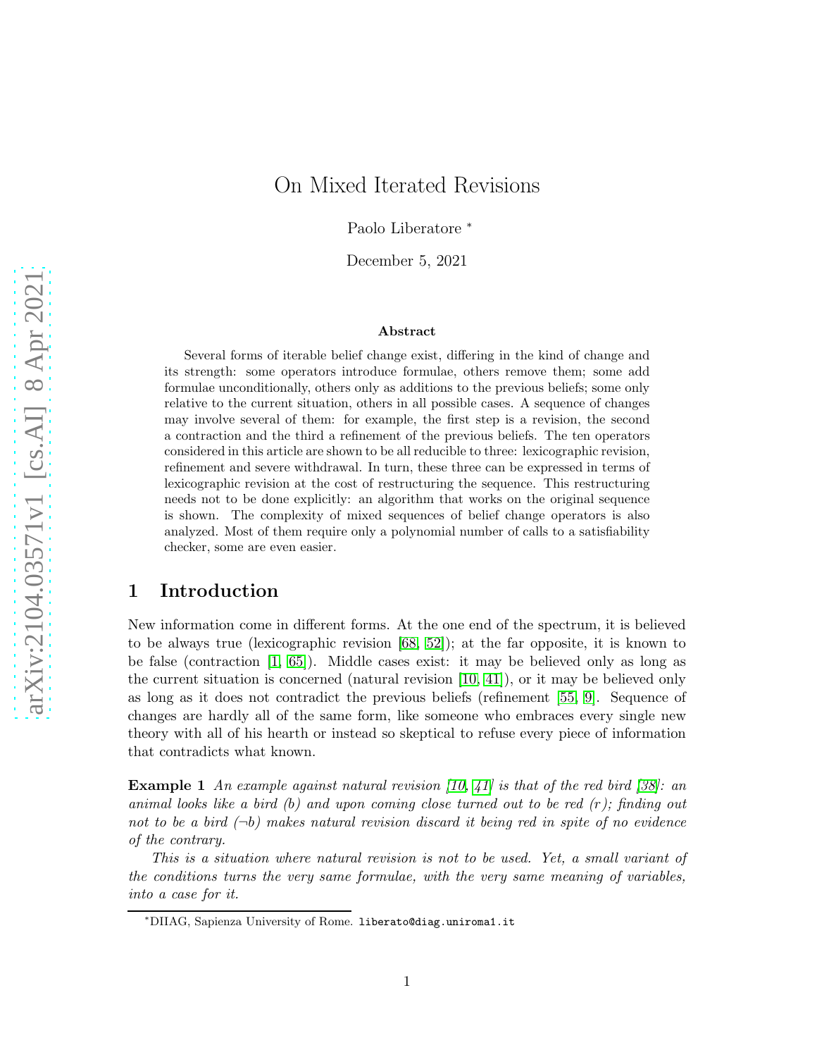# On Mixed Iterated Revisions

Paolo Liberatore *

December 5, 2021

## Abstract

Several forms of iterable belief change exist, differing in the kind of change and its strength: some operators introduce formulae, others remove them; some add formulae unconditionally, others only as additions to the previous beliefs; some only relative to the current situation, others in all possible cases. A sequence of changes may involve several of them: for example, the first step is a revision, the second a contraction and the third a refinement of the previous beliefs. The ten operators considered in this article are shown to be all reducible to three: lexicographic revision, refinement and severe withdrawal. In turn, these three can be expressed in terms of lexicographic revision at the cost of restructuring the sequence. This restructuring needs not to be done explicitly: an algorithm that works on the original sequence is shown. The complexity of mixed sequences of belief change operators is also analyzed. Most of them require only a polynomial number of calls to a satisfiability checker, some are even easier.

## 1 Introduction

New information come in different forms. At the one end of the spectrum, it is believed to be always true (lexicographic revision [68, 52]); at the far opposite, it is known to be false (contraction [1, 65]). Middle cases exist: it may be believed only as long as the current situation is concerned (natural revision [10, 41]), or it may be believed only as long as it does not contradict the previous beliefs (refinement [55, 9]. Sequence of changes are hardly all of the same form, like someone who embraces every single new theory with all of his hearth or instead so skeptical to refuse every piece of information that contradicts what known.

**Example 1** *An example against natural revision [10, 41] is that of the red bird [38]: an animal looks like a bird (b) and upon coming close turned out to be red (r); finding out not to be a bird ($\neg b$) makes natural revision discard it being red in spite of no evidence of the contrary.*

*This is a situation where natural revision is not to be used. Yet, a small variant of the conditions turns the very same formulae, with the very same meaning of variables, into a case for it.*

*DIIAG, Sapienza University of Rome. liberato@diag.uniroma1.it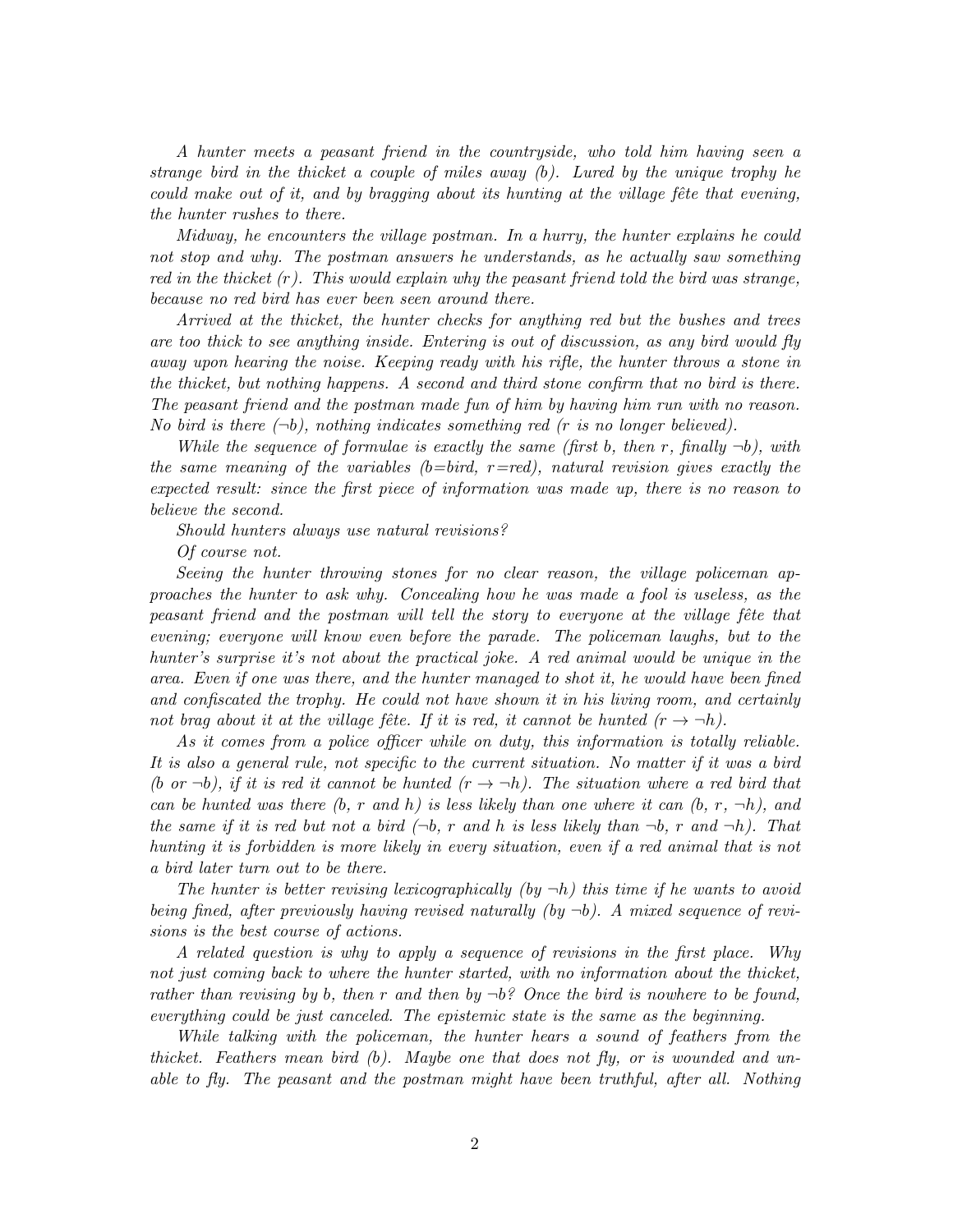*A hunter meets a peasant friend in the countryside, who told him having seen a strange bird in the thicket a couple of miles away (b). Lured by the unique trophy he could make out of it, and by bragging about its hunting at the village fête that evening, the hunter rushes to there.*

*Midway, he encounters the village postman. In a hurry, the hunter explains he could not stop and why. The postman answers he understands, as he actually saw something red in the thicket (r). This would explain why the peasant friend told the bird was strange, because no red bird has ever been seen around there.*

*Arrived at the thicket, the hunter checks for anything red but the bushes and trees are too thick to see anything inside. Entering is out of discussion, as any bird would fly away upon hearing the noise. Keeping ready with his rifle, the hunter throws a stone in the thicket, but nothing happens. A second and third stone confirm that no bird is there. The peasant friend and the postman made fun of him by having him run with no reason. No bird is there ($\neg b$), nothing indicates something red (r is no longer believed).*

*While the sequence of formulae is exactly the same (first b, then r, finally $\neg b$), with the same meaning of the variables (b=bird, r=red), natural revision gives exactly the expected result: since the first piece of information was made up, there is no reason to believe the second.*

*Should hunters always use natural revisions?*

*Of course not.*

*Seeing the hunter throwing stones for no clear reason, the village policeman approaches the hunter to ask why. Concealing how he was made a fool is useless, as the peasant friend and the postman will tell the story to everyone at the village fête that evening; everyone will know even before the parade. The policeman laughs, but to the hunter's surprise it's not about the practical joke. A red animal would be unique in the area. Even if one was there, and the hunter managed to shot it, he would have been fined and confiscated the trophy. He could not have shown it in his living room, and certainly not brag about it at the village fête. If it is red, it cannot be hunted ($r \rightarrow \neg h$).*

*As it comes from a police officer while on duty, this information is totally reliable. It is also a general rule, not specific to the current situation. No matter if it was a bird (b or $\neg b$), if it is red it cannot be hunted ($r \rightarrow \neg h$). The situation where a red bird that can be hunted was there (b, r and h) is less likely than one where it can (b, r, $\neg h$), and the same if it is red but not a bird ($\neg b$, r and h is less likely than $\neg b$, r and $\neg h$). That hunting it is forbidden is more likely in every situation, even if a red animal that is not a bird later turn out to be there.*

*The hunter is better revising lexicographically (by $\neg h$) this time if he wants to avoid being fined, after previously having revised naturally (by $\neg b$). A mixed sequence of revisions is the best course of actions.*

*A related question is why to apply a sequence of revisions in the first place. Why not just coming back to where the hunter started, with no information about the thicket, rather than revising by b, then r and then by $\neg b$? Once the bird is nowhere to be found, everything could be just canceled. The epistemic state is the same as the beginning.*

*While talking with the policeman, the hunter hears a sound of feathers from the thicket. Feathers mean bird (b). Maybe one that does not fly, or is wounded and unable to fly. The peasant and the postman might have been truthful, after all. Nothing*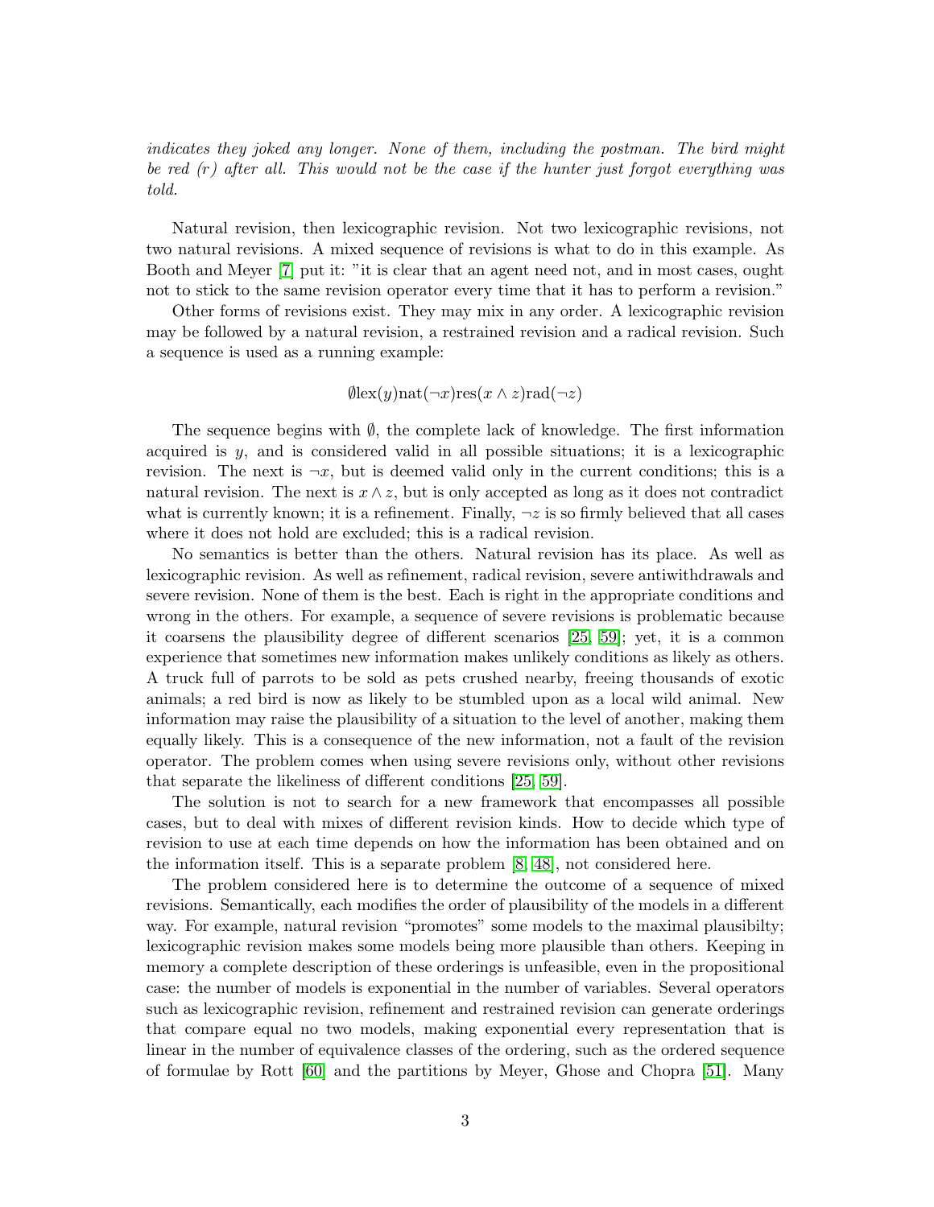*indicates they joked any longer. None of them, including the postman. The bird might be red (r) after all. This would not be the case if the hunter just forgot everything was told.*

Natural revision, then lexicographic revision. Not two lexicographic revisions, not two natural revisions. A mixed sequence of revisions is what to do in this example. As Booth and Meyer [7] put it: "it is clear that an agent need not, and in most cases, ought not to stick to the same revision operator every time that it has to perform a revision."

Other forms of revisions exist. They may mix in any order. A lexicographic revision may be followed by a natural revision, a restrained revision and a radical revision. Such a sequence is used as a running example:

$$\emptyset \mathrm{lex}(y)\mathrm{nat}(\neg x)\mathrm{res}(x \wedge z)\mathrm{rad}(\neg z)$$

The sequence begins with $\emptyset$, the complete lack of knowledge. The first information acquired is $y$, and is considered valid in all possible situations; it is a lexicographic revision. The next is $\neg x$, but is deemed valid only in the current conditions; this is a natural revision. The next is $x \wedge z$, but is only accepted as long as it does not contradict what is currently known; it is a refinement. Finally, $\neg z$ is so firmly believed that all cases where it does not hold are excluded; this is a radical revision.

No semantics is better than the others. Natural revision has its place. As well as lexicographic revision. As well as refinement, radical revision, severe antiwithdrawals and severe revision. None of them is the best. Each is right in the appropriate conditions and wrong in the others. For example, a sequence of severe revisions is problematic because it coarsens the plausibility degree of different scenarios [25, 59]; yet, it is a common experience that sometimes new information makes unlikely conditions as likely as others. A truck full of parrots to be sold as pets crushed nearby, freeing thousands of exotic animals; a red bird is now as likely to be stumbled upon as a local wild animal. New information may raise the plausibility of a situation to the level of another, making them equally likely. This is a consequence of the new information, not a fault of the revision operator. The problem comes when using severe revisions only, without other revisions that separate the likeliness of different conditions [25, 59].

The solution is not to search for a new framework that encompasses all possible cases, but to deal with mixes of different revision kinds. How to decide which type of revision to use at each time depends on how the information has been obtained and on the information itself. This is a separate problem [8, 48], not considered here.

The problem considered here is to determine the outcome of a sequence of mixed revisions. Semantically, each modifies the order of plausibility of the models in a different way. For example, natural revision "promotes" some models to the maximal plausibilty; lexicographic revision makes some models being more plausible than others. Keeping in memory a complete description of these orderings is unfeasible, even in the propositional case: the number of models is exponential in the number of variables. Several operators such as lexicographic revision, refinement and restrained revision can generate orderings that compare equal no two models, making exponential every representation that is linear in the number of equivalence classes of the ordering, such as the ordered sequence of formulae by Rott [60] and the partitions by Meyer, Ghose and Chopra [51]. Many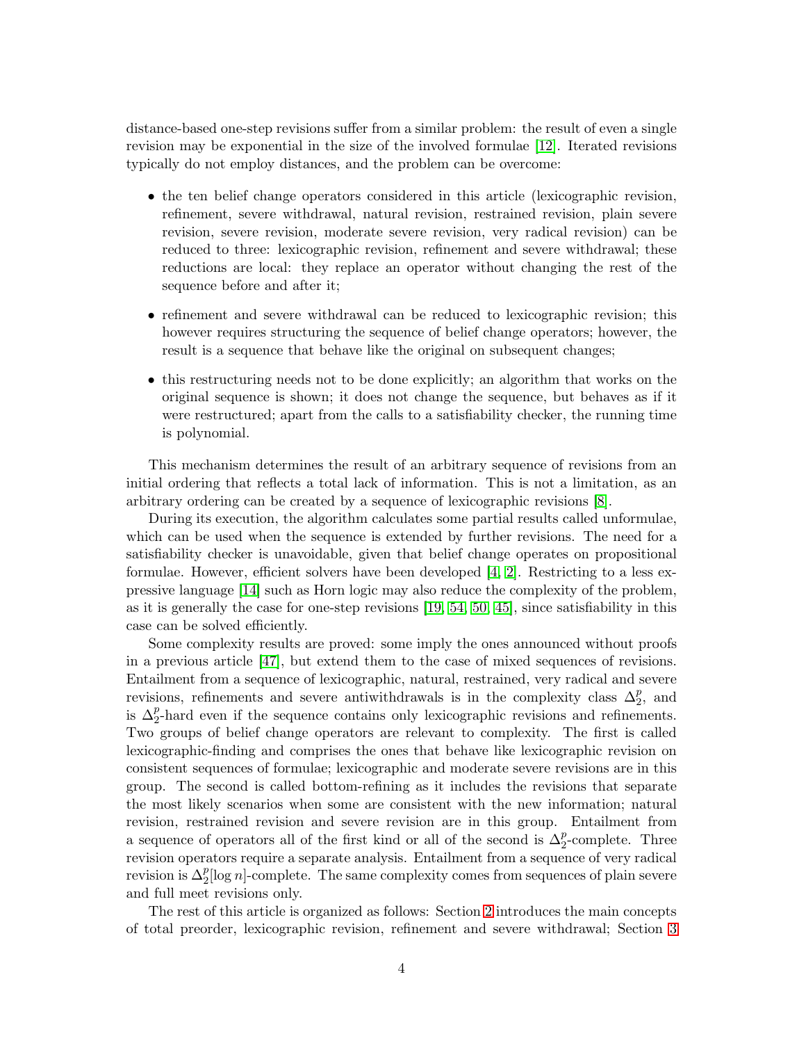distance-based one-step revisions suffer from a similar problem: the result of even a single revision may be exponential in the size of the involved formulae [12]. Iterated revisions typically do not employ distances, and the problem can be overcome:

- the ten belief change operators considered in this article (lexicographic revision, refinement, severe withdrawal, natural revision, restrained revision, plain severe revision, severe revision, moderate severe revision, very radical revision) can be reduced to three: lexicographic revision, refinement and severe withdrawal; these reductions are local: they replace an operator without changing the rest of the sequence before and after it;
- refinement and severe withdrawal can be reduced to lexicographic revision; this however requires structuring the sequence of belief change operators; however, the result is a sequence that behave like the original on subsequent changes;
- this restructuring needs not to be done explicitly; an algorithm that works on the original sequence is shown; it does not change the sequence, but behaves as if it were restructured; apart from the calls to a satisfiability checker, the running time is polynomial.

This mechanism determines the result of an arbitrary sequence of revisions from an initial ordering that reflects a total lack of information. This is not a limitation, as an arbitrary ordering can be created by a sequence of lexicographic revisions [8].

During its execution, the algorithm calculates some partial results called unformulae, which can be used when the sequence is extended by further revisions. The need for a satisfiability checker is unavoidable, given that belief change operates on propositional formulae. However, efficient solvers have been developed [4, 2]. Restricting to a less expressive language [14] such as Horn logic may also reduce the complexity of the problem, as it is generally the case for one-step revisions [19, 54, 50, 45], since satisfiability in this case can be solved efficiently.

Some complexity results are proved: some imply the ones announced without proofs in a previous article [47], but extend them to the case of mixed sequences of revisions. Entailment from a sequence of lexicographic, natural, restrained, very radical and severe revisions, refinements and severe antiwithdrawals is in the complexity class $\Delta_2^p$, and is $\Delta_2^p$-hard even if the sequence contains only lexicographic revisions and refinements. Two groups of belief change operators are relevant to complexity. The first is called lexicographic-finding and comprises the ones that behave like lexicographic revision on consistent sequences of formulae; lexicographic and moderate severe revisions are in this group. The second is called bottom-refining as it includes the revisions that separate the most likely scenarios when some are consistent with the new information; natural revision, restrained revision and severe revision are in this group. Entailment from a sequence of operators all of the first kind or all of the second is $\Delta_2^p$-complete. Three revision operators require a separate analysis. Entailment from a sequence of very radical revision is $\Delta_2^p[\log n]$-complete. The same complexity comes from sequences of plain severe and full meet revisions only.

The rest of this article is organized as follows: Section 2 introduces the main concepts of total preorder, lexicographic revision, refinement and severe withdrawal; Section 3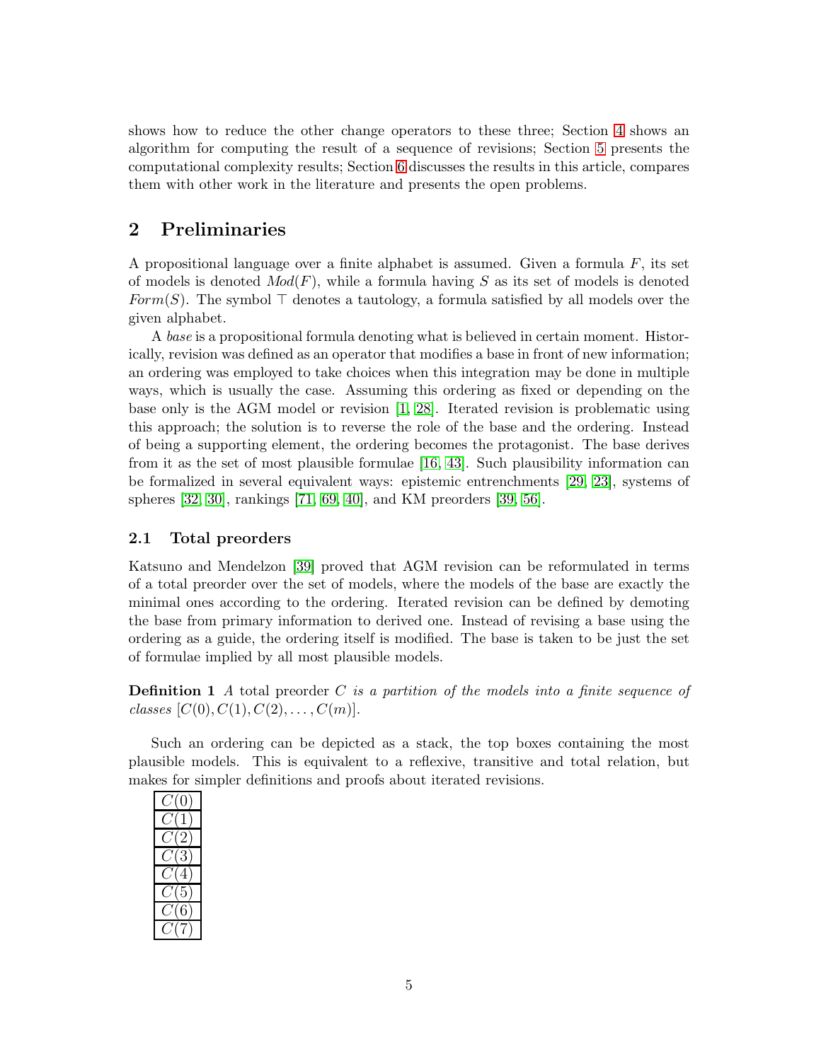shows how to reduce the other change operators to these three; Section 4 shows an algorithm for computing the result of a sequence of revisions; Section 5 presents the computational complexity results; Section 6 discusses the results in this article, compares them with other work in the literature and presents the open problems.

## 2 Preliminaries

A propositional language over a finite alphabet is assumed. Given a formula $F$, its set of models is denoted $Mod(F)$, while a formula having $S$ as its set of models is denoted $Form(S)$. The symbol $\top$ denotes a tautology, a formula satisfied by all models over the given alphabet.

A *base* is a propositional formula denoting what is believed in certain moment. Historically, revision was defined as an operator that modifies a base in front of new information; an ordering was employed to take choices when this integration may be done in multiple ways, which is usually the case. Assuming this ordering as fixed or depending on the base only is the AGM model or revision [1, 28]. Iterated revision is problematic using this approach; the solution is to reverse the role of the base and the ordering. Instead of being a supporting element, the ordering becomes the protagonist. The base derives from it as the set of most plausible formulae [16, 43]. Such plausibility information can be formalized in several equivalent ways: epistemic entrenchments [29, 23], systems of spheres [32, 30], rankings [71, 69, 40], and KM preorders [39, 56].

### 2.1 Total preorders

Katsuno and Mendelzon [39] proved that AGM revision can be reformulated in terms of a total preorder over the set of models, where the models of the base are exactly the minimal ones according to the ordering. Iterated revision can be defined by demoting the base from primary information to derived one. Instead of revising a base using the ordering as a guide, the ordering itself is modified. The base is taken to be just the set of formulae implied by all most plausible models.

**Definition 1** *A* total preorder $C$ *is a partition of the models into a finite sequence of classes* $[C(0), C(1), C(2), \ldots, C(m)]$.

Such an ordering can be depicted as a stack, the top boxes containing the most plausible models. This is equivalent to a reflexive, transitive and total relation, but makes for simpler definitions and proofs about iterated revisions.

| $C(0)$ |
|---|
| $C(1)$ |
| $C(2)$ |
| $C(3)$ |
| $C(4)$ |
| $C(5)$ |
| $C(6)$ |
| $C(7)$ |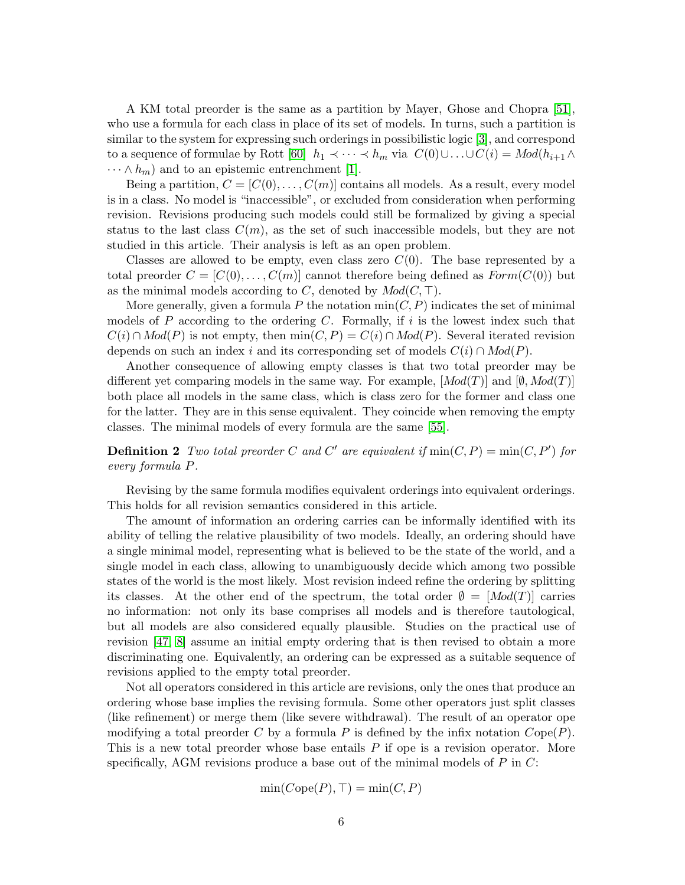A KM total preorder is the same as a partition by Mayer, Ghose and Chopra [51], who use a formula for each class in place of its set of models. In turns, such a partition is similar to the system for expressing such orderings in possibilistic logic [3], and correspond to a sequence of formulae by Rott [60] $h_1 \prec \cdots \prec h_m$ via $C(0) \cup \ldots \cup C(i) = Mod(h_{i+1} \wedge \cdots \wedge h_m)$ and to an epistemic entrenchment [1].

Being a partition, $C = [C(0), \ldots, C(m)]$ contains all models. As a result, every model is in a class. No model is "inaccessible", or excluded from consideration when performing revision. Revisions producing such models could still be formalized by giving a special status to the last class $C(m)$, as the set of such inaccessible models, but they are not studied in this article. Their analysis is left as an open problem.

Classes are allowed to be empty, even class zero $C(0)$. The base represented by a total preorder $C = [C(0), \ldots, C(m)]$ cannot therefore being defined as $Form(C(0))$ but as the minimal models according to $C$, denoted by $Mod(C, \top)$.

More generally, given a formula $P$ the notation $\min(C, P)$ indicates the set of minimal models of $P$ according to the ordering $C$. Formally, if $i$ is the lowest index such that $C(i) \cap Mod(P)$ is not empty, then $\min(C, P) = C(i) \cap Mod(P)$. Several iterated revision depends on such an index $i$ and its corresponding set of models $C(i) \cap Mod(P)$.

Another consequence of allowing empty classes is that two total preorder may be different yet comparing models in the same way. For example, $[Mod(T)]$ and $[\emptyset, Mod(T)]$ both place all models in the same class, which is class zero for the former and class one for the latter. They are in this sense equivalent. They coincide when removing the empty classes. The minimal models of every formula are the same [55].

**Definition 2** *Two total preorder $C$ and $C'$ are equivalent if* $\min(C, P) = \min(C, P')$ *for every formula $P$.*

Revising by the same formula modifies equivalent orderings into equivalent orderings. This holds for all revision semantics considered in this article.

The amount of information an ordering carries can be informally identified with its ability of telling the relative plausibility of two models. Ideally, an ordering should have a single minimal model, representing what is believed to be the state of the world, and a single model in each class, allowing to unambiguously decide which among two possible states of the world is the most likely. Most revision indeed refine the ordering by splitting its classes. At the other end of the spectrum, the total order $\emptyset = [Mod(T)]$ carries no information: not only its base comprises all models and is therefore tautological, but all models are also considered equally plausible. Studies on the practical use of revision [47, 8] assume an initial empty ordering that is then revised to obtain a more discriminating one. Equivalently, an ordering can be expressed as a suitable sequence of revisions applied to the empty total preorder.

Not all operators considered in this article are revisions, only the ones that produce an ordering whose base implies the revising formula. Some other operators just split classes (like refinement) or merge them (like severe withdrawal). The result of an operator ope modifying a total preorder $C$ by a formula $P$ is defined by the infix notation $C\text{ope}(P)$. This is a new total preorder whose base entails $P$ if ope is a revision operator. More specifically, AGM revisions produce a base out of the minimal models of $P$ in $C$:

$$\min(C\text{ope}(P), \top) = \min(C, P)$$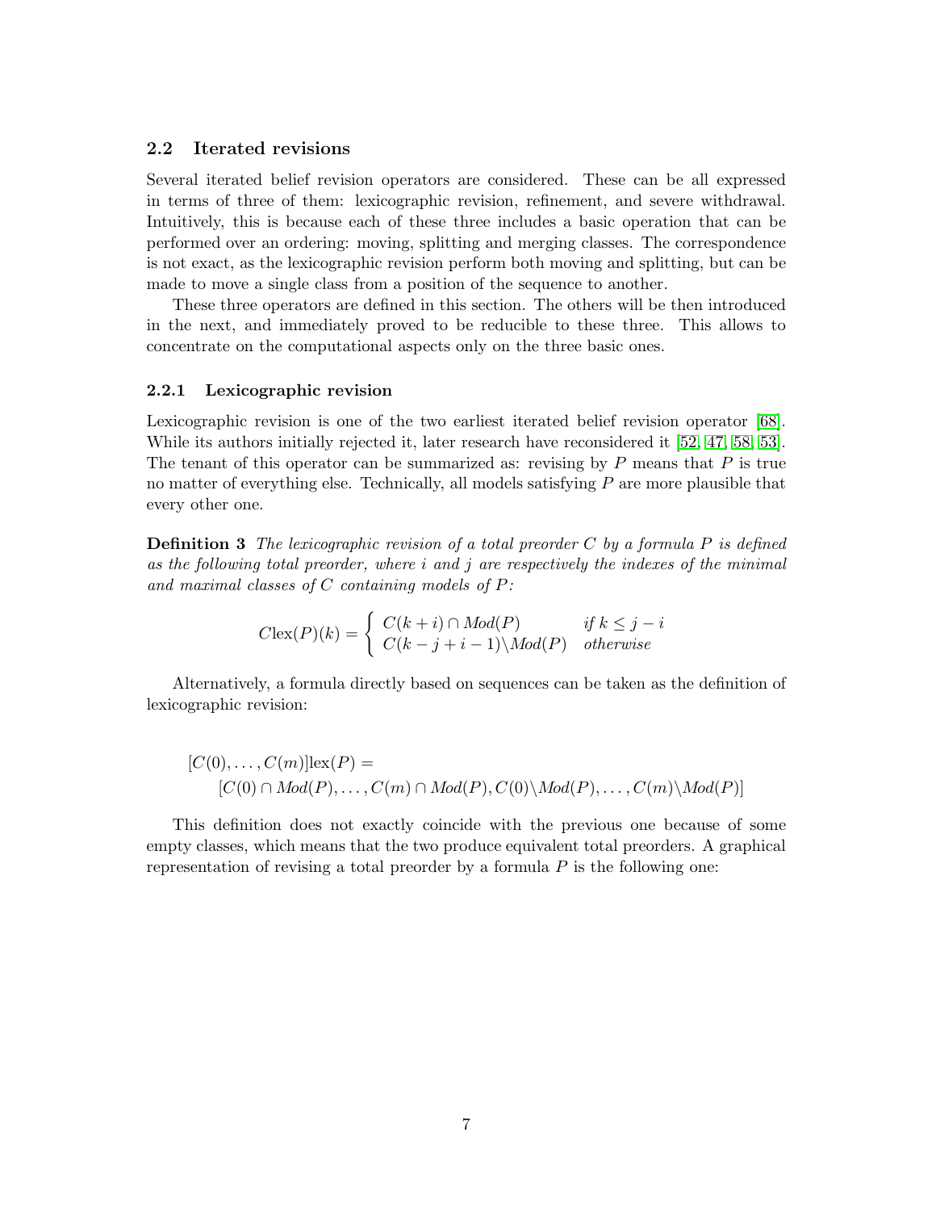### 2.2 Iterated revisions

Several iterated belief revision operators are considered. These can be all expressed in terms of three of them: lexicographic revision, refinement, and severe withdrawal. Intuitively, this is because each of these three includes a basic operation that can be performed over an ordering: moving, splitting and merging classes. The correspondence is not exact, as the lexicographic revision perform both moving and splitting, but can be made to move a single class from a position of the sequence to another.

These three operators are defined in this section. The others will be then introduced in the next, and immediately proved to be reducible to these three. This allows to concentrate on the computational aspects only on the three basic ones.

#### 2.2.1 Lexicographic revision

Lexicographic revision is one of the two earliest iterated belief revision operator [68]. While its authors initially rejected it, later research have reconsidered it [52, 47, 58, 53]. The tenant of this operator can be summarized as: revising by $P$ means that $P$ is true no matter of everything else. Technically, all models satisfying $P$ are more plausible that every other one.

**Definition 3** *The lexicographic revision of a total preorder $C$ by a formula $P$ is defined as the following total preorder, where $i$ and $j$ are respectively the indexes of the minimal and maximal classes of $C$ containing models of $P$:*

$$C\text{lex}(P)(k) = \begin{cases} C(k+i) \cap Mod(P) & \text{if } k \leq j - i \\ C(k-j+i-1) \backslash Mod(P) & \text{otherwise} \end{cases}$$

Alternatively, a formula directly based on sequences can be taken as the definition of lexicographic revision:

$$[C(0), \ldots, C(m)]\text{lex}(P) =$$
$$[C(0) \cap Mod(P), \ldots, C(m) \cap Mod(P), C(0) \backslash Mod(P), \ldots, C(m) \backslash Mod(P)]$$

This definition does not exactly coincide with the previous one because of some empty classes, which means that the two produce equivalent total preorders. A graphical representation of revising a total preorder by a formula $P$ is the following one: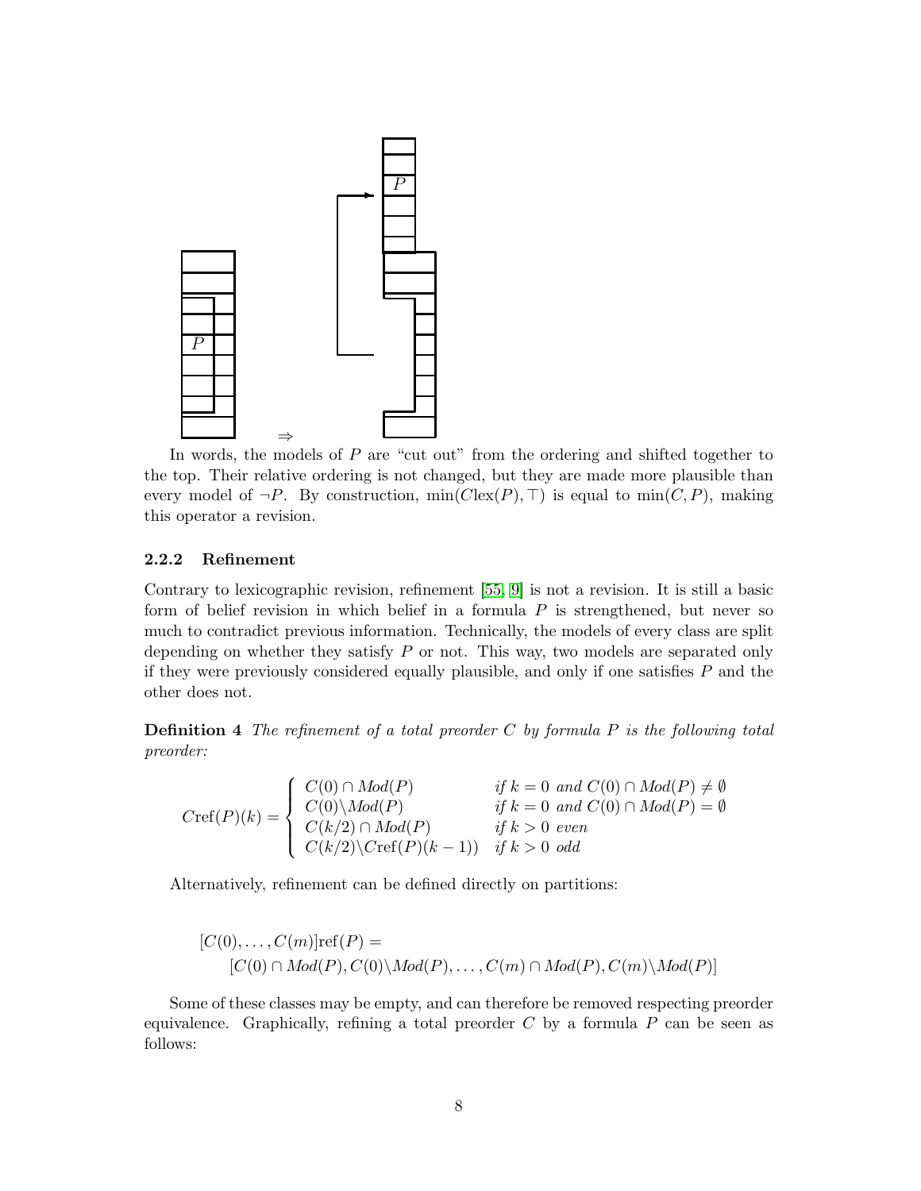In words, the models of $P$ are "cut out" from the ordering and shifted together to the top. Their relative ordering is not changed, but they are made more plausible than every model of $\neg P$. By construction, $\min(C\text{lex}(P), \top)$ is equal to $\min(C, P)$, making this operator a revision.

### 2.2.2 Refinement

Contrary to lexicographic revision, refinement [55, 9] is not a revision. It is still a basic form of belief revision in which belief in a formula $P$ is strengthened, but never so much to contradict previous information. Technically, the models of every class are split depending on whether they satisfy $P$ or not. This way, two models are separated only if they were previously considered equally plausible, and only if one satisfies $P$ and the other does not.

**Definition 4** *The refinement of a total preorder $C$ by formula $P$ is the following total preorder:*

$$C\text{ref}(P)(k) = \begin{cases} C(0) \cap Mod(P) & \text{if } k = 0 \text{ and } C(0) \cap Mod(P) \neq \emptyset \\ C(0) \backslash Mod(P) & \text{if } k = 0 \text{ and } C(0) \cap Mod(P) = \emptyset \\ C(k/2) \cap Mod(P) & \text{if } k > 0 \text{ even} \\ C(k/2) \backslash C\text{ref}(P)(k-1)) & \text{if } k > 0 \text{ odd} \end{cases}$$

Alternatively, refinement can be defined directly on partitions:

$$[C(0), \ldots, C(m)]\text{ref}(P) = \\ [C(0) \cap Mod(P), C(0) \backslash Mod(P), \ldots, C(m) \cap Mod(P), C(m) \backslash Mod(P)]$$

Some of these classes may be empty, and can therefore be removed respecting preorder equivalence. Graphically, refining a total preorder $C$ by a formula $P$ can be seen as follows: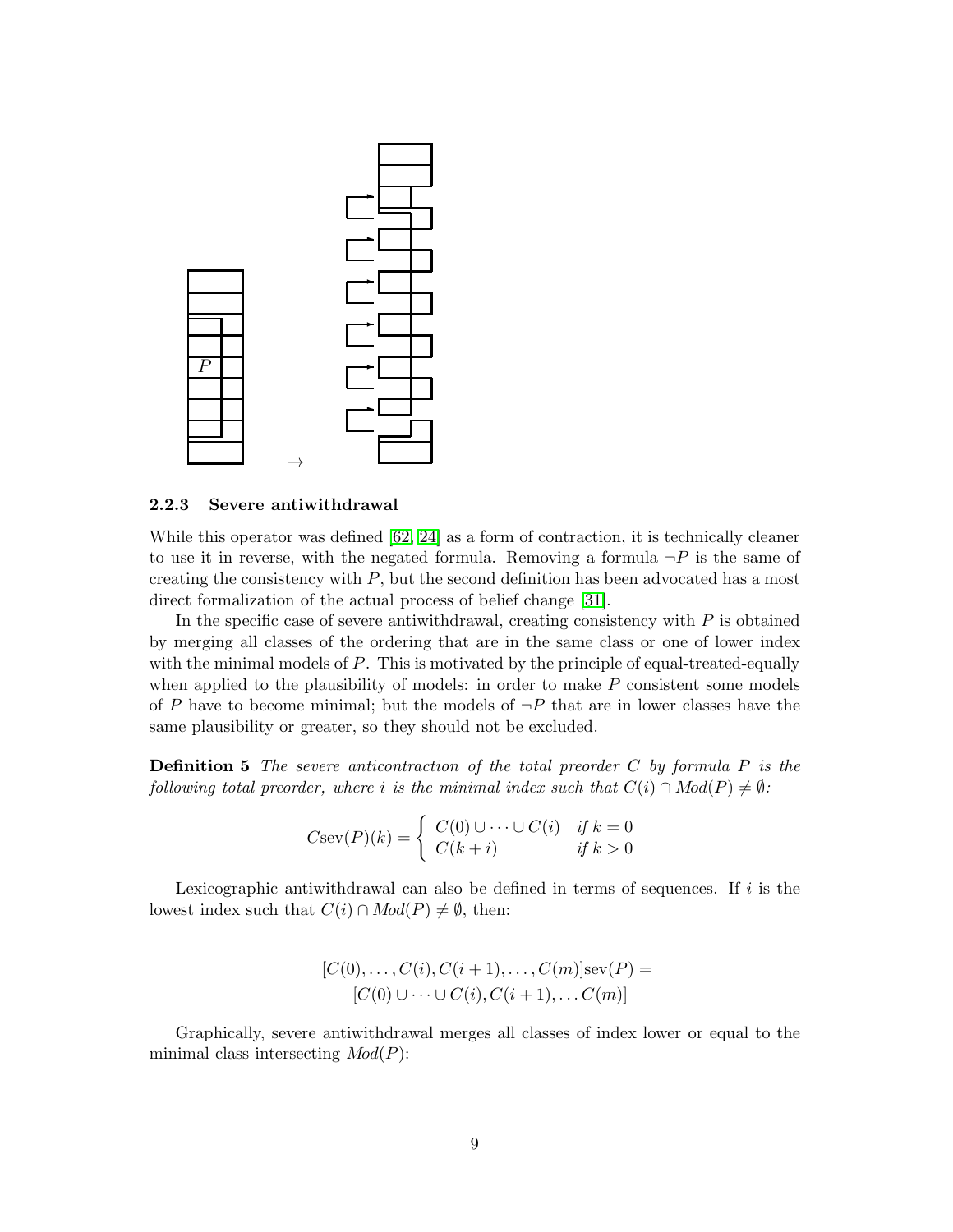$P$

$\rightarrow$

### 2.2.3 Severe antiwithdrawal

While this operator was defined [62, 24] as a form of contraction, it is technically cleaner to use it in reverse, with the negated formula. Removing a formula $\neg P$ is the same of creating the consistency with $P$, but the second definition has been advocated has a most direct formalization of the actual process of belief change [31].

In the specific case of severe antiwithdrawal, creating consistency with $P$ is obtained by merging all classes of the ordering that are in the same class or one of lower index with the minimal models of $P$. This is motivated by the principle of equal-treated-equally when applied to the plausibility of models: in order to make $P$ consistent some models of $P$ have to become minimal; but the models of $\neg P$ that are in lower classes have the same plausibility or greater, so they should not be excluded.

**Definition 5** *The severe anticontraction of the total preorder $C$ by formula $P$ is the following total preorder, where $i$ is the minimal index such that $C(i) \cap Mod(P) \neq \emptyset$:*

$$C\text{sev}(P)(k) = \begin{cases} C(0) \cup \cdots \cup C(i) & \text{if } k = 0 \\ C(k+i) & \text{if } k > 0 \end{cases}$$

Lexicographic antiwithdrawal can also be defined in terms of sequences. If $i$ is the lowest index such that $C(i) \cap Mod(P) \neq \emptyset$, then:

$$[C(0), \ldots, C(i), C(i+1), \ldots, C(m)]\text{sev}(P) =$$
$$[C(0) \cup \cdots \cup C(i), C(i+1), \ldots C(m)]$$

Graphically, severe antiwithdrawal merges all classes of index lower or equal to the minimal class intersecting $Mod(P)$: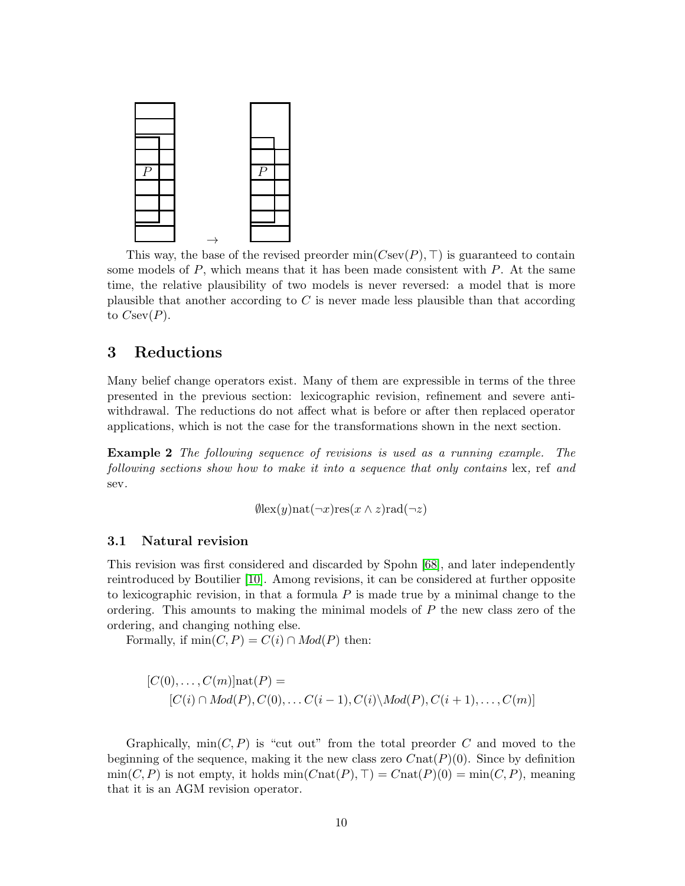This way, the base of the revised preorder $\min(C\text{sev}(P), \top)$ is guaranteed to contain some models of $P$, which means that it has been made consistent with $P$. At the same time, the relative plausibility of two models is never reversed: a model that is more plausible that another according to $C$ is never made less plausible than that according to $C\text{sev}(P)$.

# 3 Reductions

Many belief change operators exist. Many of them are expressible in terms of the three presented in the previous section: lexicographic revision, refinement and severe anti-withdrawal. The reductions do not affect what is before or after then replaced operator applications, which is not the case for the transformations shown in the next section.

**Example 2** *The following sequence of revisions is used as a running example. The following sections show how to make it into a sequence that only contains* lex, ref *and* sev*.*

$$\emptyset\text{lex}(y)\text{nat}(\neg x)\text{res}(x \wedge z)\text{rad}(\neg z)$$

## 3.1 Natural revision

This revision was first considered and discarded by Spohn [68], and later independently reintroduced by Boutilier [10]. Among revisions, it can be considered at further opposite to lexicographic revision, in that a formula $P$ is made true by a minimal change to the ordering. This amounts to making the minimal models of $P$ the new class zero of the ordering, and changing nothing else.

Formally, if $\min(C, P) = C(i) \cap \mathit{Mod}(P)$ then:

$$[C(0), \ldots, C(m)]\text{nat}(P) =$$
$$[C(i) \cap \mathit{Mod}(P), C(0), \ldots C(i-1), C(i)\backslash \mathit{Mod}(P), C(i+1), \ldots, C(m)]$$

Graphically, $\min(C, P)$ is "cut out" from the total preorder $C$ and moved to the beginning of the sequence, making it the new class zero $C\text{nat}(P)(0)$. Since by definition $\min(C, P)$ is not empty, it holds $\min(C\text{nat}(P), \top) = C\text{nat}(P)(0) = \min(C, P)$, meaning that it is an AGM revision operator.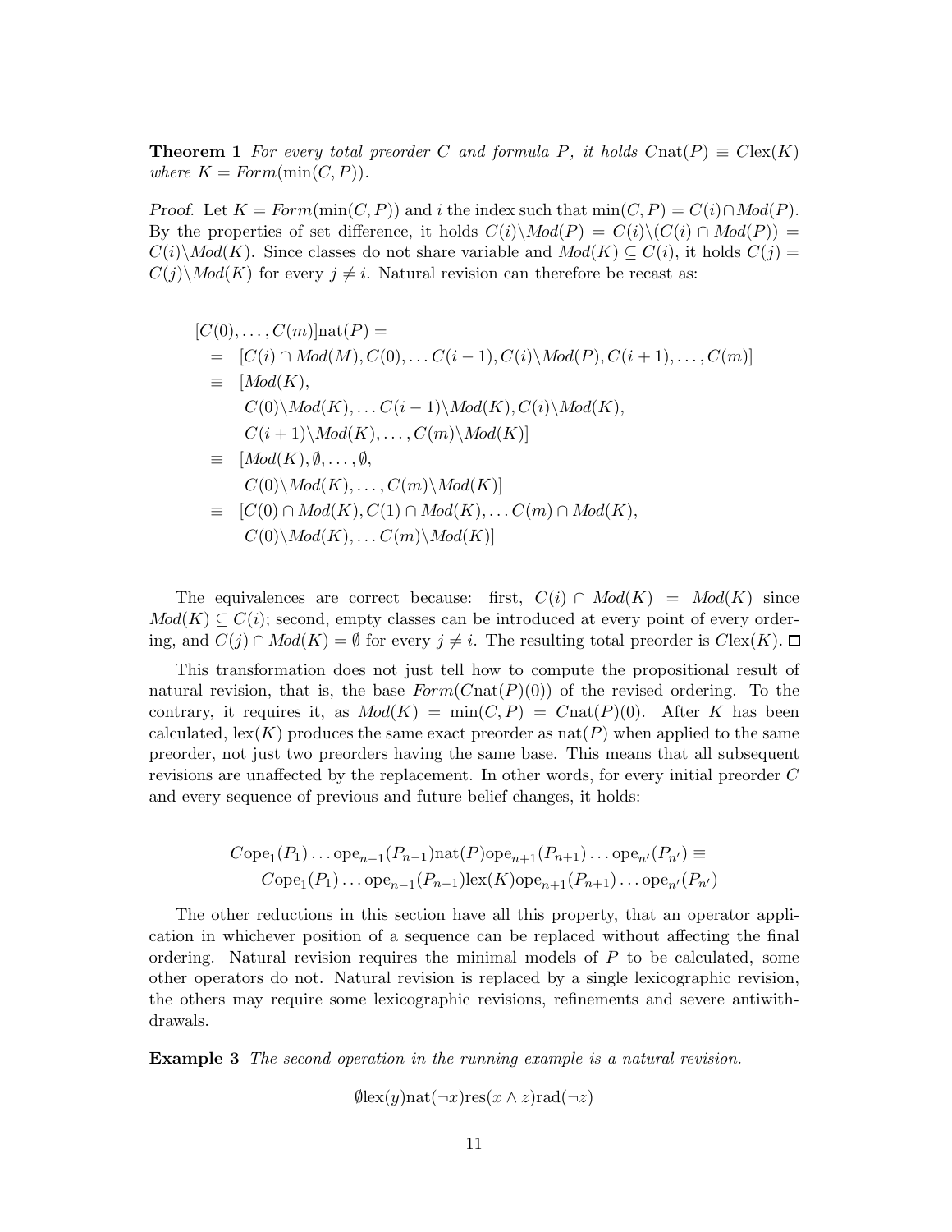**Theorem 1** *For every total preorder $C$ and formula $P$, it holds $C\text{nat}(P) \equiv C\text{lex}(K)$ where $K = \mathit{Form}(\min(C, P))$.*

*Proof.* Let $K = \mathit{Form}(\min(C, P))$ and $i$ the index such that $\min(C, P) = C(i) \cap \mathit{Mod}(P)$. By the properties of set difference, it holds $C(i) \backslash \mathit{Mod}(P) = C(i) \backslash (C(i) \cap \mathit{Mod}(P)) = C(i) \backslash \mathit{Mod}(K)$. Since classes do not share variable and $\mathit{Mod}(K) \subseteq C(i)$, it holds $C(j) = C(j) \backslash \mathit{Mod}(K)$ for every $j \neq i$. Natural revision can therefore be recast as:

$$
\begin{aligned}
&[C(0), \ldots, C(m)]\text{nat}(P) = \\
&\quad = \quad [C(i) \cap \mathit{Mod}(M), C(0), \ldots C(i-1), C(i) \backslash \mathit{Mod}(P), C(i+1), \ldots, C(m)] \\
&\quad \equiv \quad [\mathit{Mod}(K), \\
&\quad\quad\quad C(0) \backslash \mathit{Mod}(K), \ldots C(i-1) \backslash \mathit{Mod}(K), C(i) \backslash \mathit{Mod}(K), \\
&\quad\quad\quad C(i+1) \backslash \mathit{Mod}(K), \ldots, C(m) \backslash \mathit{Mod}(K)] \\
&\quad \equiv \quad [\mathit{Mod}(K), \emptyset, \ldots, \emptyset, \\
&\quad\quad\quad C(0) \backslash \mathit{Mod}(K), \ldots, C(m) \backslash \mathit{Mod}(K)] \\
&\quad \equiv \quad [C(0) \cap \mathit{Mod}(K), C(1) \cap \mathit{Mod}(K), \ldots C(m) \cap \mathit{Mod}(K), \\
&\quad\quad\quad C(0) \backslash \mathit{Mod}(K), \ldots C(m) \backslash \mathit{Mod}(K)]
\end{aligned}
$$

The equivalences are correct because: first, $C(i) \cap \mathit{Mod}(K) = \mathit{Mod}(K)$ since $\mathit{Mod}(K) \subseteq C(i)$; second, empty classes can be introduced at every point of every ordering, and $C(j) \cap \mathit{Mod}(K) = \emptyset$ for every $j \neq i$. The resulting total preorder is $C\text{lex}(K)$. □

This transformation does not just tell how to compute the propositional result of natural revision, that is, the base $\mathit{Form}(C\text{nat}(P)(0))$ of the revised ordering. To the contrary, it requires it, as $\mathit{Mod}(K) = \min(C, P) = C\text{nat}(P)(0)$. After $K$ has been calculated, $\text{lex}(K)$ produces the same exact preorder as $\text{nat}(P)$ when applied to the same preorder, not just two preorders having the same base. This means that all subsequent revisions are unaffected by the replacement. In other words, for every initial preorder $C$ and every sequence of previous and future belief changes, it holds:

$$
\begin{aligned}
&C\text{ope}_1(P_1) \ldots \text{ope}_{n-1}(P_{n-1})\text{nat}(P)\text{ope}_{n+1}(P_{n+1}) \ldots \text{ope}_{n'}(P_{n'}) \equiv \\
&\quad C\text{ope}_1(P_1) \ldots \text{ope}_{n-1}(P_{n-1})\text{lex}(K)\text{ope}_{n+1}(P_{n+1}) \ldots \text{ope}_{n'}(P_{n'})
\end{aligned}
$$

The other reductions in this section have all this property, that an operator application in whichever position of a sequence can be replaced without affecting the final ordering. Natural revision requires the minimal models of $P$ to be calculated, some other operators do not. Natural revision is replaced by a single lexicographic revision, the others may require some lexicographic revisions, refinements and severe antiwithdrawals.

**Example 3** *The second operation in the running example is a natural revision.*

$$\emptyset\text{lex}(y)\text{nat}(\neg x)\text{res}(x \wedge z)\text{rad}(\neg z)$$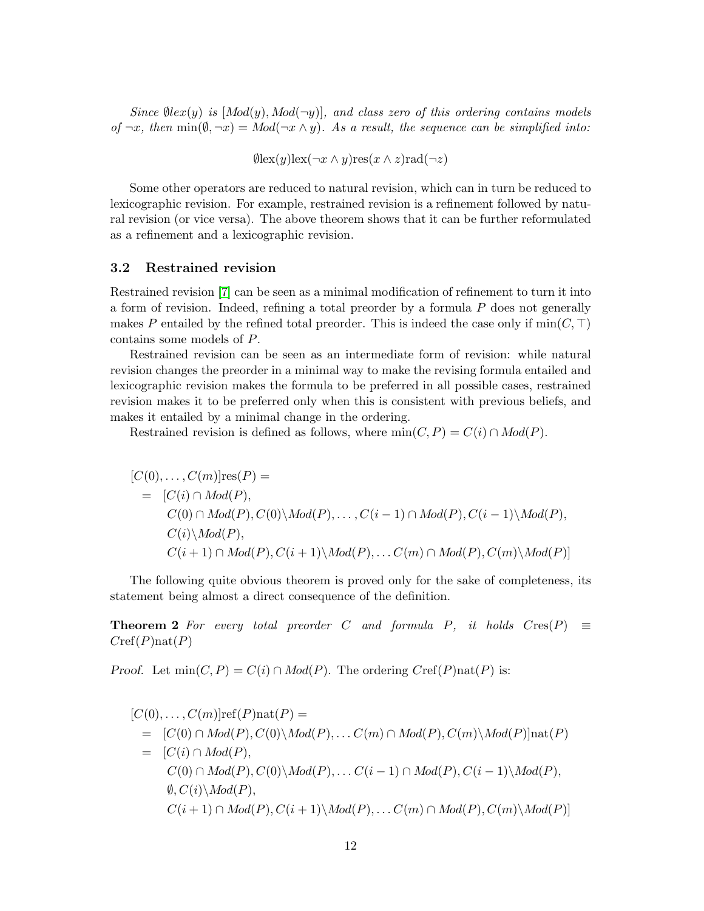*Since $\emptyset lex(y)$ is $[Mod(y), Mod(\neg y)]$, and class zero of this ordering contains models of $\neg x$, then $\min(\emptyset, \neg x) = Mod(\neg x \wedge y)$. As a result, the sequence can be simplified into:*

$$\emptyset \mathrm{lex}(y)\mathrm{lex}(\neg x \wedge y)\mathrm{res}(x \wedge z)\mathrm{rad}(\neg z)$$

Some other operators are reduced to natural revision, which can in turn be reduced to lexicographic revision. For example, restrained revision is a refinement followed by natural revision (or vice versa). The above theorem shows that it can be further reformulated as a refinement and a lexicographic revision.

### 3.2 Restrained revision

Restrained revision [7] can be seen as a minimal modification of refinement to turn it into a form of revision. Indeed, refining a total preorder by a formula $P$ does not generally makes $P$ entailed by the refined total preorder. This is indeed the case only if $\min(C, \top)$ contains some models of $P$.

Restrained revision can be seen as an intermediate form of revision: while natural revision changes the preorder in a minimal way to make the revising formula entailed and lexicographic revision makes the formula to be preferred in all possible cases, restrained revision makes it to be preferred only when this is consistent with previous beliefs, and makes it entailed by a minimal change in the ordering.

Restrained revision is defined as follows, where $\min(C, P) = C(i) \cap Mod(P)$.

$$
\begin{aligned}
&[C(0), \ldots, C(m)]\mathrm{res}(P) = \\
&\quad = \; [C(i) \cap Mod(P), \\
&\qquad C(0) \cap Mod(P), C(0)\backslash Mod(P), \ldots, C(i-1) \cap Mod(P), C(i-1)\backslash Mod(P), \\
&\qquad C(i)\backslash Mod(P), \\
&\qquad C(i+1) \cap Mod(P), C(i+1)\backslash Mod(P), \ldots C(m) \cap Mod(P), C(m)\backslash Mod(P)]
\end{aligned}
$$

The following quite obvious theorem is proved only for the sake of completeness, its statement being almost a direct consequence of the definition.

**Theorem 2** *For every total preorder $C$ and formula $P$, it holds $C\mathrm{res}(P) \equiv C\mathrm{ref}(P)\mathrm{nat}(P)$*

*Proof.* Let $\min(C, P) = C(i) \cap Mod(P)$. The ordering $C\mathrm{ref}(P)\mathrm{nat}(P)$ is:

$$
\begin{aligned}
&[C(0), \ldots, C(m)]\mathrm{ref}(P)\mathrm{nat}(P) = \\
&\quad = \; [C(0) \cap Mod(P), C(0)\backslash Mod(P), \ldots C(m) \cap Mod(P), C(m)\backslash Mod(P)]\mathrm{nat}(P) \\
&\quad = \; [C(i) \cap Mod(P), \\
&\qquad C(0) \cap Mod(P), C(0)\backslash Mod(P), \ldots C(i-1) \cap Mod(P), C(i-1)\backslash Mod(P), \\
&\qquad \emptyset, C(i)\backslash Mod(P), \\
&\qquad C(i+1) \cap Mod(P), C(i+1)\backslash Mod(P), \ldots C(m) \cap Mod(P), C(m)\backslash Mod(P)]
\end{aligned}
$$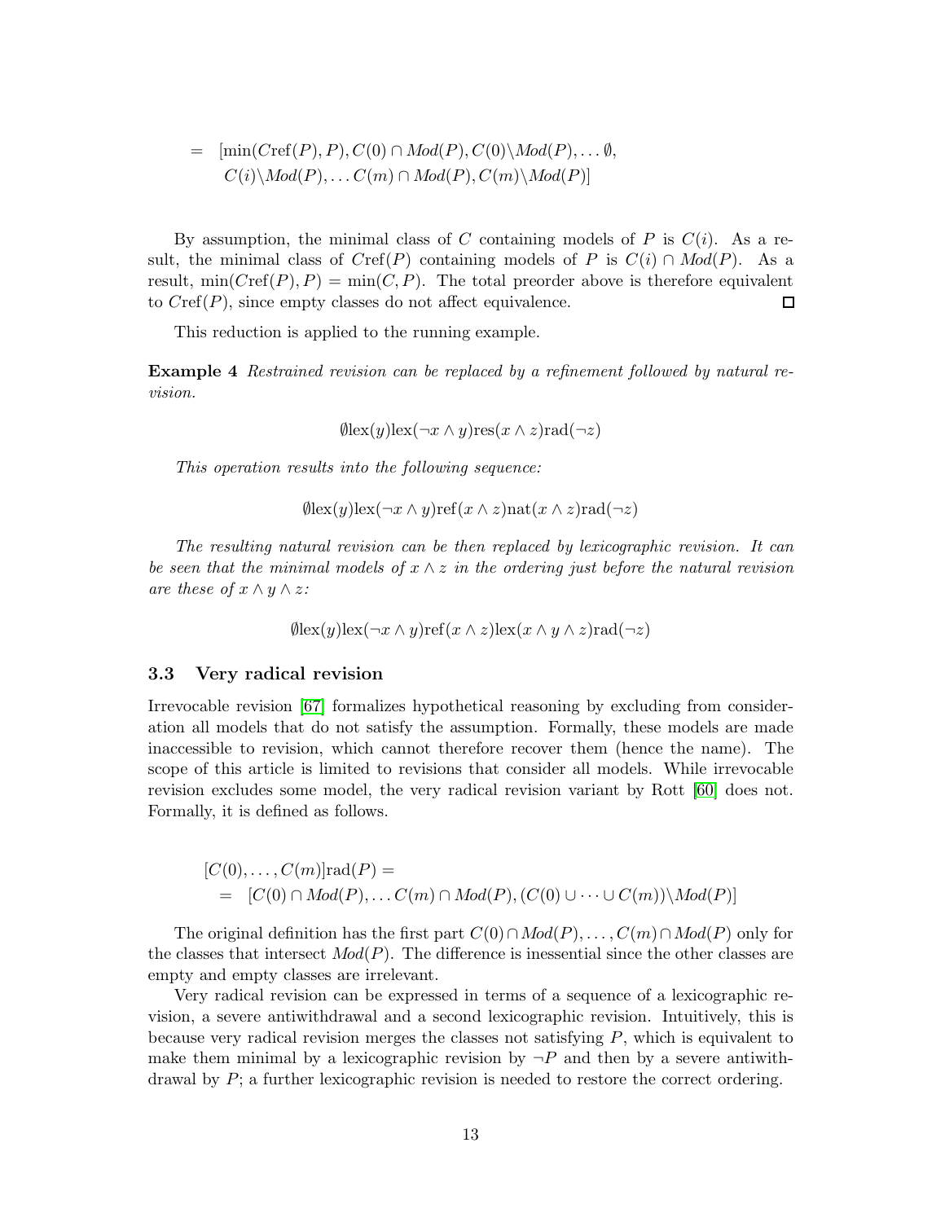$$
\begin{aligned}
= \quad & [\min(C\mathrm{ref}(P), P), C(0) \cap \mathit{Mod}(P), C(0) \backslash \mathit{Mod}(P), \ldots \emptyset, \\
& C(i) \backslash \mathit{Mod}(P), \ldots C(m) \cap \mathit{Mod}(P), C(m) \backslash \mathit{Mod}(P)]
\end{aligned}
$$

By assumption, the minimal class of $C$ containing models of $P$ is $C(i)$. As a result, the minimal class of $C\mathrm{ref}(P)$ containing models of $P$ is $C(i) \cap \mathit{Mod}(P)$. As a result, $\min(C\mathrm{ref}(P), P) = \min(C, P)$. The total preorder above is therefore equivalent to $C\mathrm{ref}(P)$, since empty classes do not affect equivalence. □

This reduction is applied to the running example.

**Example 4** *Restrained revision can be replaced by a refinement followed by natural revision.*

$$\emptyset \mathrm{lex}(y) \mathrm{lex}(\neg x \wedge y) \mathrm{res}(x \wedge z) \mathrm{rad}(\neg z)$$

*This operation results into the following sequence:*

$$\emptyset \mathrm{lex}(y) \mathrm{lex}(\neg x \wedge y) \mathrm{ref}(x \wedge z) \mathrm{nat}(x \wedge z) \mathrm{rad}(\neg z)$$

*The resulting natural revision can be then replaced by lexicographic revision. It can be seen that the minimal models of $x \wedge z$ in the ordering just before the natural revision are these of $x \wedge y \wedge z$:*

$$\emptyset \mathrm{lex}(y) \mathrm{lex}(\neg x \wedge y) \mathrm{ref}(x \wedge z) \mathrm{lex}(x \wedge y \wedge z) \mathrm{rad}(\neg z)$$

### 3.3 Very radical revision

Irrevocable revision [67] formalizes hypothetical reasoning by excluding from consideration all models that do not satisfy the assumption. Formally, these models are made inaccessible to revision, which cannot therefore recover them (hence the name). The scope of this article is limited to revisions that consider all models. While irrevocable revision excludes some model, the very radical revision variant by Rott [60] does not. Formally, it is defined as follows.

$$
\begin{aligned}
& [C(0), \ldots, C(m)] \mathrm{rad}(P) = \\
& \quad = \quad [C(0) \cap \mathit{Mod}(P), \ldots C(m) \cap \mathit{Mod}(P), (C(0) \cup \cdots \cup C(m)) \backslash \mathit{Mod}(P)]
\end{aligned}
$$

The original definition has the first part $C(0) \cap \mathit{Mod}(P), \ldots, C(m) \cap \mathit{Mod}(P)$ only for the classes that intersect $\mathit{Mod}(P)$. The difference is inessential since the other classes are empty and empty classes are irrelevant.

Very radical revision can be expressed in terms of a sequence of a lexicographic revision, a severe antiwithdrawal and a second lexicographic revision. Intuitively, this is because very radical revision merges the classes not satisfying $P$, which is equivalent to make them minimal by a lexicographic revision by $\neg P$ and then by a severe antiwithdrawal by $P$; a further lexicographic revision is needed to restore the correct ordering.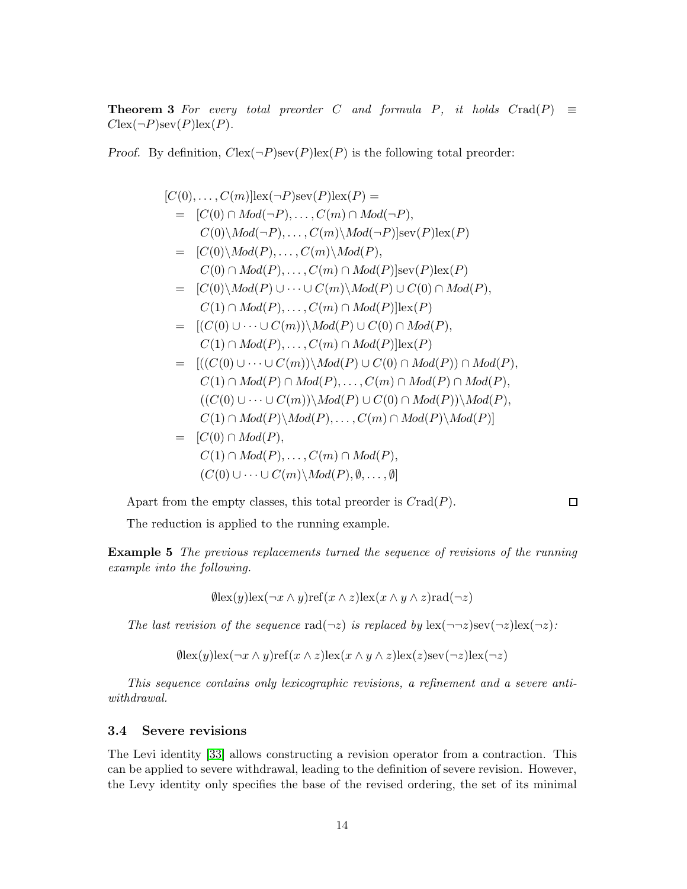**Theorem 3** *For every total preorder $C$ and formula $P$, it holds $C\mathrm{rad}(P) \equiv C\mathrm{lex}(\neg P)\mathrm{sev}(P)\mathrm{lex}(P)$.*

*Proof.* By definition, $C\mathrm{lex}(\neg P)\mathrm{sev}(P)\mathrm{lex}(P)$ is the following total preorder:

$$
\begin{aligned}
&[C(0), \ldots, C(m)]\mathrm{lex}(\neg P)\mathrm{sev}(P)\mathrm{lex}(P) = \\
&= \; [C(0) \cap Mod(\neg P), \ldots, C(m) \cap Mod(\neg P), \\
&\quad\; C(0)\backslash Mod(\neg P), \ldots, C(m)\backslash Mod(\neg P)]\mathrm{sev}(P)\mathrm{lex}(P) \\
&= \; [C(0)\backslash Mod(P), \ldots, C(m)\backslash Mod(P), \\
&\quad\; C(0) \cap Mod(P), \ldots, C(m) \cap Mod(P)]\mathrm{sev}(P)\mathrm{lex}(P) \\
&= \; [C(0)\backslash Mod(P) \cup \cdots \cup C(m)\backslash Mod(P) \cup C(0) \cap Mod(P), \\
&\quad\; C(1) \cap Mod(P), \ldots, C(m) \cap Mod(P)]\mathrm{lex}(P) \\
&= \; [(C(0) \cup \cdots \cup C(m))\backslash Mod(P) \cup C(0) \cap Mod(P), \\
&\quad\; C(1) \cap Mod(P), \ldots, C(m) \cap Mod(P)]\mathrm{lex}(P) \\
&= \; [((C(0) \cup \cdots \cup C(m))\backslash Mod(P) \cup C(0) \cap Mod(P)) \cap Mod(P), \\
&\quad\; C(1) \cap Mod(P) \cap Mod(P), \ldots, C(m) \cap Mod(P) \cap Mod(P), \\
&\quad\; ((C(0) \cup \cdots \cup C(m))\backslash Mod(P) \cup C(0) \cap Mod(P))\backslash Mod(P), \\
&\quad\; C(1) \cap Mod(P)\backslash Mod(P), \ldots, C(m) \cap Mod(P)\backslash Mod(P)] \\
&= \; [C(0) \cap Mod(P), \\
&\quad\; C(1) \cap Mod(P), \ldots, C(m) \cap Mod(P), \\
&\quad\; (C(0) \cup \cdots \cup C(m)\backslash Mod(P), \emptyset, \ldots, \emptyset]
\end{aligned}
$$

Apart from the empty classes, this total preorder is $C\mathrm{rad}(P)$. □

The reduction is applied to the running example.

**Example 5** *The previous replacements turned the sequence of revisions of the running example into the following.*

$$\emptyset\mathrm{lex}(y)\mathrm{lex}(\neg x \wedge y)\mathrm{ref}(x \wedge z)\mathrm{lex}(x \wedge y \wedge z)\mathrm{rad}(\neg z)$$

*The last revision of the sequence* $\mathrm{rad}(\neg z)$ *is replaced by* $\mathrm{lex}(\neg\neg z)\mathrm{sev}(\neg z)\mathrm{lex}(\neg z)$*:*

$$\emptyset\mathrm{lex}(y)\mathrm{lex}(\neg x \wedge y)\mathrm{ref}(x \wedge z)\mathrm{lex}(x \wedge y \wedge z)\mathrm{lex}(z)\mathrm{sev}(\neg z)\mathrm{lex}(\neg z)$$

*This sequence contains only lexicographic revisions, a refinement and a severe anti-withdrawal.*

### 3.4 Severe revisions

The Levi identity [33] allows constructing a revision operator from a contraction. This can be applied to severe withdrawal, leading to the definition of severe revision. However, the Levy identity only specifies the base of the revised ordering, the set of its minimal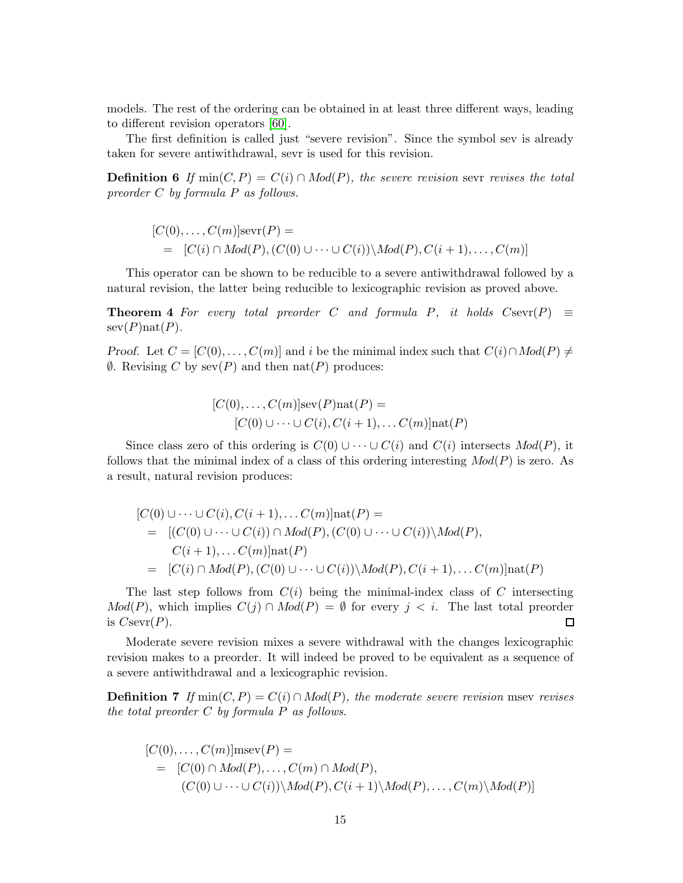models. The rest of the ordering can be obtained in at least three different ways, leading to different revision operators [60].

The first definition is called just "severe revision". Since the symbol sev is already taken for severe antiwithdrawal, sevr is used for this revision.

**Definition 6** *If $\min(C, P) = C(i) \cap \mathit{Mod}(P)$, the severe revision* sevr *revises the total preorder $C$ by formula $P$ as follows.*

$$
\begin{aligned}
&[C(0), \ldots, C(m)]\text{sevr}(P) = \\
&\quad = \ [C(i) \cap \mathit{Mod}(P), (C(0) \cup \cdots \cup C(i)) \backslash \mathit{Mod}(P), C(i+1), \ldots, C(m)]
\end{aligned}
$$

This operator can be shown to be reducible to a severe antiwithdrawal followed by a natural revision, the latter being reducible to lexicographic revision as proved above.

**Theorem 4** *For every total preorder $C$ and formula $P$, it holds $C\text{sevr}(P) \equiv \text{sev}(P)\text{nat}(P)$.*

*Proof.* Let $C = [C(0), \ldots, C(m)]$ and $i$ be the minimal index such that $C(i) \cap \mathit{Mod}(P) \neq \emptyset$. Revising $C$ by $\text{sev}(P)$ and then $\text{nat}(P)$ produces:

$$
\begin{aligned}
&[C(0), \ldots, C(m)]\text{sev}(P)\text{nat}(P) = \\
&\qquad [C(0) \cup \cdots \cup C(i), C(i+1), \ldots C(m)]\text{nat}(P)
\end{aligned}
$$

Since class zero of this ordering is $C(0) \cup \cdots \cup C(i)$ and $C(i)$ intersects $\mathit{Mod}(P)$, it follows that the minimal index of a class of this ordering interesting $\mathit{Mod}(P)$ is zero. As a result, natural revision produces:

$$
\begin{aligned}
&[C(0) \cup \cdots \cup C(i), C(i+1), \ldots C(m)]\text{nat}(P) = \\
&\quad = \ [(C(0) \cup \cdots \cup C(i)) \cap \mathit{Mod}(P), (C(0) \cup \cdots \cup C(i)) \backslash \mathit{Mod}(P), \\
&\qquad\ C(i+1), \ldots C(m)]\text{nat}(P) \\
&\quad = \ [C(i) \cap \mathit{Mod}(P), (C(0) \cup \cdots \cup C(i)) \backslash \mathit{Mod}(P), C(i+1), \ldots C(m)]\text{nat}(P)
\end{aligned}
$$

The last step follows from $C(i)$ being the minimal-index class of $C$ intersecting $\mathit{Mod}(P)$, which implies $C(j) \cap \mathit{Mod}(P) = \emptyset$ for every $j < i$. The last total preorder is $C\text{sevr}(P)$. □

Moderate severe revision mixes a severe withdrawal with the changes lexicographic revision makes to a preorder. It will indeed be proved to be equivalent as a sequence of a severe antiwithdrawal and a lexicographic revision.

**Definition 7** *If $\min(C, P) = C(i) \cap \mathit{Mod}(P)$, the moderate severe revision* msev *revises the total preorder $C$ by formula $P$ as follows.*

$$
\begin{aligned}
&[C(0), \ldots, C(m)]\text{msev}(P) = \\
&\quad = \ [C(0) \cap \mathit{Mod}(P), \ldots, C(m) \cap \mathit{Mod}(P), \\
&\qquad (C(0) \cup \cdots \cup C(i)) \backslash \mathit{Mod}(P), C(i+1) \backslash \mathit{Mod}(P), \ldots, C(m) \backslash \mathit{Mod}(P)]
\end{aligned}
$$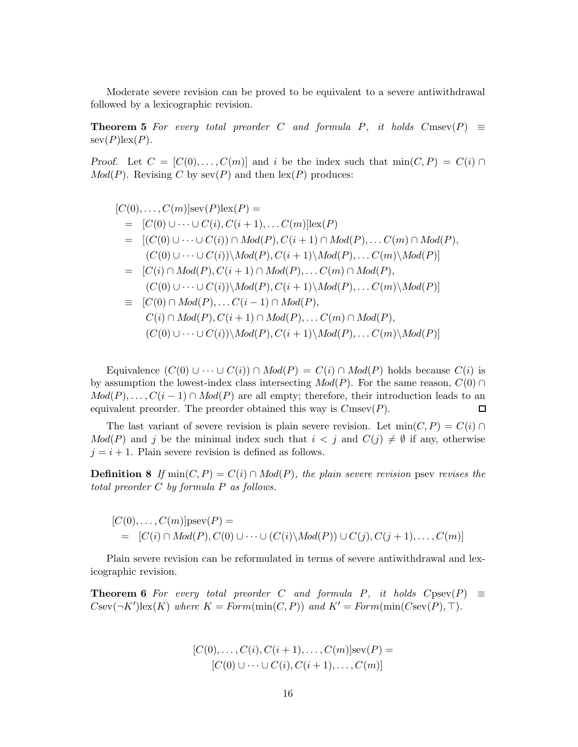Moderate severe revision can be proved to be equivalent to a severe antiwithdrawal followed by a lexicographic revision.

**Theorem 5** *For every total preorder $C$ and formula $P$, it holds $C\text{msev}(P) \equiv \text{sev}(P)\text{lex}(P)$.*

*Proof.* Let $C = [C(0), \ldots, C(m)]$ and $i$ be the index such that $\min(C, P) = C(i) \cap Mod(P)$. Revising $C$ by $\text{sev}(P)$ and then $\text{lex}(P)$ produces:

$$
\begin{aligned}
&[C(0), \ldots, C(m)]\text{sev}(P)\text{lex}(P) = \\
&= [C(0) \cup \cdots \cup C(i), C(i+1), \ldots C(m)]\text{lex}(P) \\
&= [(C(0) \cup \cdots \cup C(i)) \cap Mod(P), C(i+1) \cap Mod(P), \ldots C(m) \cap Mod(P), \\
&\quad (C(0) \cup \cdots \cup C(i)) \backslash Mod(P), C(i+1) \backslash Mod(P), \ldots C(m) \backslash Mod(P)] \\
&= [C(i) \cap Mod(P), C(i+1) \cap Mod(P), \ldots C(m) \cap Mod(P), \\
&\quad (C(0) \cup \cdots \cup C(i)) \backslash Mod(P), C(i+1) \backslash Mod(P), \ldots C(m) \backslash Mod(P)] \\
&\equiv [C(0) \cap Mod(P), \ldots C(i-1) \cap Mod(P), \\
&\quad C(i) \cap Mod(P), C(i+1) \cap Mod(P), \ldots C(m) \cap Mod(P), \\
&\quad (C(0) \cup \cdots \cup C(i)) \backslash Mod(P), C(i+1) \backslash Mod(P), \ldots C(m) \backslash Mod(P)]
\end{aligned}
$$

Equivalence $(C(0) \cup \cdots \cup C(i)) \cap Mod(P) = C(i) \cap Mod(P)$ holds because $C(i)$ is by assumption the lowest-index class intersecting $Mod(P)$. For the same reason, $C(0) \cap Mod(P), \ldots, C(i-1) \cap Mod(P)$ are all empty; therefore, their introduction leads to an equivalent preorder. The preorder obtained this way is $C\text{msev}(P)$. □

The last variant of severe revision is plain severe revision. Let $\min(C, P) = C(i) \cap Mod(P)$ and $j$ be the minimal index such that $i < j$ and $C(j) \neq \emptyset$ if any, otherwise $j = i + 1$. Plain severe revision is defined as follows.

**Definition 8** *If $\min(C, P) = C(i) \cap Mod(P)$, the plain severe revision* psev *revises the total preorder $C$ by formula $P$ as follows.*

$$
\begin{aligned}
&[C(0), \ldots, C(m)]\text{psev}(P) = \\
&= [C(i) \cap Mod(P), C(0) \cup \cdots \cup (C(i) \backslash Mod(P)) \cup C(j), C(j+1), \ldots, C(m)]
\end{aligned}
$$

Plain severe revision can be reformulated in terms of severe antiwithdrawal and lexicographic revision.

**Theorem 6** *For every total preorder $C$ and formula $P$, it holds $C\text{psev}(P) \equiv C\text{sev}(\neg K')\text{lex}(K)$ where $K = Form(\min(C, P))$ and $K' = Form(\min(C\text{sev}(P), \top)$.*

$$
\begin{aligned}
&[C(0), \ldots, C(i), C(i+1), \ldots, C(m)]\text{sev}(P) = \\
&[C(0) \cup \cdots \cup C(i), C(i+1), \ldots, C(m)]
\end{aligned}
$$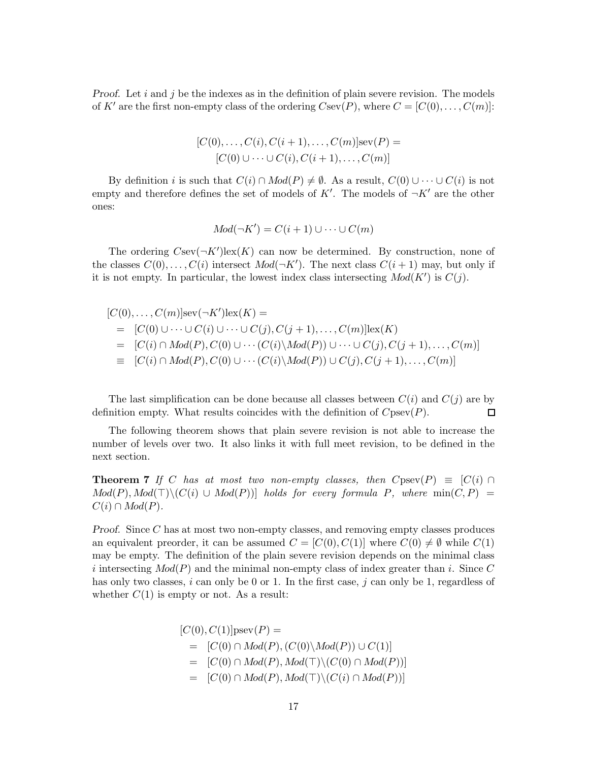*Proof.* Let $i$ and $j$ be the indexes as in the definition of plain severe revision. The models of $K'$ are the first non-empty class of the ordering $C\text{sev}(P)$, where $C = [C(0), \ldots, C(m)]$:

$$[C(0), \ldots, C(i), C(i+1), \ldots, C(m)]\text{sev}(P) =$$
$$[C(0) \cup \cdots \cup C(i), C(i+1), \ldots, C(m)]$$

By definition $i$ is such that $C(i) \cap Mod(P) \neq \emptyset$. As a result, $C(0) \cup \cdots \cup C(i)$ is not empty and therefore defines the set of models of $K'$. The models of $\neg K'$ are the other ones:

$$Mod(\neg K') = C(i+1) \cup \cdots \cup C(m)$$

The ordering $C\text{sev}(\neg K')\text{lex}(K)$ can now be determined. By construction, none of the classes $C(0), \ldots, C(i)$ intersect $Mod(\neg K')$. The next class $C(i+1)$ may, but only if it is not empty. In particular, the lowest index class intersecting $Mod(K')$ is $C(j)$.

$$
\begin{aligned}
&[C(0), \ldots, C(m)]\text{sev}(\neg K')\text{lex}(K) = \\
&= [C(0) \cup \cdots \cup C(i) \cup \cdots \cup C(j), C(j+1), \ldots, C(m)]\text{lex}(K) \\
&= [C(i) \cap Mod(P), C(0) \cup \cdots (C(i) \backslash Mod(P)) \cup \cdots \cup C(j), C(j+1), \ldots, C(m)] \\
&\equiv [C(i) \cap Mod(P), C(0) \cup \cdots (C(i) \backslash Mod(P)) \cup C(j), C(j+1), \ldots, C(m)]
\end{aligned}
$$

The last simplification can be done because all classes between $C(i)$ and $C(j)$ are by definition empty. What results coincides with the definition of $C\text{psev}(P)$. □

The following theorem shows that plain severe revision is not able to increase the number of levels over two. It also links it with full meet revision, to be defined in the next section.

**Theorem 7** *If $C$ has at most two non-empty classes, then $C\text{psev}(P) \equiv [C(i) \cap Mod(P), Mod(\top) \backslash (C(i) \cup Mod(P))]$ holds for every formula $P$, where $\min(C, P) = C(i) \cap Mod(P)$.*

*Proof.* Since $C$ has at most two non-empty classes, and removing empty classes produces an equivalent preorder, it can be assumed $C = [C(0), C(1)]$ where $C(0) \neq \emptyset$ while $C(1)$ may be empty. The definition of the plain severe revision depends on the minimal class $i$ intersecting $Mod(P)$ and the minimal non-empty class of index greater than $i$. Since $C$ has only two classes, $i$ can only be 0 or 1. In the first case, $j$ can only be 1, regardless of whether $C(1)$ is empty or not. As a result:

$$
\begin{aligned}
&[C(0), C(1)]\text{psev}(P) = \\
&= [C(0) \cap Mod(P), (C(0) \backslash Mod(P)) \cup C(1)] \\
&= [C(0) \cap Mod(P), Mod(\top) \backslash (C(0) \cap Mod(P))] \\
&= [C(0) \cap Mod(P), Mod(\top) \backslash (C(i) \cap Mod(P))]
\end{aligned}
$$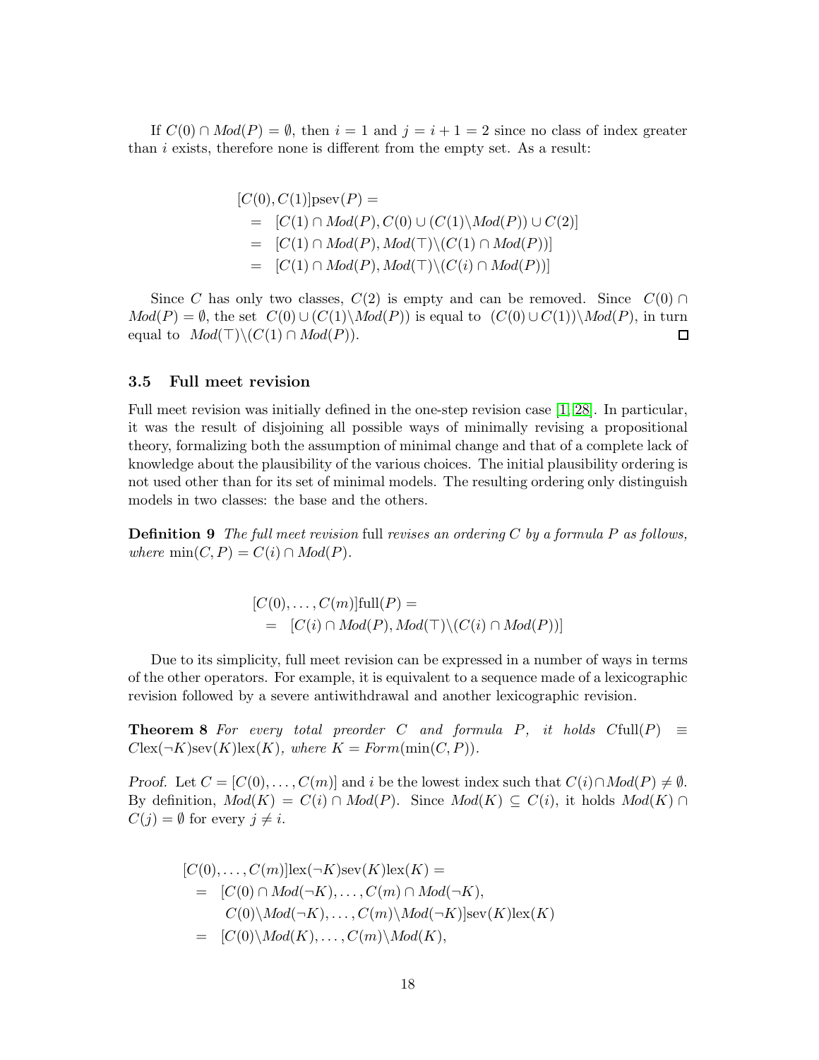If $C(0) \cap Mod(P) = \emptyset$, then $i = 1$ and $j = i + 1 = 2$ since no class of index greater than $i$ exists, therefore none is different from the empty set. As a result:

$$
\begin{aligned}
&[C(0), C(1)]\text{psev}(P) = \\
&\quad = \; [C(1) \cap Mod(P), C(0) \cup (C(1) \backslash Mod(P)) \cup C(2)] \\
&\quad = \; [C(1) \cap Mod(P), Mod(\top) \backslash (C(1) \cap Mod(P))] \\
&\quad = \; [C(1) \cap Mod(P), Mod(\top) \backslash (C(i) \cap Mod(P))]
\end{aligned}
$$

Since $C$ has only two classes, $C(2)$ is empty and can be removed. Since $C(0) \cap Mod(P) = \emptyset$, the set $C(0) \cup (C(1) \backslash Mod(P))$ is equal to $(C(0) \cup C(1)) \backslash Mod(P)$, in turn equal to $Mod(\top) \backslash (C(1) \cap Mod(P))$. ☐

### 3.5 Full meet revision

Full meet revision was initially defined in the one-step revision case [1, 28]. In particular, it was the result of disjoining all possible ways of minimally revising a propositional theory, formalizing both the assumption of minimal change and that of a complete lack of knowledge about the plausibility of the various choices. The initial plausibility ordering is not used other than for its set of minimal models. The resulting ordering only distinguish models in two classes: the base and the others.

**Definition 9** *The full meet revision* full *revises an ordering $C$ by a formula $P$ as follows, where $\min(C, P) = C(i) \cap Mod(P)$.*

$$
\begin{aligned}
&[C(0), \ldots, C(m)]\text{full}(P) = \\
&\quad = \; [C(i) \cap Mod(P), Mod(\top) \backslash (C(i) \cap Mod(P))]
\end{aligned}
$$

Due to its simplicity, full meet revision can be expressed in a number of ways in terms of the other operators. For example, it is equivalent to a sequence made of a lexicographic revision followed by a severe antiwithdrawal and another lexicographic revision.

**Theorem 8** *For every total preorder $C$ and formula $P$, it holds $C\text{full}(P) \equiv C\text{lex}(\neg K)\text{sev}(K)\text{lex}(K)$, where $K = Form(\min(C, P))$.*

*Proof.* Let $C = [C(0), \ldots, C(m)]$ and $i$ be the lowest index such that $C(i) \cap Mod(P) \neq \emptyset$. By definition, $Mod(K) = C(i) \cap Mod(P)$. Since $Mod(K) \subseteq C(i)$, it holds $Mod(K) \cap C(j) = \emptyset$ for every $j \neq i$.

$$
\begin{aligned}
&[C(0), \ldots, C(m)]\text{lex}(\neg K)\text{sev}(K)\text{lex}(K) = \\
&\quad = \; [C(0) \cap Mod(\neg K), \ldots, C(m) \cap Mod(\neg K), \\
&\qquad\quad C(0) \backslash Mod(\neg K), \ldots, C(m) \backslash Mod(\neg K)]\text{sev}(K)\text{lex}(K) \\
&\quad = \; [C(0) \backslash Mod(K), \ldots, C(m) \backslash Mod(K),
\end{aligned}
$$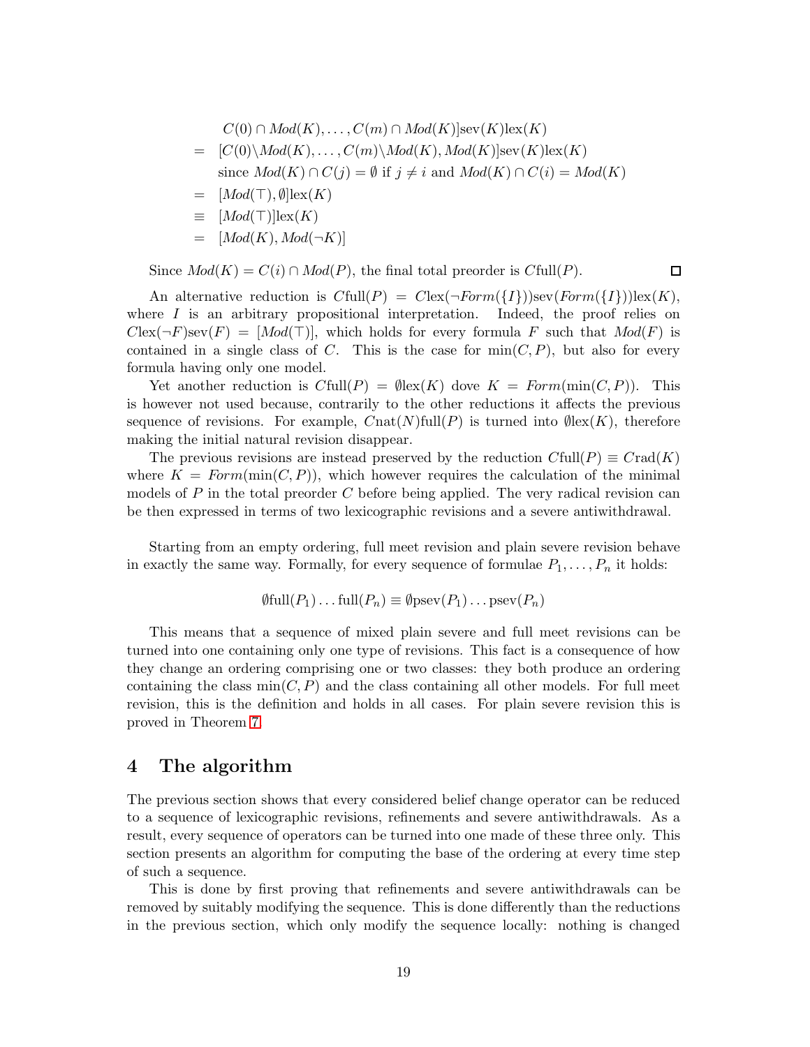$$
\begin{aligned}
& C(0) \cap Mod(K), \ldots, C(m) \cap Mod(K)]\text{sev}(K)\text{lex}(K) \\
= \; & [C(0)\backslash Mod(K), \ldots, C(m)\backslash Mod(K), Mod(K)]\text{sev}(K)\text{lex}(K) \\
& \text{since } Mod(K) \cap C(j) = \emptyset \text{ if } j \neq i \text{ and } Mod(K) \cap C(i) = Mod(K) \\
= \; & [Mod(\top), \emptyset]\text{lex}(K) \\
\equiv \; & [Mod(\top)]\text{lex}(K) \\
= \; & [Mod(K), Mod(\neg K)]
\end{aligned}
$$

Since $Mod(K) = C(i) \cap Mod(P)$, the final total preorder is $C\text{full}(P)$. ◻

An alternative reduction is $C\text{full}(P) = C\text{lex}(\neg Form(\{I\}))\text{sev}(Form(\{I\}))\text{lex}(K)$, where $I$ is an arbitrary propositional interpretation. Indeed, the proof relies on $C\text{lex}(\neg F)\text{sev}(F) = [Mod(\top)]$, which holds for every formula $F$ such that $Mod(F)$ is contained in a single class of $C$. This is the case for $\min(C, P)$, but also for every formula having only one model.

Yet another reduction is $C\text{full}(P) = \emptyset\text{lex}(K)$ dove $K = Form(\min(C, P))$. This is however not used because, contrarily to the other reductions it affects the previous sequence of revisions. For example, $C\text{nat}(N)\text{full}(P)$ is turned into $\emptyset\text{lex}(K)$, therefore making the initial natural revision disappear.

The previous revisions are instead preserved by the reduction $C\text{full}(P) \equiv C\text{rad}(K)$ where $K = Form(\min(C, P))$, which however requires the calculation of the minimal models of $P$ in the total preorder $C$ before being applied. The very radical revision can be then expressed in terms of two lexicographic revisions and a severe antiwithdrawal.

Starting from an empty ordering, full meet revision and plain severe revision behave in exactly the same way. Formally, for every sequence of formulae $P_1, \ldots, P_n$ it holds:

$$\emptyset\text{full}(P_1)\ldots\text{full}(P_n) \equiv \emptyset\text{psev}(P_1)\ldots\text{psev}(P_n)$$

This means that a sequence of mixed plain severe and full meet revisions can be turned into one containing only one type of revisions. This fact is a consequence of how they change an ordering comprising one or two classes: they both produce an ordering containing the class $\min(C, P)$ and the class containing all other models. For full meet revision, this is the definition and holds in all cases. For plain severe revision this is proved in Theorem 7.

# 4 The algorithm

The previous section shows that every considered belief change operator can be reduced to a sequence of lexicographic revisions, refinements and severe antiwithdrawals. As a result, every sequence of operators can be turned into one made of these three only. This section presents an algorithm for computing the base of the ordering at every time step of such a sequence.

This is done by first proving that refinements and severe antiwithdrawals can be removed by suitably modifying the sequence. This is done differently than the reductions in the previous section, which only modify the sequence locally: nothing is changed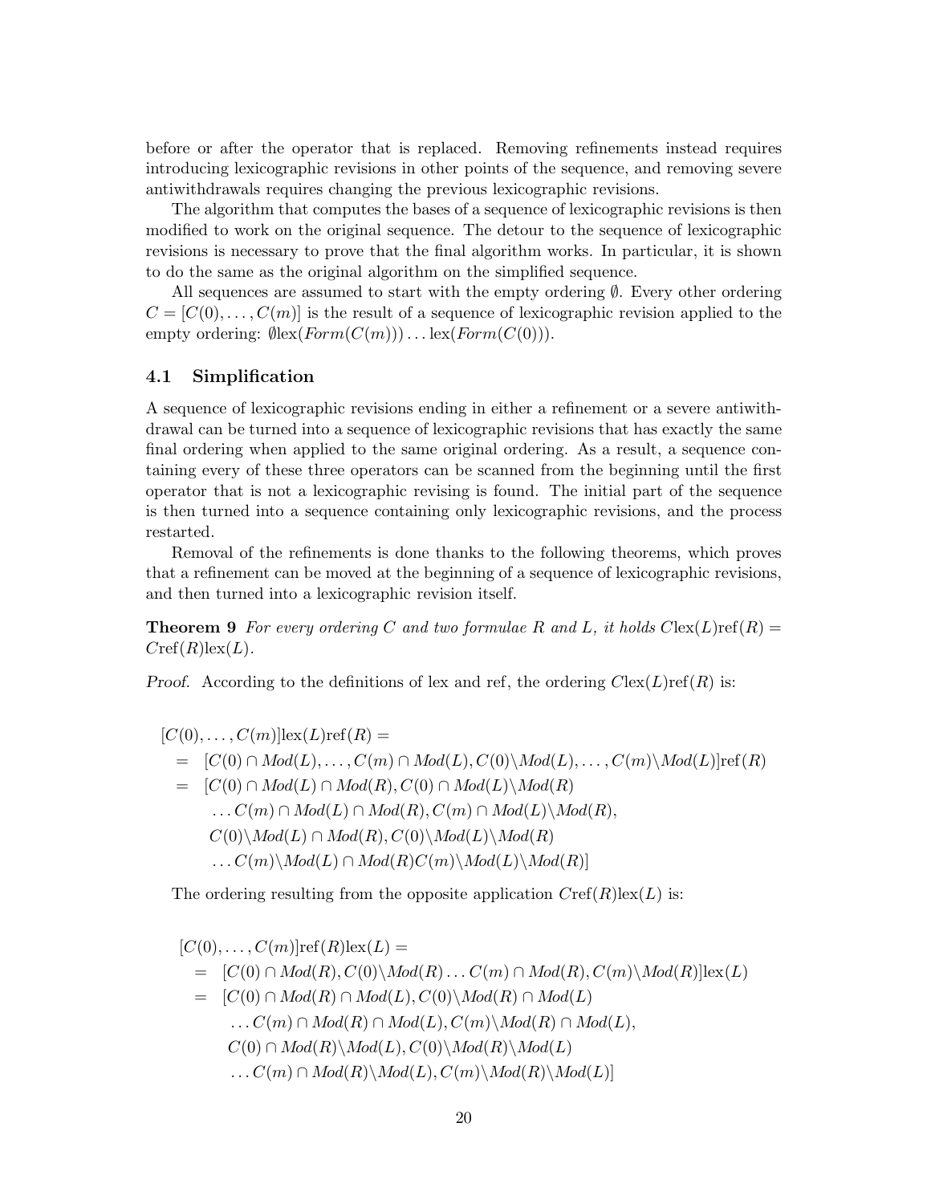before or after the operator that is replaced. Removing refinements instead requires introducing lexicographic revisions in other points of the sequence, and removing severe antiwithdrawals requires changing the previous lexicographic revisions.

The algorithm that computes the bases of a sequence of lexicographic revisions is then modified to work on the original sequence. The detour to the sequence of lexicographic revisions is necessary to prove that the final algorithm works. In particular, it is shown to do the same as the original algorithm on the simplified sequence.

All sequences are assumed to start with the empty ordering $\emptyset$. Every other ordering $C = [C(0), \ldots, C(m)]$ is the result of a sequence of lexicographic revision applied to the empty ordering: $\emptyset \text{lex}(Form(C(m))) \ldots \text{lex}(Form(C(0)))$.

### 4.1 Simplification

A sequence of lexicographic revisions ending in either a refinement or a severe antiwithdrawal can be turned into a sequence of lexicographic revisions that has exactly the same final ordering when applied to the same original ordering. As a result, a sequence containing every of these three operators can be scanned from the beginning until the first operator that is not a lexicographic revising is found. The initial part of the sequence is then turned into a sequence containing only lexicographic revisions, and the process restarted.

Removal of the refinements is done thanks to the following theorems, which proves that a refinement can be moved at the beginning of a sequence of lexicographic revisions, and then turned into a lexicographic revision itself.

**Theorem 9** *For every ordering $C$ and two formulae $R$ and $L$, it holds $C\text{lex}(L)\text{ref}(R) = C\text{ref}(R)\text{lex}(L)$.*

*Proof.* According to the definitions of lex and ref, the ordering $C\text{lex}(L)\text{ref}(R)$ is:

$$
\begin{aligned}
&[C(0), \ldots, C(m)]\text{lex}(L)\text{ref}(R) = \\
&= [C(0) \cap Mod(L), \ldots, C(m) \cap Mod(L), C(0)\backslash Mod(L), \ldots, C(m)\backslash Mod(L)]\text{ref}(R) \\
&= [C(0) \cap Mod(L) \cap Mod(R), C(0) \cap Mod(L)\backslash Mod(R) \\
&\quad \ldots C(m) \cap Mod(L) \cap Mod(R), C(m) \cap Mod(L)\backslash Mod(R), \\
&\quad C(0)\backslash Mod(L) \cap Mod(R), C(0)\backslash Mod(L)\backslash Mod(R) \\
&\quad \ldots C(m)\backslash Mod(L) \cap Mod(R) C(m)\backslash Mod(L)\backslash Mod(R)]
\end{aligned}
$$

The ordering resulting from the opposite application $C\text{ref}(R)\text{lex}(L)$ is:

$$
\begin{aligned}
&[C(0), \ldots, C(m)]\text{ref}(R)\text{lex}(L) = \\
&= [C(0) \cap Mod(R), C(0)\backslash Mod(R) \ldots C(m) \cap Mod(R), C(m)\backslash Mod(R)]\text{lex}(L) \\
&= [C(0) \cap Mod(R) \cap Mod(L), C(0)\backslash Mod(R) \cap Mod(L) \\
&\quad \ldots C(m) \cap Mod(R) \cap Mod(L), C(m)\backslash Mod(R) \cap Mod(L), \\
&\quad C(0) \cap Mod(R)\backslash Mod(L), C(0)\backslash Mod(R)\backslash Mod(L) \\
&\quad \ldots C(m) \cap Mod(R)\backslash Mod(L), C(m)\backslash Mod(R)\backslash Mod(L)]
\end{aligned}
$$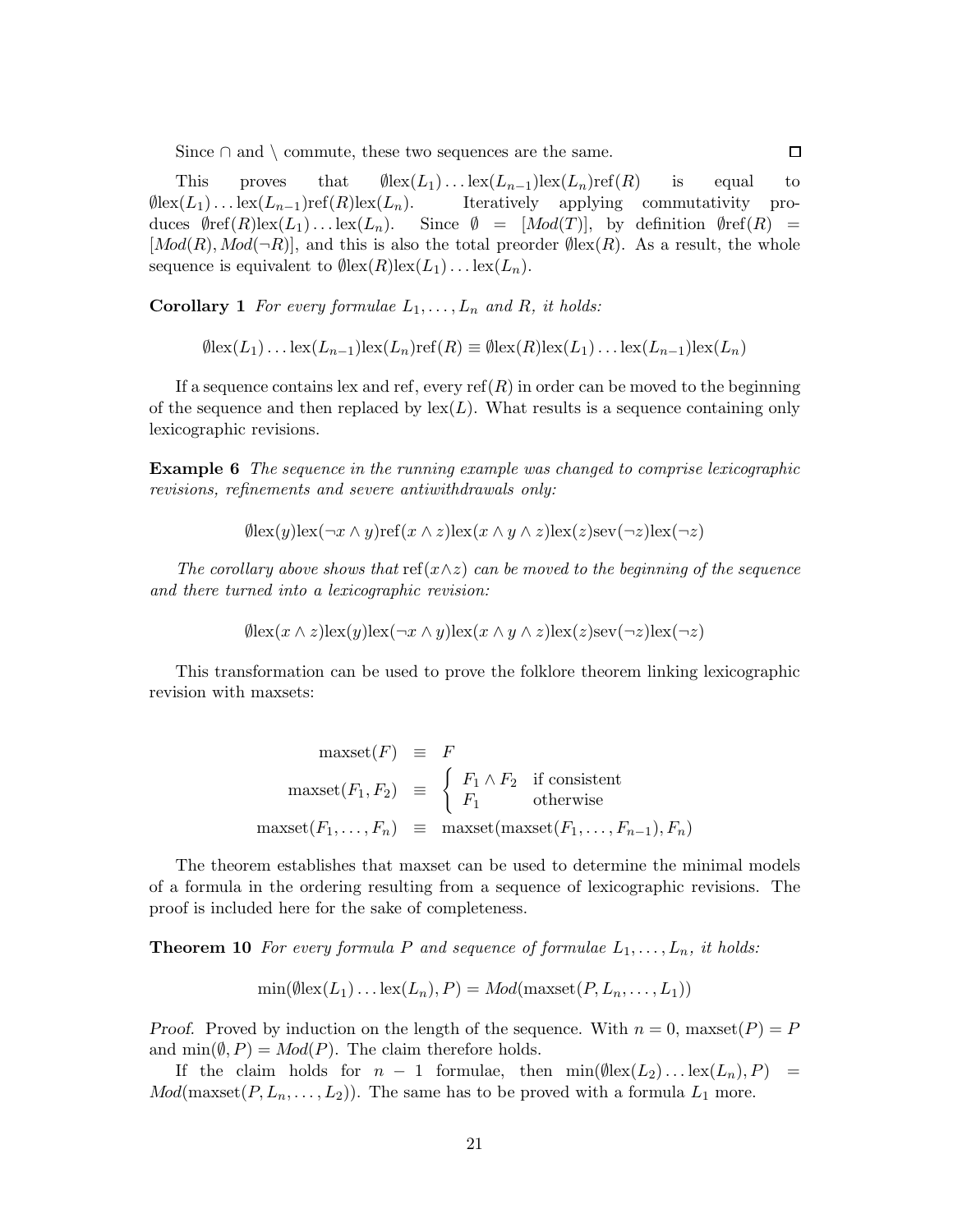Since $\cap$ and $\setminus$ commute, these two sequences are the same. □

This proves that $\emptyset\text{lex}(L_1)\ldots\text{lex}(L_{n-1})\text{lex}(L_n)\text{ref}(R)$ is equal to $\emptyset\text{lex}(L_1)\ldots\text{lex}(L_{n-1})\text{ref}(R)\text{lex}(L_n)$. Iteratively applying commutativity produces $\emptyset\text{ref}(R)\text{lex}(L_1)\ldots\text{lex}(L_n)$. Since $\emptyset = [Mod(T)]$, by definition $\emptyset\text{ref}(R) = [Mod(R), Mod(\neg R)]$, and this is also the total preorder $\emptyset\text{lex}(R)$. As a result, the whole sequence is equivalent to $\emptyset\text{lex}(R)\text{lex}(L_1)\ldots\text{lex}(L_n)$.

**Corollary 1** *For every formulae $L_1, \ldots, L_n$ and $R$, it holds:*

$$\emptyset\text{lex}(L_1)\ldots\text{lex}(L_{n-1})\text{lex}(L_n)\text{ref}(R) \equiv \emptyset\text{lex}(R)\text{lex}(L_1)\ldots\text{lex}(L_{n-1})\text{lex}(L_n)$$

If a sequence contains lex and ref, every $\text{ref}(R)$ in order can be moved to the beginning of the sequence and then replaced by $\text{lex}(L)$. What results is a sequence containing only lexicographic revisions.

**Example 6** *The sequence in the running example was changed to comprise lexicographic revisions, refinements and severe antiwithdrawals only:*

$$\emptyset\text{lex}(y)\text{lex}(\neg x \wedge y)\text{ref}(x \wedge z)\text{lex}(x \wedge y \wedge z)\text{lex}(z)\text{sev}(\neg z)\text{lex}(\neg z)$$

*The corollary above shows that $\text{ref}(x \wedge z)$ can be moved to the beginning of the sequence and there turned into a lexicographic revision:*

$$\emptyset\text{lex}(x \wedge z)\text{lex}(y)\text{lex}(\neg x \wedge y)\text{lex}(x \wedge y \wedge z)\text{lex}(z)\text{sev}(\neg z)\text{lex}(\neg z)$$

This transformation can be used to prove the folklore theorem linking lexicographic revision with maxsets:

$$\begin{aligned}
\text{maxset}(F) &\equiv F \\
\text{maxset}(F_1, F_2) &\equiv \begin{cases} F_1 \wedge F_2 & \text{if consistent} \\ F_1 & \text{otherwise} \end{cases} \\
\text{maxset}(F_1, \ldots, F_n) &\equiv \text{maxset}(\text{maxset}(F_1, \ldots, F_{n-1}), F_n)
\end{aligned}$$

The theorem establishes that maxset can be used to determine the minimal models of a formula in the ordering resulting from a sequence of lexicographic revisions. The proof is included here for the sake of completeness.

**Theorem 10** *For every formula $P$ and sequence of formulae $L_1, \ldots, L_n$, it holds:*

$$\min(\emptyset\text{lex}(L_1)\ldots\text{lex}(L_n), P) = Mod(\text{maxset}(P, L_n, \ldots, L_1))$$

*Proof.* Proved by induction on the length of the sequence. With $n = 0$, $\text{maxset}(P) = P$ and $\min(\emptyset, P) = Mod(P)$. The claim therefore holds.

If the claim holds for $n - 1$ formulae, then $\min(\emptyset\text{lex}(L_2)\ldots\text{lex}(L_n), P) = Mod(\text{maxset}(P, L_n, \ldots, L_2))$. The same has to be proved with a formula $L_1$ more.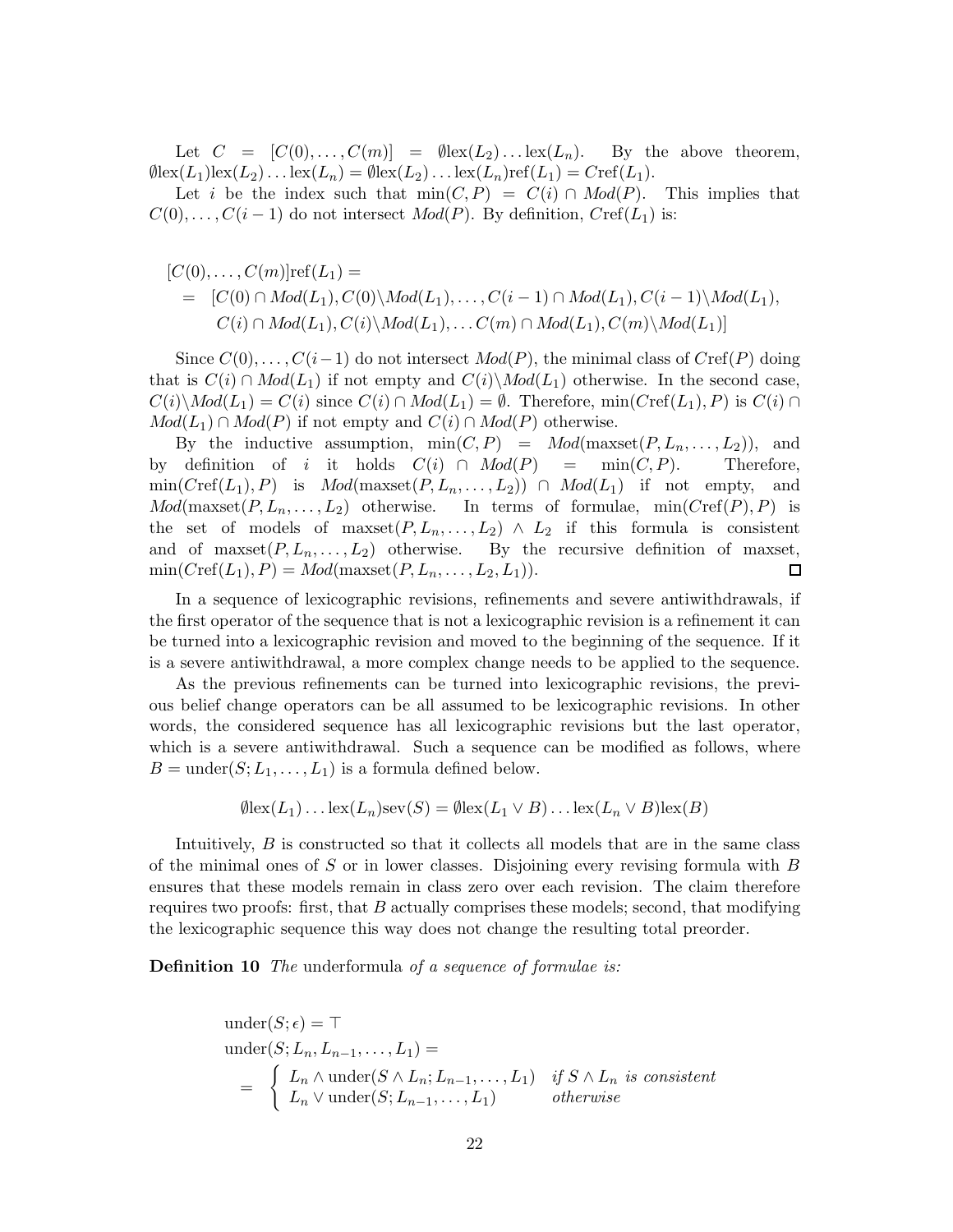Let $C = [C(0), \ldots, C(m)] = \emptyset\text{lex}(L_2) \ldots \text{lex}(L_n)$. By the above theorem, $\emptyset\text{lex}(L_1)\text{lex}(L_2) \ldots \text{lex}(L_n) = \emptyset\text{lex}(L_2) \ldots \text{lex}(L_n)\text{ref}(L_1) = C\text{ref}(L_1)$.

Let $i$ be the index such that $\min(C, P) = C(i) \cap Mod(P)$. This implies that $C(0), \ldots, C(i-1)$ do not intersect $Mod(P)$. By definition, $C\text{ref}(L_1)$ is:

$$
\begin{aligned}
&[C(0), \ldots, C(m)]\text{ref}(L_1) = \\
&= [C(0) \cap Mod(L_1), C(0) \backslash Mod(L_1), \ldots, C(i-1) \cap Mod(L_1), C(i-1) \backslash Mod(L_1), \\
&\quad C(i) \cap Mod(L_1), C(i) \backslash Mod(L_1), \ldots C(m) \cap Mod(L_1), C(m) \backslash Mod(L_1)]
\end{aligned}
$$

Since $C(0), \ldots, C(i-1)$ do not intersect $Mod(P)$, the minimal class of $C\text{ref}(P)$ doing that is $C(i) \cap Mod(L_1)$ if not empty and $C(i) \backslash Mod(L_1)$ otherwise. In the second case, $C(i) \backslash Mod(L_1) = C(i)$ since $C(i) \cap Mod(L_1) = \emptyset$. Therefore, $\min(C\text{ref}(L_1), P)$ is $C(i) \cap Mod(L_1) \cap Mod(P)$ if not empty and $C(i) \cap Mod(P)$ otherwise.

By the inductive assumption, $\min(C, P) = Mod(\text{maxset}(P, L_n, \ldots, L_2))$, and by definition of $i$ it holds $C(i) \cap Mod(P) = \min(C, P)$. Therefore, $\min(C\text{ref}(L_1), P)$ is $Mod(\text{maxset}(P, L_n, \ldots, L_2)) \cap Mod(L_1)$ if not empty, and $Mod(\text{maxset}(P, L_n, \ldots, L_2)$ otherwise. In terms of formulae, $\min(C\text{ref}(P), P)$ is the set of models of $\text{maxset}(P, L_n, \ldots, L_2) \wedge L_2$ if this formula is consistent and of $\text{maxset}(P, L_n, \ldots, L_2)$ otherwise. By the recursive definition of maxset, $\min(C\text{ref}(L_1), P) = Mod(\text{maxset}(P, L_n, \ldots, L_2, L_1))$. □

In a sequence of lexicographic revisions, refinements and severe antiwithdrawals, if the first operator of the sequence that is not a lexicographic revision is a refinement it can be turned into a lexicographic revision and moved to the beginning of the sequence. If it is a severe antiwithdrawal, a more complex change needs to be applied to the sequence.

As the previous refinements can be turned into lexicographic revisions, the previous belief change operators can be all assumed to be lexicographic revisions. In other words, the considered sequence has all lexicographic revisions but the last operator, which is a severe antiwithdrawal. Such a sequence can be modified as follows, where $B = \text{under}(S; L_1, \ldots, L_1)$ is a formula defined below.

$$\emptyset\text{lex}(L_1) \ldots \text{lex}(L_n)\text{sev}(S) = \emptyset\text{lex}(L_1 \vee B) \ldots \text{lex}(L_n \vee B)\text{lex}(B)$$

Intuitively, $B$ is constructed so that it collects all models that are in the same class of the minimal ones of $S$ or in lower classes. Disjoining every revising formula with $B$ ensures that these models remain in class zero over each revision. The claim therefore requires two proofs: first, that $B$ actually comprises these models; second, that modifying the lexicographic sequence this way does not change the resulting total preorder.

**Definition 10** *The* underformula *of a sequence of formulae is:*

$$
\begin{aligned}
&\text{under}(S; \epsilon) = \top \\
&\text{under}(S; L_n, L_{n-1}, \ldots, L_1) = \\
&\quad = \begin{cases} L_n \wedge \text{under}(S \wedge L_n; L_{n-1}, \ldots, L_1) & \text{if } S \wedge L_n \text{ is consistent} \\ L_n \vee \text{under}(S; L_{n-1}, \ldots, L_1) & \text{otherwise} \end{cases}
\end{aligned}
$$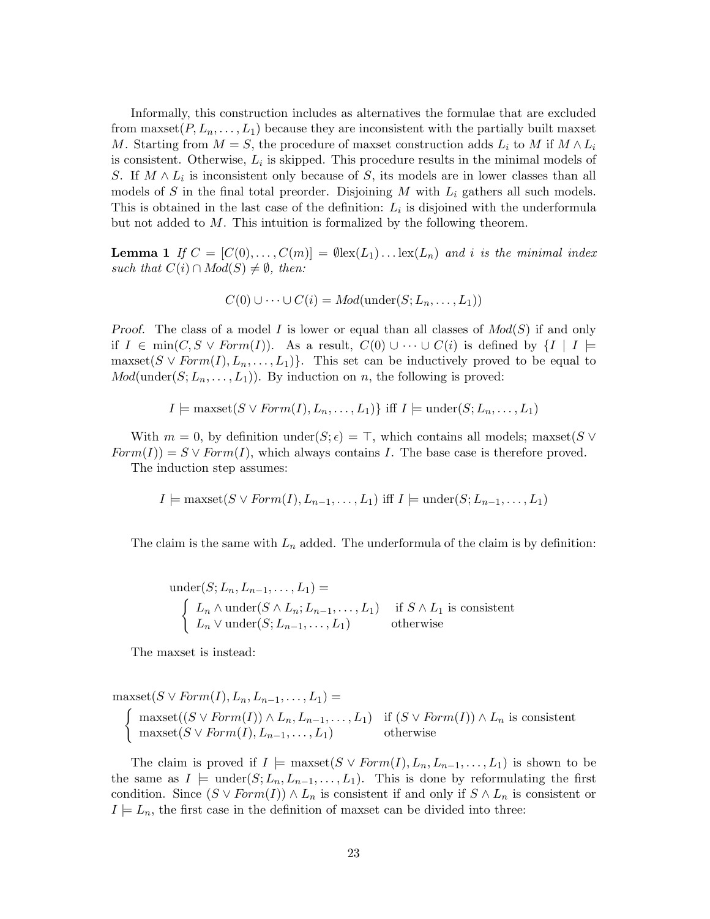Informally, this construction includes as alternatives the formulae that are excluded from $\mathrm{maxset}(P, L_n, \ldots, L_1)$ because they are inconsistent with the partially built maxset $M$. Starting from $M = S$, the procedure of maxset construction adds $L_i$ to $M$ if $M \wedge L_i$ is consistent. Otherwise, $L_i$ is skipped. This procedure results in the minimal models of $S$. If $M \wedge L_i$ is inconsistent only because of $S$, its models are in lower classes than all models of $S$ in the final total preorder. Disjoining $M$ with $L_i$ gathers all such models. This is obtained in the last case of the definition: $L_i$ is disjoined with the underformula but not added to $M$. This intuition is formalized by the following theorem.

**Lemma 1** *If $C = [C(0), \ldots, C(m)] = \emptyset\mathrm{lex}(L_1) \ldots \mathrm{lex}(L_n)$ and $i$ is the minimal index such that $C(i) \cap \mathit{Mod}(S) \neq \emptyset$, then:*

$$C(0) \cup \cdots \cup C(i) = \mathit{Mod}(\mathrm{under}(S; L_n, \ldots, L_1))$$

*Proof.* The class of a model $I$ is lower or equal than all classes of $\mathit{Mod}(S)$ if and only if $I \in \min(C, S \vee \mathit{Form}(I))$. As a result, $C(0) \cup \cdots \cup C(i)$ is defined by $\{I \mid I \models \mathrm{maxset}(S \vee \mathit{Form}(I), L_n, \ldots, L_1)\}$. This set can be inductively proved to be equal to $\mathit{Mod}(\mathrm{under}(S; L_n, \ldots, L_1))$. By induction on $n$, the following is proved:

$$I \models \mathrm{maxset}(S \vee \mathit{Form}(I), L_n, \ldots, L_1)\} \text{ iff } I \models \mathrm{under}(S; L_n, \ldots, L_1)$$

With $m = 0$, by definition $\mathrm{under}(S; \epsilon) = \top$, which contains all models; $\mathrm{maxset}(S \vee \mathit{Form}(I)) = S \vee \mathit{Form}(I)$, which always contains $I$. The base case is therefore proved.

The induction step assumes:

$$I \models \mathrm{maxset}(S \vee \mathit{Form}(I), L_{n-1}, \ldots, L_1) \text{ iff } I \models \mathrm{under}(S; L_{n-1}, \ldots, L_1)$$

The claim is the same with $L_n$ added. The underformula of the claim is by definition:

$$\mathrm{under}(S; L_n, L_{n-1}, \ldots, L_1) =$$
$$\begin{cases} L_n \wedge \mathrm{under}(S \wedge L_n; L_{n-1}, \ldots, L_1) & \text{if } S \wedge L_1 \text{ is consistent} \\ L_n \vee \mathrm{under}(S; L_{n-1}, \ldots, L_1) & \text{otherwise} \end{cases}$$

The maxset is instead:

$$\mathrm{maxset}(S \vee \mathit{Form}(I), L_n, L_{n-1}, \ldots, L_1) =$$
$$\begin{cases} \mathrm{maxset}((S \vee \mathit{Form}(I)) \wedge L_n, L_{n-1}, \ldots, L_1) & \text{if } (S \vee \mathit{Form}(I)) \wedge L_n \text{ is consistent} \\ \mathrm{maxset}(S \vee \mathit{Form}(I), L_{n-1}, \ldots, L_1) & \text{otherwise} \end{cases}$$

The claim is proved if $I \models \mathrm{maxset}(S \vee \mathit{Form}(I), L_n, L_{n-1}, \ldots, L_1)$ is shown to be the same as $I \models \mathrm{under}(S; L_n, L_{n-1}, \ldots, L_1)$. This is done by reformulating the first condition. Since $(S \vee \mathit{Form}(I)) \wedge L_n$ is consistent if and only if $S \wedge L_n$ is consistent or $I \models L_n$, the first case in the definition of maxset can be divided into three: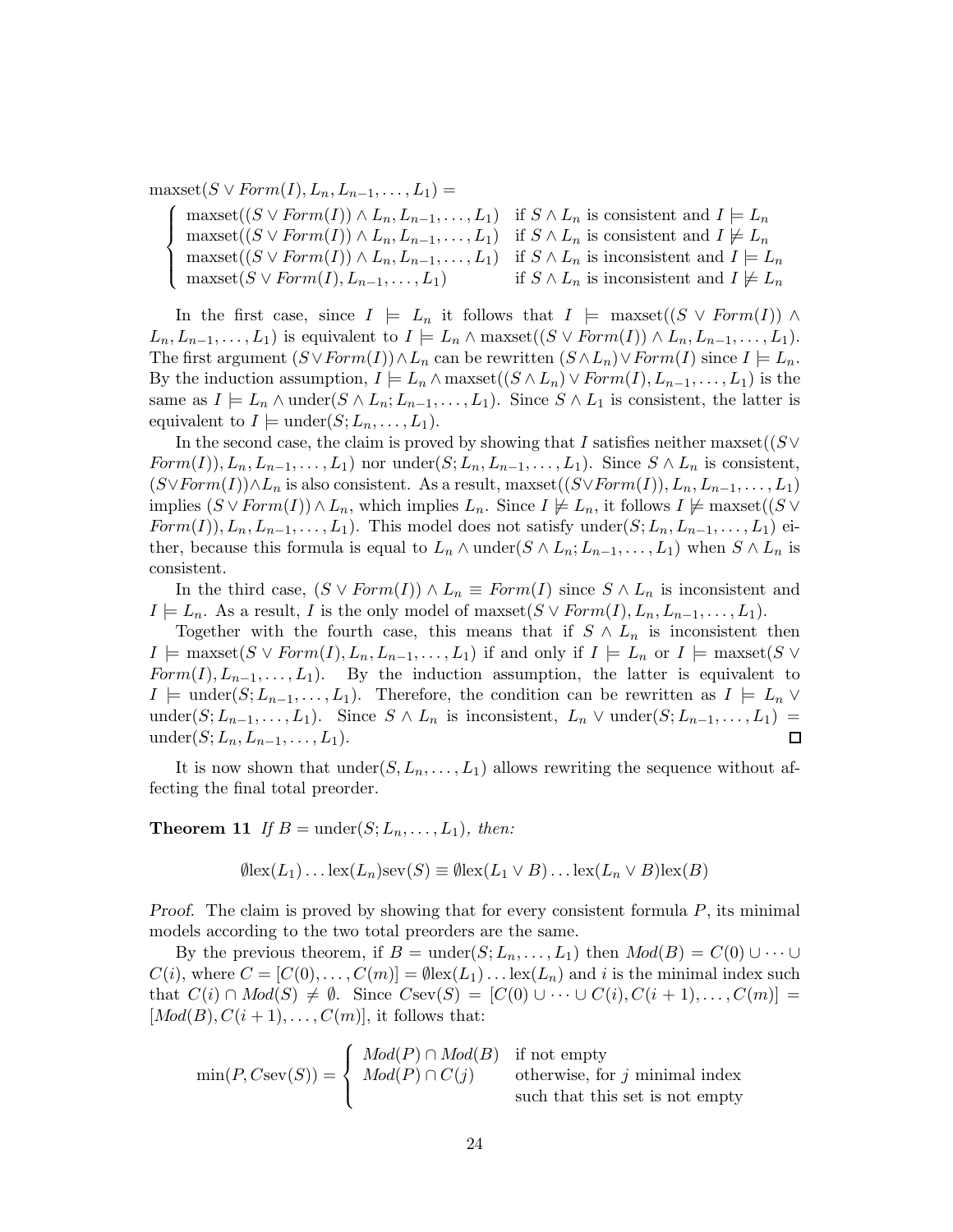$\text{maxset}(S \vee Form(I), L_n, L_{n-1}, \ldots, L_1) =$

$$
\begin{cases}
\text{maxset}((S \vee Form(I)) \wedge L_n, L_{n-1}, \ldots, L_1) & \text{if } S \wedge L_n \text{ is consistent and } I \models L_n \\
\text{maxset}((S \vee Form(I)) \wedge L_n, L_{n-1}, \ldots, L_1) & \text{if } S \wedge L_n \text{ is consistent and } I \not\models L_n \\
\text{maxset}((S \vee Form(I)) \wedge L_n, L_{n-1}, \ldots, L_1) & \text{if } S \wedge L_n \text{ is inconsistent and } I \models L_n \\
\text{maxset}(S \vee Form(I), L_{n-1}, \ldots, L_1) & \text{if } S \wedge L_n \text{ is inconsistent and } I \not\models L_n
\end{cases}
$$

In the first case, since $I \models L_n$ it follows that $I \models \text{maxset}((S \vee Form(I)) \wedge L_n, L_{n-1}, \ldots, L_1)$ is equivalent to $I \models L_n \wedge \text{maxset}((S \vee Form(I)) \wedge L_n, L_{n-1}, \ldots, L_1)$. The first argument $(S \vee Form(I)) \wedge L_n$ can be rewritten $(S \wedge L_n) \vee Form(I)$ since $I \models L_n$. By the induction assumption, $I \models L_n \wedge \text{maxset}((S \wedge L_n) \vee Form(I), L_{n-1}, \ldots, L_1)$ is the same as $I \models L_n \wedge \text{under}(S \wedge L_n; L_{n-1}, \ldots, L_1)$. Since $S \wedge L_1$ is consistent, the latter is equivalent to $I \models \text{under}(S; L_n, \ldots, L_1)$.

In the second case, the claim is proved by showing that $I$ satisfies neither $\text{maxset}((S \vee Form(I)), L_n, L_{n-1}, \ldots, L_1)$ nor $\text{under}(S; L_n, L_{n-1}, \ldots, L_1)$. Since $S \wedge L_n$ is consistent, $(S \vee Form(I)) \wedge L_n$ is also consistent. As a result, $\text{maxset}((S \vee Form(I)), L_n, L_{n-1}, \ldots, L_1)$ implies $(S \vee Form(I)) \wedge L_n$, which implies $L_n$. Since $I \not\models L_n$, it follows $I \not\models \text{maxset}((S \vee Form(I)), L_n, L_{n-1}, \ldots, L_1)$. This model does not satisfy $\text{under}(S; L_n, L_{n-1}, \ldots, L_1)$ either, because this formula is equal to $L_n \wedge \text{under}(S \wedge L_n; L_{n-1}, \ldots, L_1)$ when $S \wedge L_n$ is consistent.

In the third case, $(S \vee Form(I)) \wedge L_n \equiv Form(I)$ since $S \wedge L_n$ is inconsistent and $I \models L_n$. As a result, $I$ is the only model of $\text{maxset}(S \vee Form(I), L_n, L_{n-1}, \ldots, L_1)$.

Together with the fourth case, this means that if $S \wedge L_n$ is inconsistent then $I \models \text{maxset}(S \vee Form(I), L_n, L_{n-1}, \ldots, L_1)$ if and only if $I \models L_n$ or $I \models \text{maxset}(S \vee Form(I), L_{n-1}, \ldots, L_1)$. By the induction assumption, the latter is equivalent to $I \models \text{under}(S; L_{n-1}, \ldots, L_1)$. Therefore, the condition can be rewritten as $I \models L_n \vee \text{under}(S; L_{n-1}, \ldots, L_1)$. Since $S \wedge L_n$ is inconsistent, $L_n \vee \text{under}(S; L_{n-1}, \ldots, L_1) = \text{under}(S; L_n, L_{n-1}, \ldots, L_1)$. □

It is now shown that $\text{under}(S, L_n, \ldots, L_1)$ allows rewriting the sequence without affecting the final total preorder.

**Theorem 11** *If $B = \text{under}(S; L_n, \ldots, L_1)$, then:*

$$\emptyset\text{lex}(L_1) \ldots \text{lex}(L_n)\text{sev}(S) \equiv \emptyset\text{lex}(L_1 \vee B) \ldots \text{lex}(L_n \vee B)\text{lex}(B)$$

*Proof.* The claim is proved by showing that for every consistent formula $P$, its minimal models according to the two total preorders are the same.

By the previous theorem, if $B = \text{under}(S; L_n, \ldots, L_1)$ then $Mod(B) = C(0) \cup \cdots \cup C(i)$, where $C = [C(0), \ldots, C(m)] = \emptyset\text{lex}(L_1) \ldots \text{lex}(L_n)$ and $i$ is the minimal index such that $C(i) \cap Mod(S) \neq \emptyset$. Since $C\text{sev}(S) = [C(0) \cup \cdots \cup C(i), C(i+1), \ldots, C(m)] = [Mod(B), C(i+1), \ldots, C(m)]$, it follows that:

$$
\min(P, C\text{sev}(S)) = \begin{cases}
Mod(P) \cap Mod(B) & \text{if not empty} \\
Mod(P) \cap C(j) & \text{otherwise, for } j \text{ minimal index} \\
& \text{such that this set is not empty}
\end{cases}
$$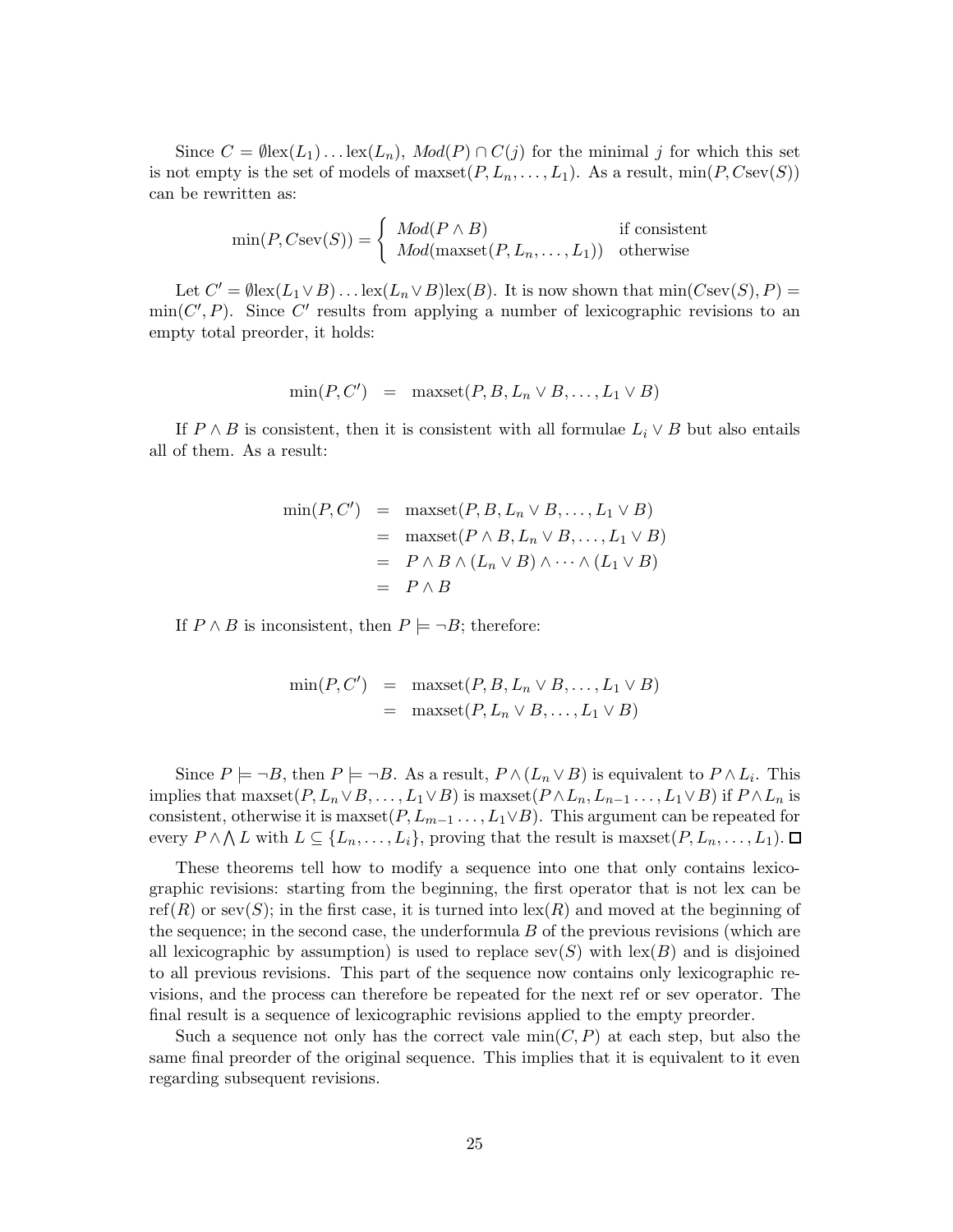Since $C = \emptyset \text{lex}(L_1) \ldots \text{lex}(L_n)$, $Mod(P) \cap C(j)$ for the minimal $j$ for which this set is not empty is the set of models of $\text{maxset}(P, L_n, \ldots, L_1)$. As a result, $\min(P, C\text{sev}(S))$ can be rewritten as:

$$\min(P, C\text{sev}(S)) = \begin{cases} Mod(P \wedge B) & \text{if consistent} \\ Mod(\text{maxset}(P, L_n, \ldots, L_1)) & \text{otherwise} \end{cases}$$

Let $C' = \emptyset \text{lex}(L_1 \vee B) \ldots \text{lex}(L_n \vee B)\text{lex}(B)$. It is now shown that $\min(C\text{sev}(S), P) = \min(C', P)$. Since $C'$ results from applying a number of lexicographic revisions to an empty total preorder, it holds:

$$\min(P, C') \quad = \quad \text{maxset}(P, B, L_n \vee B, \ldots, L_1 \vee B)$$

If $P \wedge B$ is consistent, then it is consistent with all formulae $L_i \vee B$ but also entails all of them. As a result:

$$\begin{aligned}
\min(P, C') &= \text{maxset}(P, B, L_n \vee B, \ldots, L_1 \vee B) \\
&= \text{maxset}(P \wedge B, L_n \vee B, \ldots, L_1 \vee B) \\
&= P \wedge B \wedge (L_n \vee B) \wedge \cdots \wedge (L_1 \vee B) \\
&= P \wedge B
\end{aligned}$$

If $P \wedge B$ is inconsistent, then $P \models \neg B$; therefore:

$$\begin{aligned}
\min(P, C') &= \text{maxset}(P, B, L_n \vee B, \ldots, L_1 \vee B) \\
&= \text{maxset}(P, L_n \vee B, \ldots, L_1 \vee B)
\end{aligned}$$

Since $P \models \neg B$, then $P \models \neg B$. As a result, $P \wedge (L_n \vee B)$ is equivalent to $P \wedge L_i$. This implies that $\text{maxset}(P, L_n \vee B, \ldots, L_1 \vee B)$ is $\text{maxset}(P \wedge L_n, L_{n-1} \ldots, L_1 \vee B)$ if $P \wedge L_n$ is consistent, otherwise it is $\text{maxset}(P, L_{m-1} \ldots, L_1 \vee B)$. This argument can be repeated for every $P \wedge \bigwedge L$ with $L \subseteq \{L_n, \ldots, L_i\}$, proving that the result is $\text{maxset}(P, L_n, \ldots, L_1)$. □

These theorems tell how to modify a sequence into one that only contains lexicographic revisions: starting from the beginning, the first operator that is not lex can be $\text{ref}(R)$ or $\text{sev}(S)$; in the first case, it is turned into $\text{lex}(R)$ and moved at the beginning of the sequence; in the second case, the underformula $B$ of the previous revisions (which are all lexicographic by assumption) is used to replace $\text{sev}(S)$ with $\text{lex}(B)$ and is disjoined to all previous revisions. This part of the sequence now contains only lexicographic revisions, and the process can therefore be repeated for the next ref or sev operator. The final result is a sequence of lexicographic revisions applied to the empty preorder.

Such a sequence not only has the correct vale $\min(C, P)$ at each step, but also the same final preorder of the original sequence. This implies that it is equivalent to it even regarding subsequent revisions.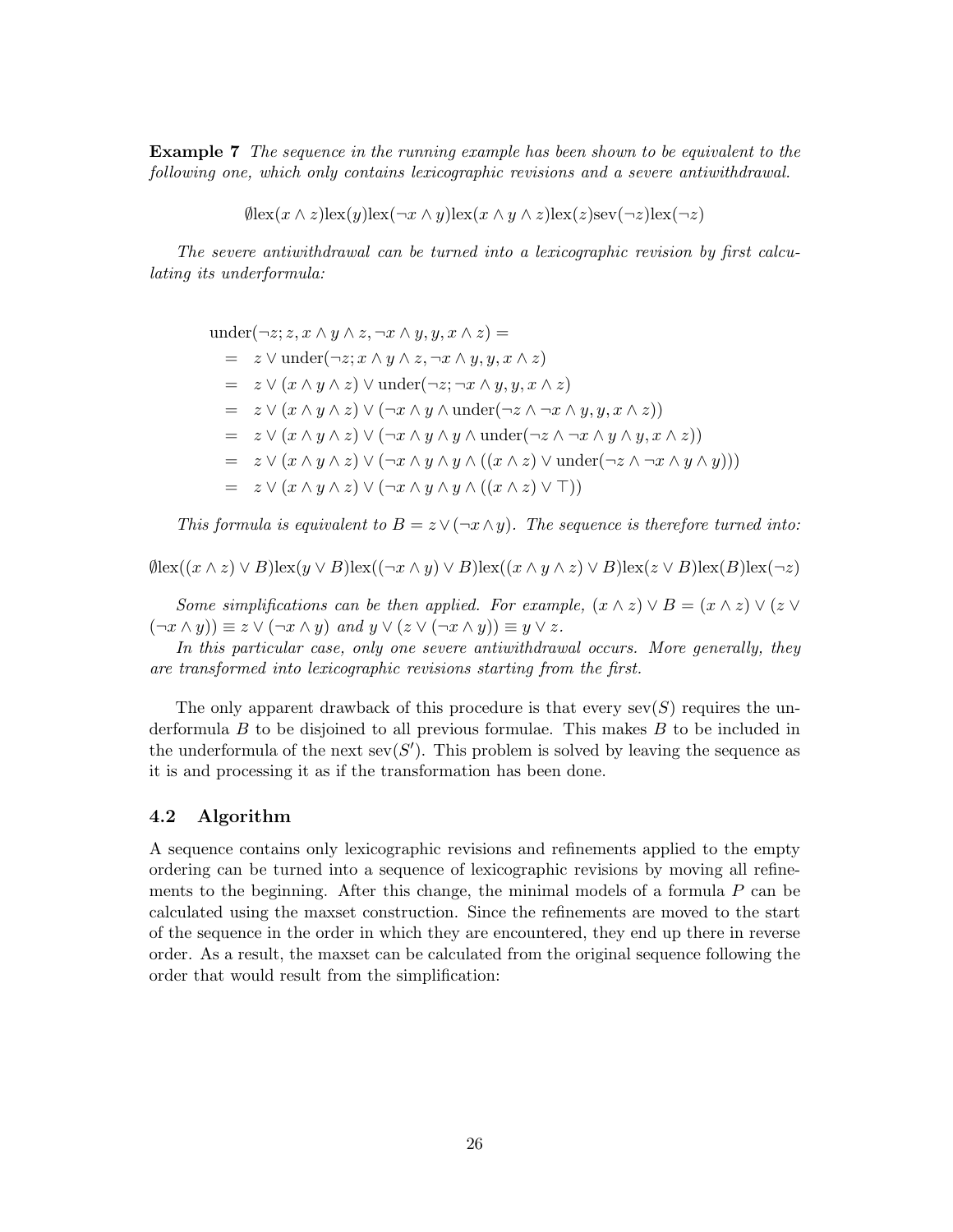**Example 7** *The sequence in the running example has been shown to be equivalent to the following one, which only contains lexicographic revisions and a severe antiwithdrawal.*

$$\emptyset \text{lex}(x \wedge z)\text{lex}(y)\text{lex}(\neg x \wedge y)\text{lex}(x \wedge y \wedge z)\text{lex}(z)\text{sev}(\neg z)\text{lex}(\neg z)$$

*The severe antiwithdrawal can be turned into a lexicographic revision by first calculating its underformula:*

$$\begin{aligned}
&\text{under}(\neg z; z, x \wedge y \wedge z, \neg x \wedge y, y, x \wedge z) = \\
&= \quad z \vee \text{under}(\neg z; x \wedge y \wedge z, \neg x \wedge y, y, x \wedge z) \\
&= \quad z \vee (x \wedge y \wedge z) \vee \text{under}(\neg z; \neg x \wedge y, y, x \wedge z) \\
&= \quad z \vee (x \wedge y \wedge z) \vee (\neg x \wedge y \wedge \text{under}(\neg z \wedge \neg x \wedge y, y, x \wedge z)) \\
&= \quad z \vee (x \wedge y \wedge z) \vee (\neg x \wedge y \wedge y \wedge \text{under}(\neg z \wedge \neg x \wedge y \wedge y, x \wedge z)) \\
&= \quad z \vee (x \wedge y \wedge z) \vee (\neg x \wedge y \wedge y \wedge ((x \wedge z) \vee \text{under}(\neg z \wedge \neg x \wedge y \wedge y))) \\
&= \quad z \vee (x \wedge y \wedge z) \vee (\neg x \wedge y \wedge y \wedge ((x \wedge z) \vee \top))
\end{aligned}$$

*This formula is equivalent to $B = z \vee (\neg x \wedge y)$. The sequence is therefore turned into:*

$$\emptyset \text{lex}((x \wedge z) \vee B)\text{lex}(y \vee B)\text{lex}((\neg x \wedge y) \vee B)\text{lex}((x \wedge y \wedge z) \vee B)\text{lex}(z \vee B)\text{lex}(B)\text{lex}(\neg z)$$

*Some simplifications can be then applied. For example, $(x \wedge z) \vee B = (x \wedge z) \vee (z \vee (\neg x \wedge y)) \equiv z \vee (\neg x \wedge y)$ and $y \vee (z \vee (\neg x \wedge y)) \equiv y \vee z$.*

*In this particular case, only one severe antiwithdrawal occurs. More generally, they are transformed into lexicographic revisions starting from the first.*

The only apparent drawback of this procedure is that every $\text{sev}(S)$ requires the underformula $B$ to be disjoined to all previous formulae. This makes $B$ to be included in the underformula of the next $\text{sev}(S')$. This problem is solved by leaving the sequence as it is and processing it as if the transformation has been done.

## 4.2 Algorithm

A sequence contains only lexicographic revisions and refinements applied to the empty ordering can be turned into a sequence of lexicographic revisions by moving all refinements to the beginning. After this change, the minimal models of a formula $P$ can be calculated using the maxset construction. Since the refinements are moved to the start of the sequence in the order in which they are encountered, they end up there in reverse order. As a result, the maxset can be calculated from the original sequence following the order that would result from the simplification: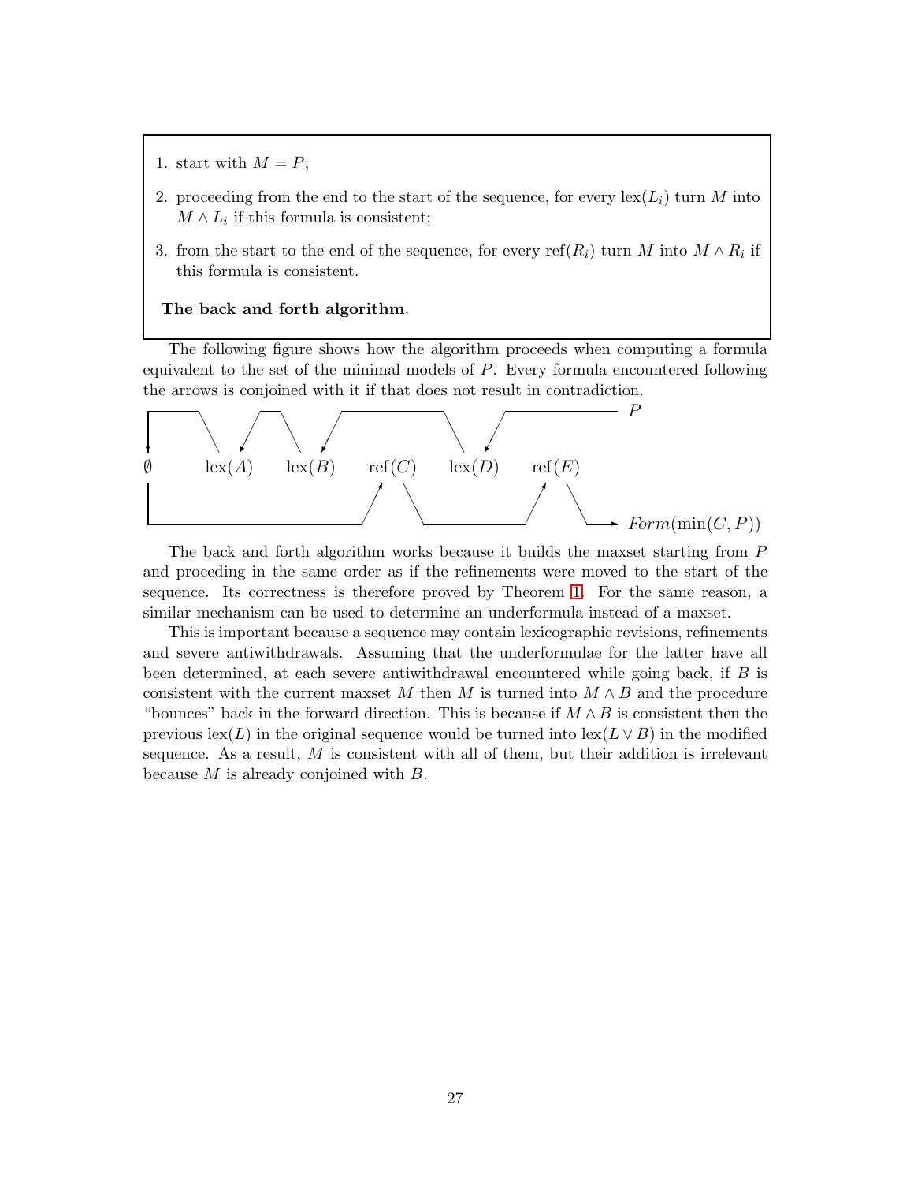1. start with $M = P$;
2. proceeding from the end to the start of the sequence, for every $\text{lex}(L_i)$ turn $M$ into $M \wedge L_i$ if this formula is consistent;
3. from the start to the end of the sequence, for every $\text{ref}(R_i)$ turn $M$ into $M \wedge R_i$ if this formula is consistent.

**The back and forth algorithm**.

The following figure shows how the algorithm proceeds when computing a formula equivalent to the set of the minimal models of $P$. Every formula encountered following the arrows is conjoined with it if that does not result in contradiction.

$\emptyset$ $\text{lex}(A)$ $\text{lex}(B)$ $\text{ref}(C)$ $\text{lex}(D)$ $\text{ref}(E)$ $P$ $Form(\min(C, P))$

The back and forth algorithm works because it builds the maxset starting from $P$ and proceding in the same order as if the refinements were moved to the start of the sequence. Its correctness is therefore proved by Theorem 1. For the same reason, a similar mechanism can be used to determine an underformula instead of a maxset.

This is important because a sequence may contain lexicographic revisions, refinements and severe antiwithdrawals. Assuming that the underformulae for the latter have all been determined, at each severe antiwithdrawal encountered while going back, if $B$ is consistent with the current maxset $M$ then $M$ is turned into $M \wedge B$ and the procedure "bounces" back in the forward direction. This is because if $M \wedge B$ is consistent then the previous $\text{lex}(L)$ in the original sequence would be turned into $\text{lex}(L \vee B)$ in the modified sequence. As a result, $M$ is consistent with all of them, but their addition is irrelevant because $M$ is already conjoined with $B$.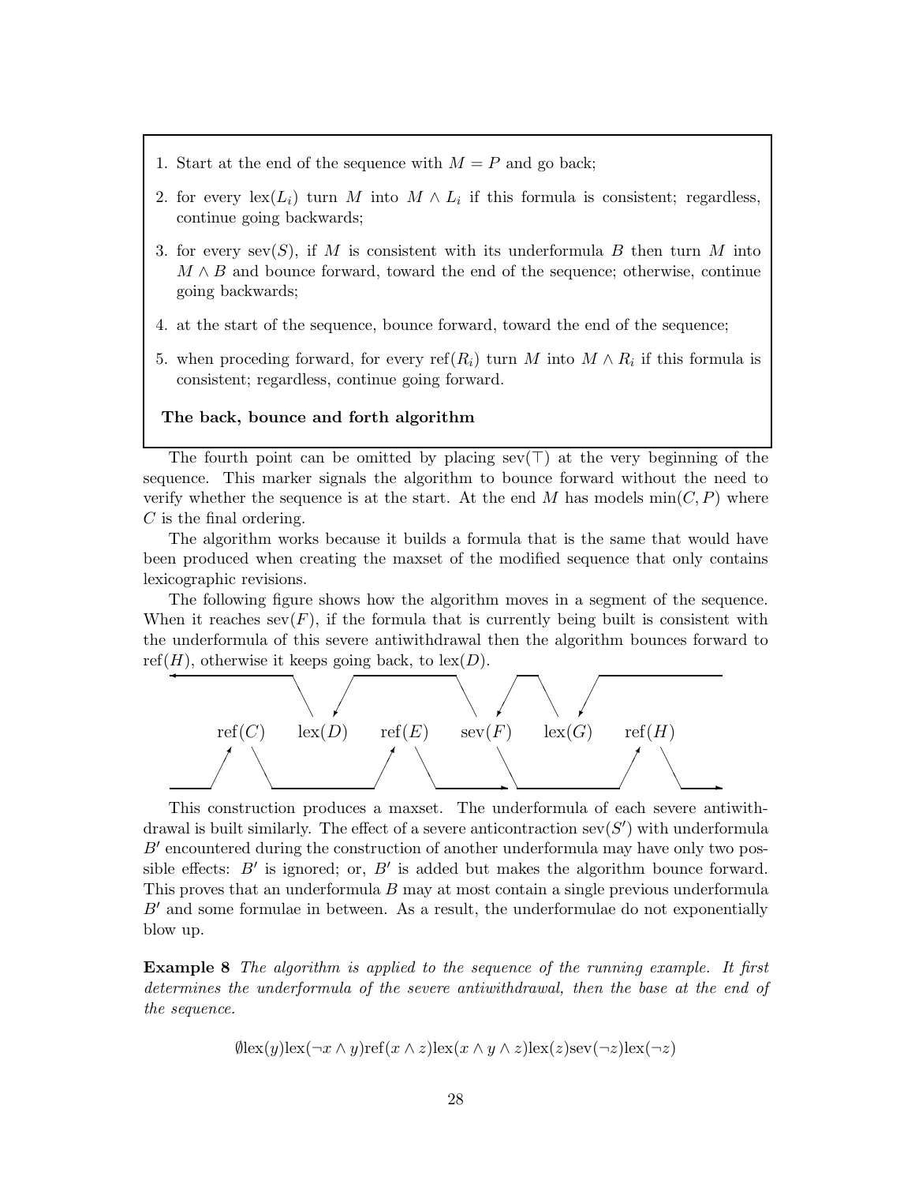1. Start at the end of the sequence with $M = P$ and go back;
2. for every $\text{lex}(L_i)$ turn $M$ into $M \wedge L_i$ if this formula is consistent; regardless, continue going backwards;
3. for every $\text{sev}(S)$, if $M$ is consistent with its underformula $B$ then turn $M$ into $M \wedge B$ and bounce forward, toward the end of the sequence; otherwise, continue going backwards;
4. at the start of the sequence, bounce forward, toward the end of the sequence;
5. when proceding forward, for every $\text{ref}(R_i)$ turn $M$ into $M \wedge R_i$ if this formula is consistent; regardless, continue going forward.

**The back, bounce and forth algorithm**

The fourth point can be omitted by placing $\text{sev}(\top)$ at the very beginning of the sequence. This marker signals the algorithm to bounce forward without the need to verify whether the sequence is at the start. At the end $M$ has models $\min(C, P)$ where $C$ is the final ordering.

The algorithm works because it builds a formula that is the same that would have been produced when creating the maxset of the modified sequence that only contains lexicographic revisions.

The following figure shows how the algorithm moves in a segment of the sequence. When it reaches $\text{sev}(F)$, if the formula that is currently being built is consistent with the underformula of this severe antiwithdrawal then the algorithm bounces forward to $\text{ref}(H)$, otherwise it keeps going back, to $\text{lex}(D)$.

$\text{ref}(C)$ $\text{lex}(D)$ $\text{ref}(E)$ $\text{sev}(F)$ $\text{lex}(G)$ $\text{ref}(H)$

This construction produces a maxset. The underformula of each severe antiwithdrawal is built similarly. The effect of a severe anticontraction $\text{sev}(S')$ with underformula $B'$ encountered during the construction of another underformula may have only two possible effects: $B'$ is ignored; or, $B'$ is added but makes the algorithm bounce forward. This proves that an underformula $B$ may at most contain a single previous underformula $B'$ and some formulae in between. As a result, the underformulae do not exponentially blow up.

**Example 8** *The algorithm is applied to the sequence of the running example. It first determines the underformula of the severe antiwithdrawal, then the base at the end of the sequence.*

$$\emptyset \text{lex}(y)\text{lex}(\neg x \wedge y)\text{ref}(x \wedge z)\text{lex}(x \wedge y \wedge z)\text{lex}(z)\text{sev}(\neg z)\text{lex}(\neg z)$$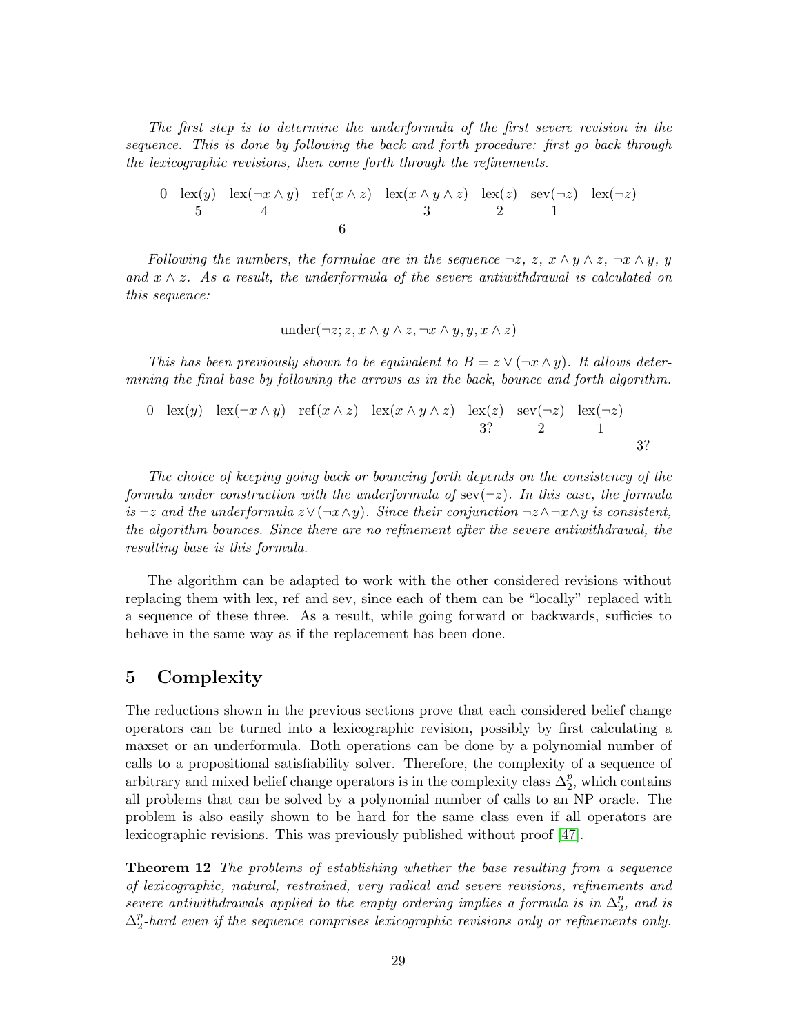*The first step is to determine the underformula of the first severe revision in the sequence. This is done by following the back and forth procedure: first go back through the lexicographic revisions, then come forth through the refinements.*

$$
\begin{array}{ccccccccc}
0 & \text{lex}(y) & \text{lex}(\neg x \wedge y) & \text{ref}(x \wedge z) & \text{lex}(x \wedge y \wedge z) & \text{lex}(z) & \text{sev}(\neg z) & \text{lex}(\neg z) \\
 & 5 & 4 & & 3 & 2 & 1 & \\
 & & & 6 & & & &
\end{array}
$$

*Following the numbers, the formulae are in the sequence $\neg z$, $z$, $x \wedge y \wedge z$, $\neg x \wedge y$, $y$ and $x \wedge z$. As a result, the underformula of the severe antiwithdrawal is calculated on this sequence:*

$$\text{under}(\neg z; z, x \wedge y \wedge z, \neg x \wedge y, y, x \wedge z)$$

*This has been previously shown to be equivalent to $B = z \vee (\neg x \wedge y)$. It allows determining the final base by following the arrows as in the back, bounce and forth algorithm.*

$$
\begin{array}{ccccccccc}
0 & \text{lex}(y) & \text{lex}(\neg x \wedge y) & \text{ref}(x \wedge z) & \text{lex}(x \wedge y \wedge z) & \text{lex}(z) & \text{sev}(\neg z) & \text{lex}(\neg z) & \\
 & & & & & 3? & 2 & 1 & \\
 & & & & & & & & 3?
\end{array}
$$

*The choice of keeping going back or bouncing forth depends on the consistency of the formula under construction with the underformula of $\text{sev}(\neg z)$. In this case, the formula is $\neg z$ and the underformula $z \vee (\neg x \wedge y)$. Since their conjunction $\neg z \wedge \neg x \wedge y$ is consistent, the algorithm bounces. Since there are no refinement after the severe antiwithdrawal, the resulting base is this formula.*

The algorithm can be adapted to work with the other considered revisions without replacing them with lex, ref and sev, since each of them can be "locally" replaced with a sequence of these three. As a result, while going forward or backwards, sufficies to behave in the same way as if the replacement has been done.

## 5 Complexity

The reductions shown in the previous sections prove that each considered belief change operators can be turned into a lexicographic revision, possibly by first calculating a maxset or an underformula. Both operations can be done by a polynomial number of calls to a propositional satisfiability solver. Therefore, the complexity of a sequence of arbitrary and mixed belief change operators is in the complexity class $\Delta_2^p$, which contains all problems that can be solved by a polynomial number of calls to an NP oracle. The problem is also easily shown to be hard for the same class even if all operators are lexicographic revisions. This was previously published without proof [47].

**Theorem 12** *The problems of establishing whether the base resulting from a sequence of lexicographic, natural, restrained, very radical and severe revisions, refinements and severe antiwithdrawals applied to the empty ordering implies a formula is in $\Delta_2^p$, and is $\Delta_2^p$-hard even if the sequence comprises lexicographic revisions only or refinements only.*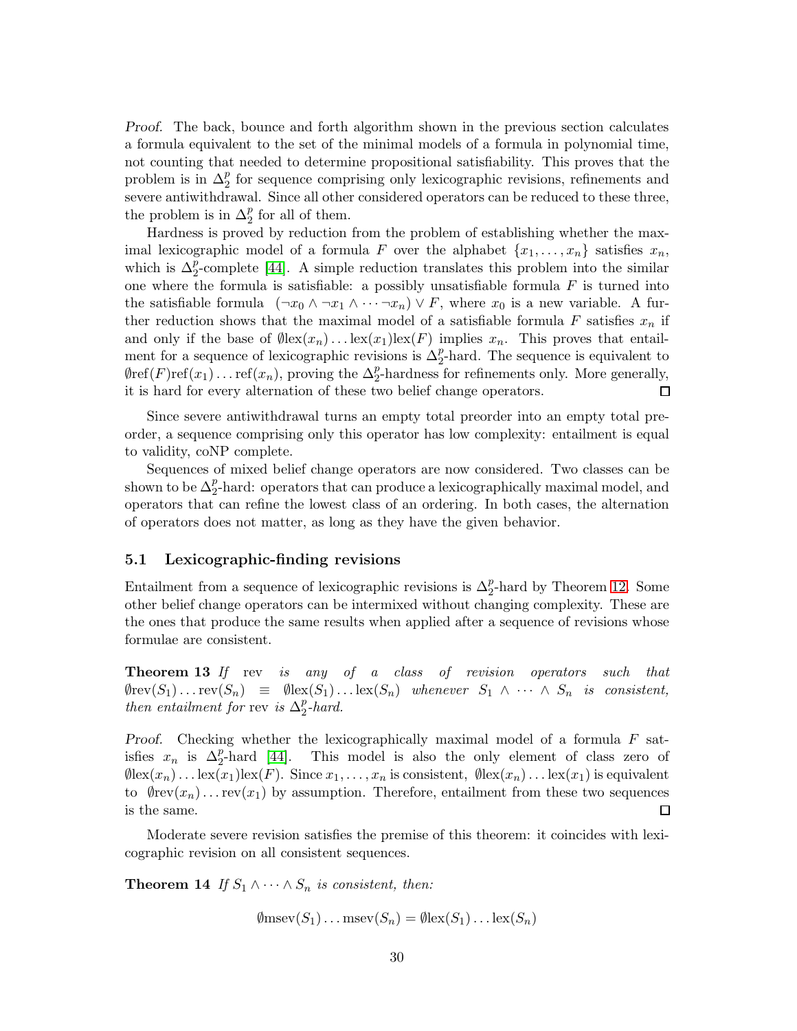*Proof.* The back, bounce and forth algorithm shown in the previous section calculates a formula equivalent to the set of the minimal models of a formula in polynomial time, not counting that needed to determine propositional satisfiability. This proves that the problem is in $\Delta_2^p$ for sequence comprising only lexicographic revisions, refinements and severe antiwithdrawal. Since all other considered operators can be reduced to these three, the problem is in $\Delta_2^p$ for all of them.

Hardness is proved by reduction from the problem of establishing whether the maximal lexicographic model of a formula $F$ over the alphabet $\{x_1, \ldots, x_n\}$ satisfies $x_n$, which is $\Delta_2^p$-complete [44]. A simple reduction translates this problem into the similar one where the formula is satisfiable: a possibly unsatisfiable formula $F$ is turned into the satisfiable formula $(\neg x_0 \wedge \neg x_1 \wedge \cdots \neg x_n) \vee F$, where $x_0$ is a new variable. A further reduction shows that the maximal model of a satisfiable formula $F$ satisfies $x_n$ if and only if the base of $\emptyset \text{lex}(x_n) \ldots \text{lex}(x_1)\text{lex}(F)$ implies $x_n$. This proves that entailment for a sequence of lexicographic revisions is $\Delta_2^p$-hard. The sequence is equivalent to $\emptyset \text{ref}(F)\text{ref}(x_1) \ldots \text{ref}(x_n)$, proving the $\Delta_2^p$-hardness for refinements only. More generally, it is hard for every alternation of these two belief change operators. □

Since severe antiwithdrawal turns an empty total preorder into an empty total preorder, a sequence comprising only this operator has low complexity: entailment is equal to validity, coNP complete.

Sequences of mixed belief change operators are now considered. Two classes can be shown to be $\Delta_2^p$-hard: operators that can produce a lexicographically maximal model, and operators that can refine the lowest class of an ordering. In both cases, the alternation of operators does not matter, as long as they have the given behavior.

### 5.1 Lexicographic-finding revisions

Entailment from a sequence of lexicographic revisions is $\Delta_2^p$-hard by Theorem 12. Some other belief change operators can be intermixed without changing complexity. These are the ones that produce the same results when applied after a sequence of revisions whose formulae are consistent.

**Theorem 13** *If* rev *is any of a class of revision operators such that* $\emptyset \text{rev}(S_1) \ldots \text{rev}(S_n) \equiv \emptyset \text{lex}(S_1) \ldots \text{lex}(S_n)$ *whenever* $S_1 \wedge \cdots \wedge S_n$ *is consistent, then entailment for* rev *is* $\Delta_2^p$*-hard.*

*Proof.* Checking whether the lexicographically maximal model of a formula $F$ satisfies $x_n$ is $\Delta_2^p$-hard [44]. This model is also the only element of class zero of $\emptyset \text{lex}(x_n) \ldots \text{lex}(x_1)\text{lex}(F)$. Since $x_1, \ldots, x_n$ is consistent, $\emptyset \text{lex}(x_n) \ldots \text{lex}(x_1)$ is equivalent to $\emptyset \text{rev}(x_n) \ldots \text{rev}(x_1)$ by assumption. Therefore, entailment from these two sequences is the same. □

Moderate severe revision satisfies the premise of this theorem: it coincides with lexicographic revision on all consistent sequences.

**Theorem 14** *If* $S_1 \wedge \cdots \wedge S_n$ *is consistent, then:*

$$\emptyset \text{msev}(S_1) \ldots \text{msev}(S_n) = \emptyset \text{lex}(S_1) \ldots \text{lex}(S_n)$$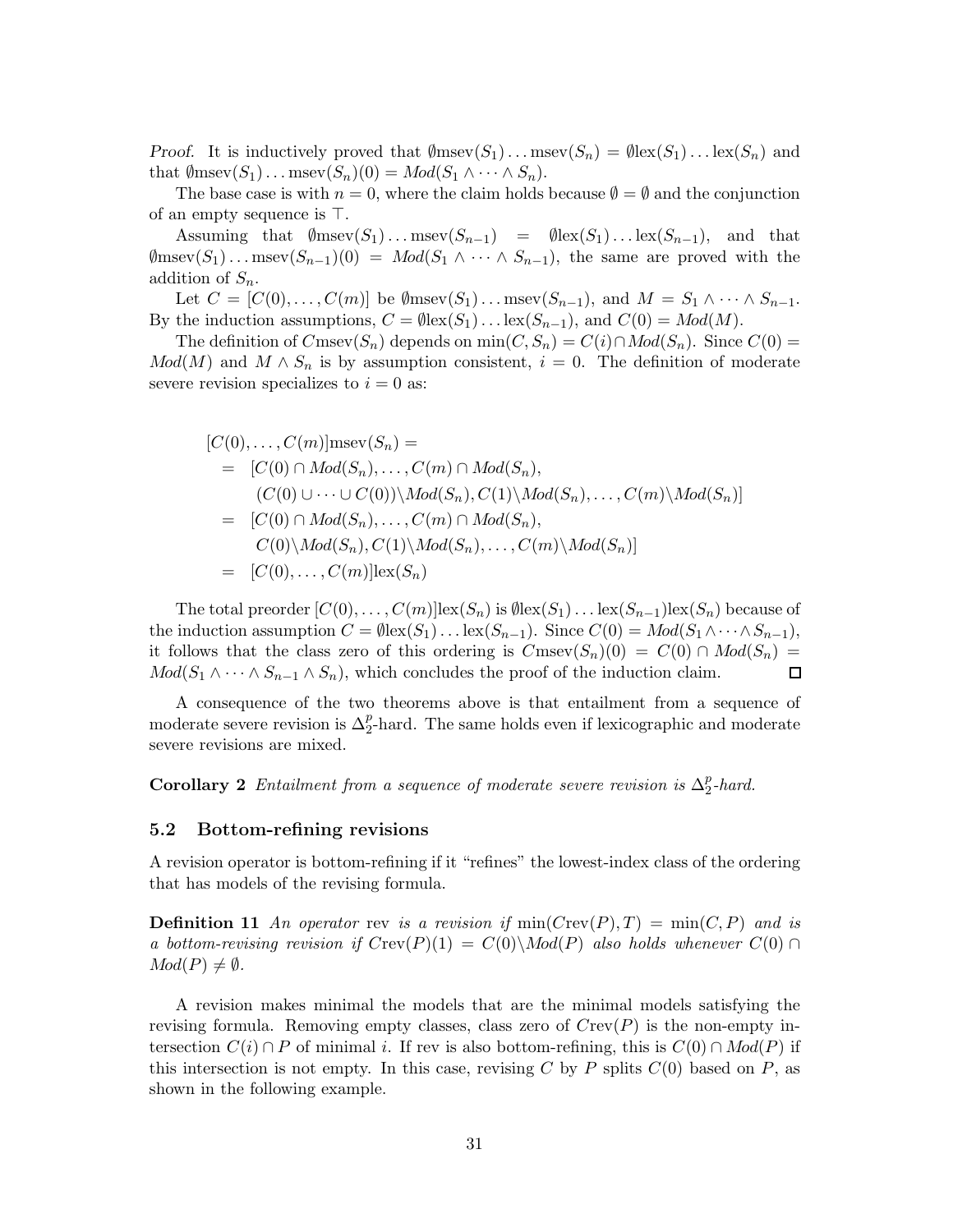*Proof.* It is inductively proved that $\emptyset \text{msev}(S_1) \ldots \text{msev}(S_n) = \emptyset \text{lex}(S_1) \ldots \text{lex}(S_n)$ and that $\emptyset \text{msev}(S_1) \ldots \text{msev}(S_n)(0) = Mod(S_1 \wedge \cdots \wedge S_n)$.

The base case is with $n = 0$, where the claim holds because $\emptyset = \emptyset$ and the conjunction of an empty sequence is $\top$.

Assuming that $\emptyset \text{msev}(S_1) \ldots \text{msev}(S_{n-1}) = \emptyset \text{lex}(S_1) \ldots \text{lex}(S_{n-1})$, and that $\emptyset \text{msev}(S_1) \ldots \text{msev}(S_{n-1})(0) = Mod(S_1 \wedge \cdots \wedge S_{n-1})$, the same are proved with the addition of $S_n$.

Let $C = [C(0), \ldots, C(m)]$ be $\emptyset \text{msev}(S_1) \ldots \text{msev}(S_{n-1})$, and $M = S_1 \wedge \cdots \wedge S_{n-1}$. By the induction assumptions, $C = \emptyset \text{lex}(S_1) \ldots \text{lex}(S_{n-1})$, and $C(0) = Mod(M)$.

The definition of $C\text{msev}(S_n)$ depends on $\min(C, S_n) = C(i) \cap Mod(S_n)$. Since $C(0) = Mod(M)$ and $M \wedge S_n$ is by assumption consistent, $i = 0$. The definition of moderate severe revision specializes to $i = 0$ as:

$$
\begin{aligned}
&[C(0), \ldots, C(m)]\text{msev}(S_n) = \\
&= [C(0) \cap Mod(S_n), \ldots, C(m) \cap Mod(S_n), \\
&\quad (C(0) \cup \cdots \cup C(0)) \backslash Mod(S_n), C(1) \backslash Mod(S_n), \ldots, C(m) \backslash Mod(S_n)] \\
&= [C(0) \cap Mod(S_n), \ldots, C(m) \cap Mod(S_n), \\
&\quad C(0) \backslash Mod(S_n), C(1) \backslash Mod(S_n), \ldots, C(m) \backslash Mod(S_n)] \\
&= [C(0), \ldots, C(m)]\text{lex}(S_n)
\end{aligned}
$$

The total preorder $[C(0), \ldots, C(m)]\text{lex}(S_n)$ is $\emptyset \text{lex}(S_1) \ldots \text{lex}(S_{n-1})\text{lex}(S_n)$ because of the induction assumption $C = \emptyset \text{lex}(S_1) \ldots \text{lex}(S_{n-1})$. Since $C(0) = Mod(S_1 \wedge \cdots \wedge S_{n-1})$, it follows that the class zero of this ordering is $C\text{msev}(S_n)(0) = C(0) \cap Mod(S_n) = Mod(S_1 \wedge \cdots \wedge S_{n-1} \wedge S_n)$, which concludes the proof of the induction claim. □

A consequence of the two theorems above is that entailment from a sequence of moderate severe revision is $\Delta_2^p$-hard. The same holds even if lexicographic and moderate severe revisions are mixed.

**Corollary 2** *Entailment from a sequence of moderate severe revision is $\Delta_2^p$-hard.*

## 5.2 Bottom-refining revisions

A revision operator is bottom-refining if it "refines" the lowest-index class of the ordering that has models of the revising formula.

**Definition 11** *An operator* rev *is a revision if $\min(C\text{rev}(P), T) = \min(C, P)$ and is a bottom-revising revision if $C\text{rev}(P)(1) = C(0) \backslash Mod(P)$ also holds whenever $C(0) \cap Mod(P) \neq \emptyset$.*

A revision makes minimal the models that are the minimal models satisfying the revising formula. Removing empty classes, class zero of $C\text{rev}(P)$ is the non-empty intersection $C(i) \cap P$ of minimal $i$. If rev is also bottom-refining, this is $C(0) \cap Mod(P)$ if this intersection is not empty. In this case, revising $C$ by $P$ splits $C(0)$ based on $P$, as shown in the following example.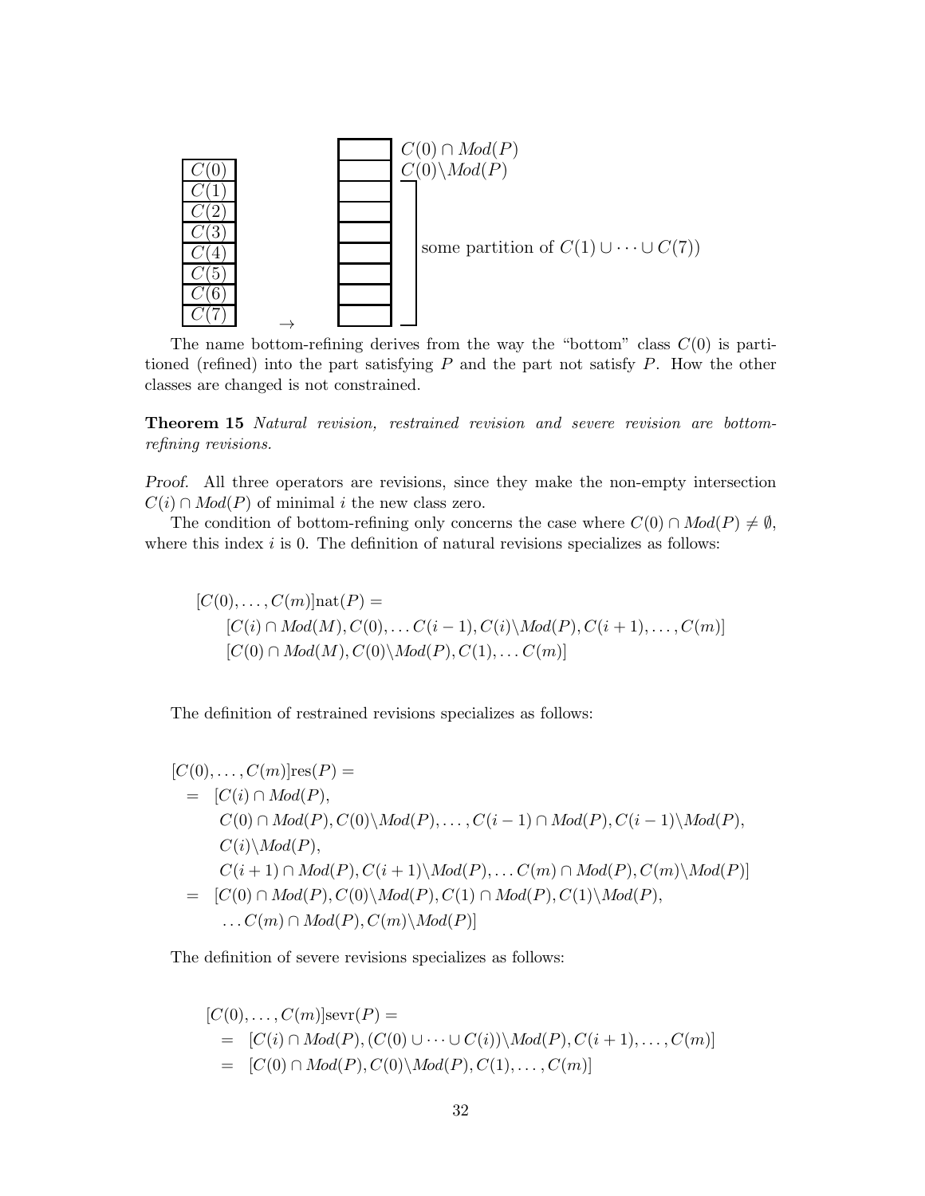| |
|---|
| $C(0)$ |
| $C(1)$ |
| $C(2)$ |
| $C(3)$ |
| $C(4)$ |
| $C(5)$ |
| $C(6)$ |
| $C(7)$ |

$\rightarrow$

| | |
|---|---|
| | $C(0) \cap Mod(P)$ |
| | $C(0) \backslash Mod(P)$ |
| | some partition of $C(1) \cup \cdots \cup C(7))$ |
| | |
| | |
| | |
| | |
| | |

The name bottom-refining derives from the way the "bottom" class $C(0)$ is partitioned (refined) into the part satisfying $P$ and the part not satisfy $P$. How the other classes are changed is not constrained.

**Theorem 15** *Natural revision, restrained revision and severe revision are bottom-refining revisions.*

*Proof.* All three operators are revisions, since they make the non-empty intersection $C(i) \cap Mod(P)$ of minimal $i$ the new class zero.

The condition of bottom-refining only concerns the case where $C(0) \cap Mod(P) \neq \emptyset$, where this index $i$ is 0. The definition of natural revisions specializes as follows:

$$
\begin{array}{l}
[C(0), \ldots, C(m)]\text{nat}(P) = \\
\quad [C(i) \cap Mod(M), C(0), \ldots C(i-1), C(i) \backslash Mod(P), C(i+1), \ldots, C(m)] \\
\quad [C(0) \cap Mod(M), C(0) \backslash Mod(P), C(1), \ldots C(m)]
\end{array}
$$

The definition of restrained revisions specializes as follows:

$$
\begin{array}{rl}
\multicolumn{2}{l}{[C(0), \ldots, C(m)]\text{res}(P) =} \\
= & [C(i) \cap Mod(P), \\
 & \quad C(0) \cap Mod(P), C(0) \backslash Mod(P), \ldots, C(i-1) \cap Mod(P), C(i-1) \backslash Mod(P), \\
 & \quad C(i) \backslash Mod(P), \\
 & \quad C(i+1) \cap Mod(P), C(i+1) \backslash Mod(P), \ldots C(m) \cap Mod(P), C(m) \backslash Mod(P)] \\
= & [C(0) \cap Mod(P), C(0) \backslash Mod(P), C(1) \cap Mod(P), C(1) \backslash Mod(P), \\
 & \quad \ldots C(m) \cap Mod(P), C(m) \backslash Mod(P)]
\end{array}
$$

The definition of severe revisions specializes as follows:

$$
\begin{array}{rl}
\multicolumn{2}{l}{[C(0), \ldots, C(m)]\text{sevr}(P) =} \\
= & [C(i) \cap Mod(P), (C(0) \cup \cdots \cup C(i)) \backslash Mod(P), C(i+1), \ldots, C(m)] \\
= & [C(0) \cap Mod(P), C(0) \backslash Mod(P), C(1), \ldots, C(m)]
\end{array}
$$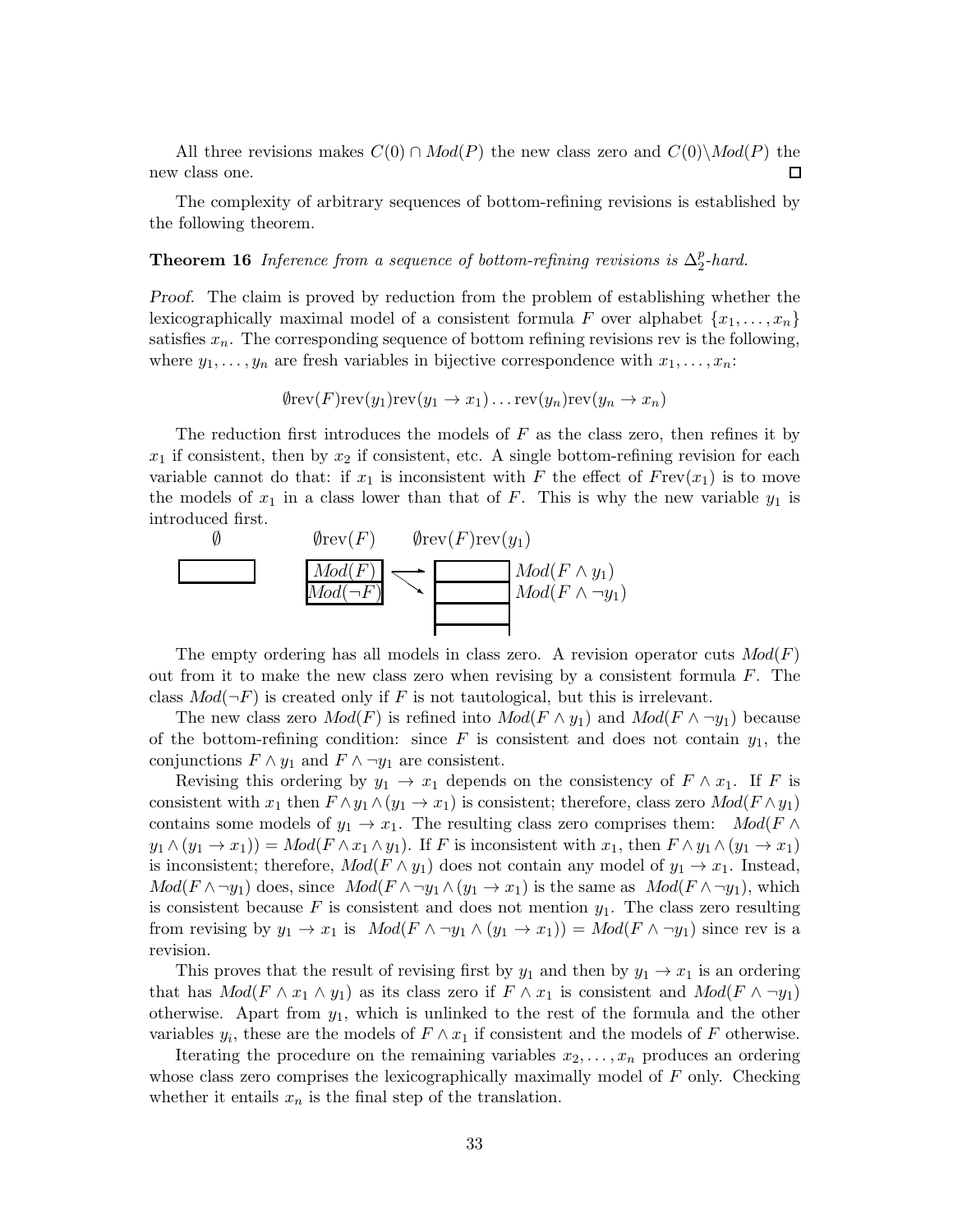All three revisions makes $C(0) \cap Mod(P)$ the new class zero and $C(0) \backslash Mod(P)$ the new class one. □

The complexity of arbitrary sequences of bottom-refining revisions is established by the following theorem.

**Theorem 16** *Inference from a sequence of bottom-refining revisions is $\Delta_2^p$-hard.*

*Proof.* The claim is proved by reduction from the problem of establishing whether the lexicographically maximal model of a consistent formula $F$ over alphabet $\{x_1, \ldots, x_n\}$ satisfies $x_n$. The corresponding sequence of bottom refining revisions rev is the following, where $y_1, \ldots, y_n$ are fresh variables in bijective correspondence with $x_1, \ldots, x_n$:

$$\emptyset \text{rev}(F)\text{rev}(y_1)\text{rev}(y_1 \rightarrow x_1) \ldots \text{rev}(y_n)\text{rev}(y_n \rightarrow x_n)$$

The reduction first introduces the models of $F$ as the class zero, then refines it by $x_1$ if consistent, then by $x_2$ if consistent, etc. A single bottom-refining revision for each variable cannot do that: if $x_1$ is inconsistent with $F$ the effect of $F\text{rev}(x_1)$ is to move the models of $x_1$ in a class lower than that of $F$. This is why the new variable $y_1$ is introduced first.

$\emptyset$ $\qquad$ $\emptyset\text{rev}(F)$ $\qquad$ $\emptyset\text{rev}(F)\text{rev}(y_1)$

$Mod(F)$ → $Mod(F \wedge y_1)$
$Mod(\neg F)$ → $Mod(F \wedge \neg y_1)$

The empty ordering has all models in class zero. A revision operator cuts $Mod(F)$ out from it to make the new class zero when revising by a consistent formula $F$. The class $Mod(\neg F)$ is created only if $F$ is not tautological, but this is irrelevant.

The new class zero $Mod(F)$ is refined into $Mod(F \wedge y_1)$ and $Mod(F \wedge \neg y_1)$ because of the bottom-refining condition: since $F$ is consistent and does not contain $y_1$, the conjunctions $F \wedge y_1$ and $F \wedge \neg y_1$ are consistent.

Revising this ordering by $y_1 \rightarrow x_1$ depends on the consistency of $F \wedge x_1$. If $F$ is consistent with $x_1$ then $F \wedge y_1 \wedge (y_1 \rightarrow x_1)$ is consistent; therefore, class zero $Mod(F \wedge y_1)$ contains some models of $y_1 \rightarrow x_1$. The resulting class zero comprises them: $Mod(F \wedge y_1 \wedge (y_1 \rightarrow x_1)) = Mod(F \wedge x_1 \wedge y_1)$. If $F$ is inconsistent with $x_1$, then $F \wedge y_1 \wedge (y_1 \rightarrow x_1)$ is inconsistent; therefore, $Mod(F \wedge y_1)$ does not contain any model of $y_1 \rightarrow x_1$. Instead, $Mod(F \wedge \neg y_1)$ does, since $Mod(F \wedge \neg y_1 \wedge (y_1 \rightarrow x_1)$ is the same as $Mod(F \wedge \neg y_1)$, which is consistent because $F$ is consistent and does not mention $y_1$. The class zero resulting from revising by $y_1 \rightarrow x_1$ is $Mod(F \wedge \neg y_1 \wedge (y_1 \rightarrow x_1)) = Mod(F \wedge \neg y_1)$ since rev is a revision.

This proves that the result of revising first by $y_1$ and then by $y_1 \rightarrow x_1$ is an ordering that has $Mod(F \wedge x_1 \wedge y_1)$ as its class zero if $F \wedge x_1$ is consistent and $Mod(F \wedge \neg y_1)$ otherwise. Apart from $y_1$, which is unlinked to the rest of the formula and the other variables $y_i$, these are the models of $F \wedge x_1$ if consistent and the models of $F$ otherwise.

Iterating the procedure on the remaining variables $x_2, \ldots, x_n$ produces an ordering whose class zero comprises the lexicographically maximally model of $F$ only. Checking whether it entails $x_n$ is the final step of the translation.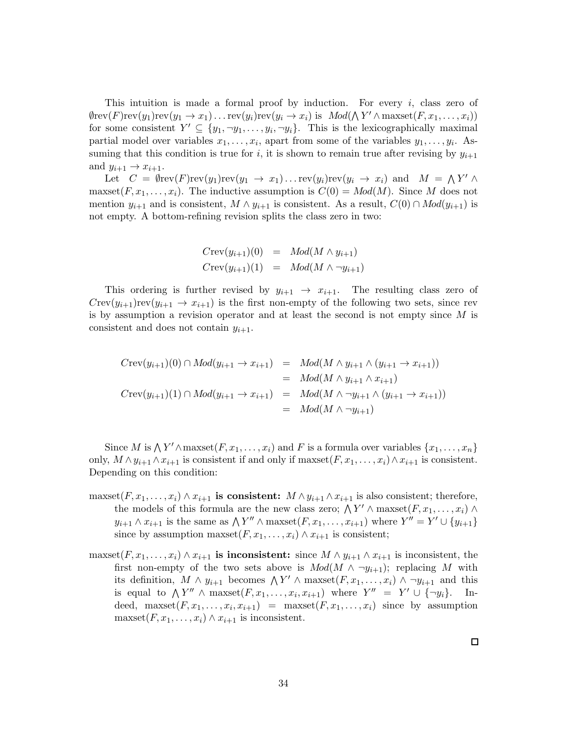This intuition is made a formal proof by induction. For every $i$, class zero of $\emptyset\text{rev}(F)\text{rev}(y_1)\text{rev}(y_1 \rightarrow x_1)\ldots\text{rev}(y_i)\text{rev}(y_i \rightarrow x_i)$ is $\mathit{Mod}(\bigwedge Y' \wedge \text{maxset}(F, x_1, \ldots, x_i))$ for some consistent $Y' \subseteq \{y_1, \neg y_1, \ldots, y_i, \neg y_i\}$. This is the lexicographically maximal partial model over variables $x_1, \ldots, x_i$, apart from some of the variables $y_1, \ldots, y_i$. Assuming that this condition is true for $i$, it is shown to remain true after revising by $y_{i+1}$ and $y_{i+1} \rightarrow x_{i+1}$.

Let $C = \emptyset\text{rev}(F)\text{rev}(y_1)\text{rev}(y_1 \rightarrow x_1)\ldots\text{rev}(y_i)\text{rev}(y_i \rightarrow x_i)$ and $M = \bigwedge Y' \wedge \text{maxset}(F, x_1, \ldots, x_i)$. The inductive assumption is $C(0) = \mathit{Mod}(M)$. Since $M$ does not mention $y_{i+1}$ and is consistent, $M \wedge y_{i+1}$ is consistent. As a result, $C(0) \cap \mathit{Mod}(y_{i+1})$ is not empty. A bottom-refining revision splits the class zero in two:

$$
\begin{aligned}
C\text{rev}(y_{i+1})(0) &= \mathit{Mod}(M \wedge y_{i+1}) \\
C\text{rev}(y_{i+1})(1) &= \mathit{Mod}(M \wedge \neg y_{i+1})
\end{aligned}
$$

This ordering is further revised by $y_{i+1} \rightarrow x_{i+1}$. The resulting class zero of $C\text{rev}(y_{i+1})\text{rev}(y_{i+1} \rightarrow x_{i+1})$ is the first non-empty of the following two sets, since rev is by assumption a revision operator and at least the second is not empty since $M$ is consistent and does not contain $y_{i+1}$.

$$
\begin{aligned}
C\text{rev}(y_{i+1})(0) \cap \mathit{Mod}(y_{i+1} \rightarrow x_{i+1}) &= \mathit{Mod}(M \wedge y_{i+1} \wedge (y_{i+1} \rightarrow x_{i+1})) \\
&= \mathit{Mod}(M \wedge y_{i+1} \wedge x_{i+1}) \\
C\text{rev}(y_{i+1})(1) \cap \mathit{Mod}(y_{i+1} \rightarrow x_{i+1}) &= \mathit{Mod}(M \wedge \neg y_{i+1} \wedge (y_{i+1} \rightarrow x_{i+1})) \\
&= \mathit{Mod}(M \wedge \neg y_{i+1})
\end{aligned}
$$

Since $M$ is $\bigwedge Y' \wedge \text{maxset}(F, x_1, \ldots, x_i)$ and $F$ is a formula over variables $\{x_1, \ldots, x_n\}$ only, $M \wedge y_{i+1} \wedge x_{i+1}$ is consistent if and only if $\text{maxset}(F, x_1, \ldots, x_i) \wedge x_{i+1}$ is consistent. Depending on this condition:

$\text{maxset}(F, x_1, \ldots, x_i) \wedge x_{i+1}$ **is consistent:** $M \wedge y_{i+1} \wedge x_{i+1}$ is also consistent; therefore, the models of this formula are the new class zero; $\bigwedge Y' \wedge \text{maxset}(F, x_1, \ldots, x_i) \wedge y_{i+1} \wedge x_{i+1}$ is the same as $\bigwedge Y'' \wedge \text{maxset}(F, x_1, \ldots, x_{i+1})$ where $Y'' = Y' \cup \{y_{i+1}\}$ since by assumption $\text{maxset}(F, x_1, \ldots, x_i) \wedge x_{i+1}$ is consistent;

$\text{maxset}(F, x_1, \ldots, x_i) \wedge x_{i+1}$ **is inconsistent:** since $M \wedge y_{i+1} \wedge x_{i+1}$ is inconsistent, the first non-empty of the two sets above is $\mathit{Mod}(M \wedge \neg y_{i+1})$; replacing $M$ with its definition, $M \wedge y_{i+1}$ becomes $\bigwedge Y' \wedge \text{maxset}(F, x_1, \ldots, x_i) \wedge \neg y_{i+1}$ and this is equal to $\bigwedge Y'' \wedge \text{maxset}(F, x_1, \ldots, x_i, x_{i+1})$ where $Y'' = Y' \cup \{\neg y_i\}$. Indeed, $\text{maxset}(F, x_1, \ldots, x_i, x_{i+1}) = \text{maxset}(F, x_1, \ldots, x_i)$ since by assumption $\text{maxset}(F, x_1, \ldots, x_i) \wedge x_{i+1}$ is inconsistent.

□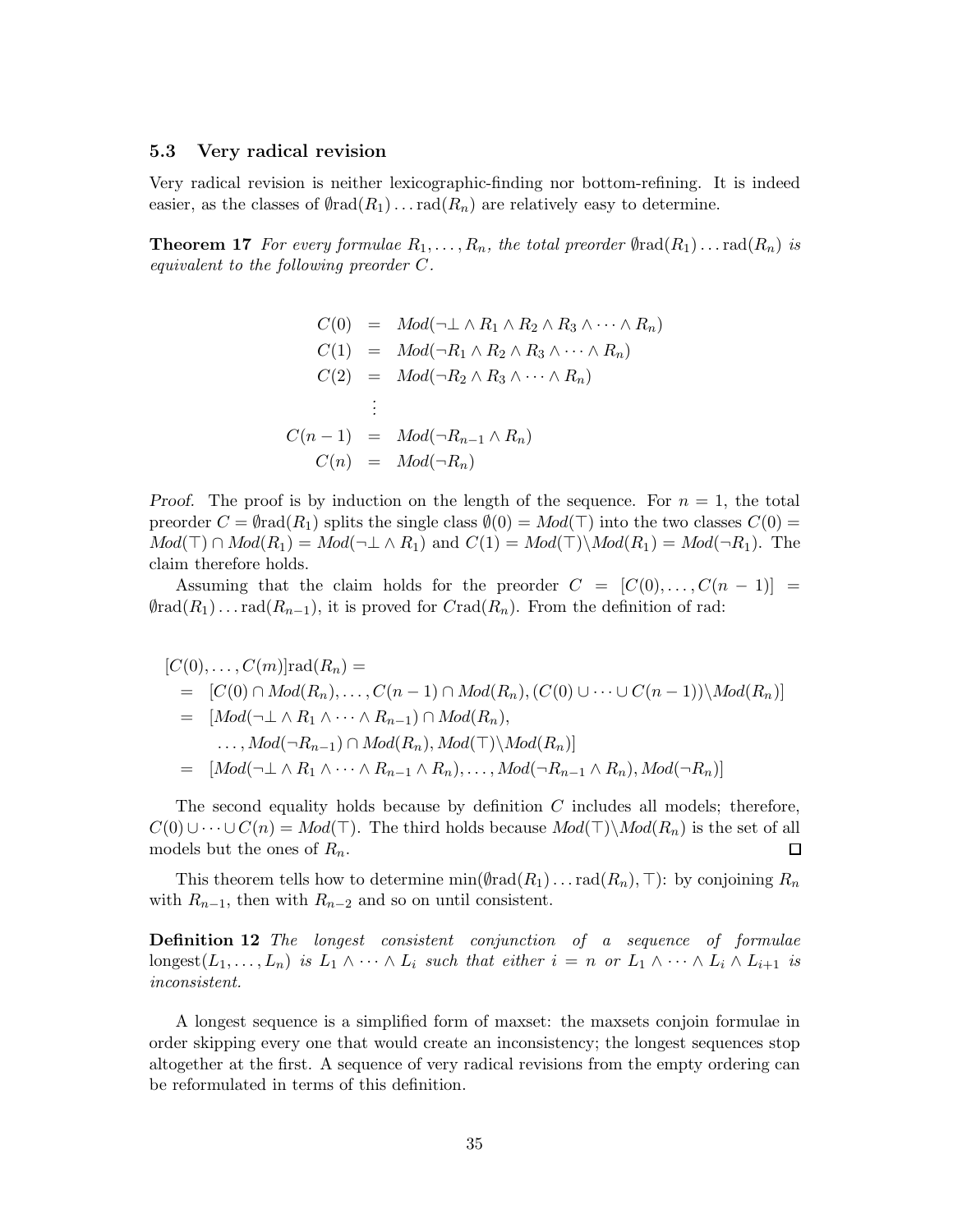### 5.3 Very radical revision

Very radical revision is neither lexicographic-finding nor bottom-refining. It is indeed easier, as the classes of $\emptyset \mathrm{rad}(R_1) \ldots \mathrm{rad}(R_n)$ are relatively easy to determine.

**Theorem 17** *For every formulae $R_1, \ldots, R_n$, the total preorder $\emptyset \mathrm{rad}(R_1) \ldots \mathrm{rad}(R_n)$ is equivalent to the following preorder $C$.*

$$
\begin{array}{rcl}
C(0) & = & Mod(\neg\bot \wedge R_1 \wedge R_2 \wedge R_3 \wedge \cdots \wedge R_n) \\
C(1) & = & Mod(\neg R_1 \wedge R_2 \wedge R_3 \wedge \cdots \wedge R_n) \\
C(2) & = & Mod(\neg R_2 \wedge R_3 \wedge \cdots \wedge R_n) \\
 & \vdots & \\
C(n-1) & = & Mod(\neg R_{n-1} \wedge R_n) \\
C(n) & = & Mod(\neg R_n)
\end{array}
$$

*Proof.* The proof is by induction on the length of the sequence. For $n = 1$, the total preorder $C = \emptyset \mathrm{rad}(R_1)$ splits the single class $\emptyset(0) = Mod(\top)$ into the two classes $C(0) = Mod(\top) \cap Mod(R_1) = Mod(\neg\bot \wedge R_1)$ and $C(1) = Mod(\top) \backslash Mod(R_1) = Mod(\neg R_1)$. The claim therefore holds.

Assuming that the claim holds for the preorder $C = [C(0), \ldots, C(n-1)] = \emptyset \mathrm{rad}(R_1) \ldots \mathrm{rad}(R_{n-1})$, it is proved for $C\mathrm{rad}(R_n)$. From the definition of rad:

$$
\begin{array}{l}
[C(0), \ldots, C(m)]\mathrm{rad}(R_n) = \\
\quad = \ [C(0) \cap Mod(R_n), \ldots, C(n-1) \cap Mod(R_n), (C(0) \cup \cdots \cup C(n-1)) \backslash Mod(R_n)] \\
\quad = \ [Mod(\neg\bot \wedge R_1 \wedge \cdots \wedge R_{n-1}) \cap Mod(R_n), \\
\qquad\quad \ldots, Mod(\neg R_{n-1}) \cap Mod(R_n), Mod(\top) \backslash Mod(R_n)] \\
\quad = \ [Mod(\neg\bot \wedge R_1 \wedge \cdots \wedge R_{n-1} \wedge R_n), \ldots, Mod(\neg R_{n-1} \wedge R_n), Mod(\neg R_n)]
\end{array}
$$

The second equality holds because by definition $C$ includes all models; therefore, $C(0) \cup \cdots \cup C(n) = Mod(\top)$. The third holds because $Mod(\top) \backslash Mod(R_n)$ is the set of all models but the ones of $R_n$. □

This theorem tells how to determine $\min(\emptyset \mathrm{rad}(R_1) \ldots \mathrm{rad}(R_n), \top)$: by conjoining $R_n$ with $R_{n-1}$, then with $R_{n-2}$ and so on until consistent.

**Definition 12** *The longest consistent conjunction of a sequence of formulae $\mathrm{longest}(L_1, \ldots, L_n)$ is $L_1 \wedge \cdots \wedge L_i$ such that either $i = n$ or $L_1 \wedge \cdots \wedge L_i \wedge L_{i+1}$ is inconsistent.*

A longest sequence is a simplified form of maxset: the maxsets conjoin formulae in order skipping every one that would create an inconsistency; the longest sequences stop altogether at the first. A sequence of very radical revisions from the empty ordering can be reformulated in terms of this definition.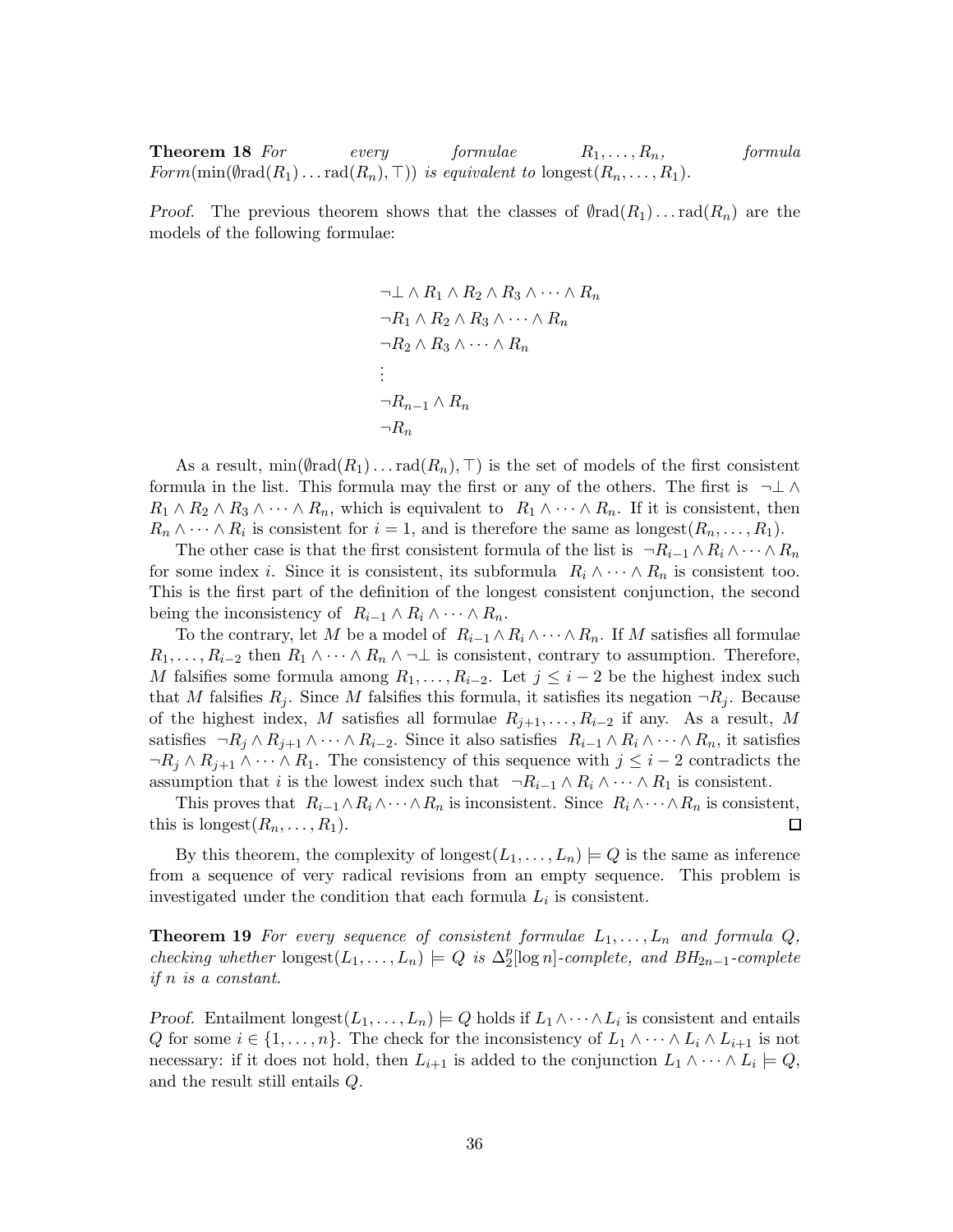**Theorem 18** *For every formulae $R_1, \ldots, R_n$, formula $Form(\min(\emptyset \text{rad}(R_1) \ldots \text{rad}(R_n), \top))$ is equivalent to $\text{longest}(R_n, \ldots, R_1)$.*

*Proof.* The previous theorem shows that the classes of $\emptyset \text{rad}(R_1) \ldots \text{rad}(R_n)$ are the models of the following formulae:

$$
\begin{aligned}
&\neg\bot \wedge R_1 \wedge R_2 \wedge R_3 \wedge \cdots \wedge R_n \\
&\neg R_1 \wedge R_2 \wedge R_3 \wedge \cdots \wedge R_n \\
&\neg R_2 \wedge R_3 \wedge \cdots \wedge R_n \\
&\vdots \\
&\neg R_{n-1} \wedge R_n \\
&\neg R_n
\end{aligned}
$$

As a result, $\min(\emptyset \text{rad}(R_1) \ldots \text{rad}(R_n), \top)$ is the set of models of the first consistent formula in the list. This formula may the first or any of the others. The first is $\neg\bot \wedge R_1 \wedge R_2 \wedge R_3 \wedge \cdots \wedge R_n$, which is equivalent to $R_1 \wedge \cdots \wedge R_n$. If it is consistent, then $R_n \wedge \cdots \wedge R_i$ is consistent for $i = 1$, and is therefore the same as $\text{longest}(R_n, \ldots, R_1)$.

The other case is that the first consistent formula of the list is $\neg R_{i-1} \wedge R_i \wedge \cdots \wedge R_n$ for some index $i$. Since it is consistent, its subformula $R_i \wedge \cdots \wedge R_n$ is consistent too. This is the first part of the definition of the longest consistent conjunction, the second being the inconsistency of $R_{i-1} \wedge R_i \wedge \cdots \wedge R_n$.

To the contrary, let $M$ be a model of $R_{i-1} \wedge R_i \wedge \cdots \wedge R_n$. If $M$ satisfies all formulae $R_1, \ldots, R_{i-2}$ then $R_1 \wedge \cdots \wedge R_n \wedge \neg\bot$ is consistent, contrary to assumption. Therefore, $M$ falsifies some formula among $R_1, \ldots, R_{i-2}$. Let $j \leq i-2$ be the highest index such that $M$ falsifies $R_j$. Since $M$ falsifies this formula, it satisfies its negation $\neg R_j$. Because of the highest index, $M$ satisfies all formulae $R_{j+1}, \ldots, R_{i-2}$ if any. As a result, $M$ satisfies $\neg R_j \wedge R_{j+1} \wedge \cdots \wedge R_{i-2}$. Since it also satisfies $R_{i-1} \wedge R_i \wedge \cdots \wedge R_n$, it satisfies $\neg R_j \wedge R_{j+1} \wedge \cdots \wedge R_1$. The consistency of this sequence with $j \leq i-2$ contradicts the assumption that $i$ is the lowest index such that $\neg R_{i-1} \wedge R_i \wedge \cdots \wedge R_1$ is consistent.

This proves that $R_{i-1} \wedge R_i \wedge \cdots \wedge R_n$ is inconsistent. Since $R_i \wedge \cdots \wedge R_n$ is consistent, this is $\text{longest}(R_n, \ldots, R_1)$. ☐

By this theorem, the complexity of $\text{longest}(L_1, \ldots, L_n) \models Q$ is the same as inference from a sequence of very radical revisions from an empty sequence. This problem is investigated under the condition that each formula $L_i$ is consistent.

**Theorem 19** *For every sequence of consistent formulae $L_1, \ldots, L_n$ and formula $Q$, checking whether $\text{longest}(L_1, \ldots, L_n) \models Q$ is $\Delta_2^p[\log n]$-complete, and $BH_{2n-1}$-complete if $n$ is a constant.*

*Proof.* Entailment $\text{longest}(L_1, \ldots, L_n) \models Q$ holds if $L_1 \wedge \cdots \wedge L_i$ is consistent and entails $Q$ for some $i \in \{1, \ldots, n\}$. The check for the inconsistency of $L_1 \wedge \cdots \wedge L_i \wedge L_{i+1}$ is not necessary: if it does not hold, then $L_{i+1}$ is added to the conjunction $L_1 \wedge \cdots \wedge L_i \models Q$, and the result still entails $Q$.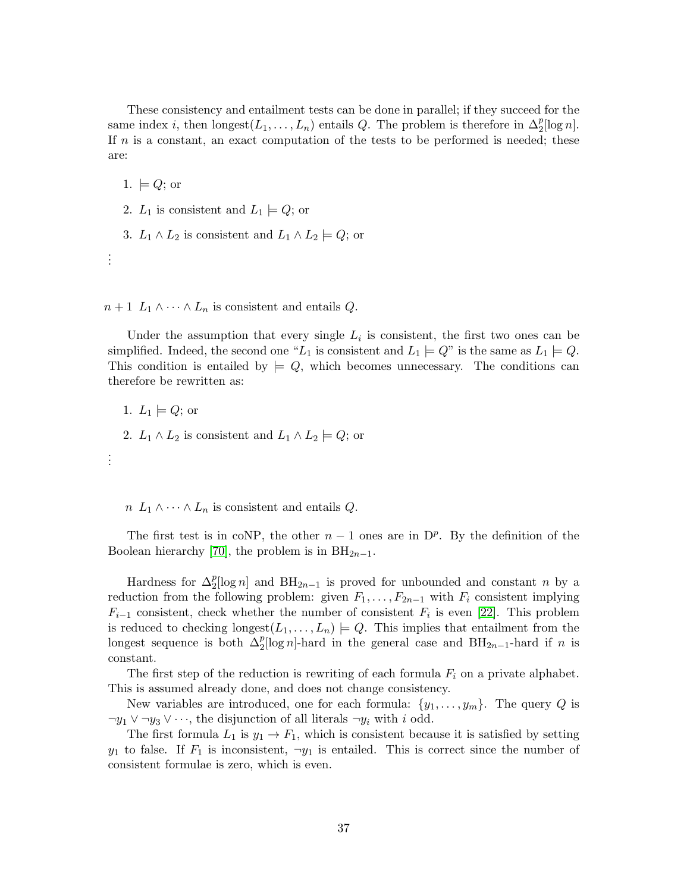These consistency and entailment tests can be done in parallel; if they succeed for the same index $i$, then $\text{longest}(L_1, \ldots, L_n)$ entails $Q$. The problem is therefore in $\Delta_2^p[\log n]$. If $n$ is a constant, an exact computation of the tests to be performed is needed; these are:

1. $\models Q$; or
2. $L_1$ is consistent and $L_1 \models Q$; or
3. $L_1 \wedge L_2$ is consistent and $L_1 \wedge L_2 \models Q$; or

$\vdots$

$n+1$ $L_1 \wedge \cdots \wedge L_n$ is consistent and entails $Q$.

Under the assumption that every single $L_i$ is consistent, the first two ones can be simplified. Indeed, the second one "$L_1$ is consistent and $L_1 \models Q$" is the same as $L_1 \models Q$. This condition is entailed by $\models Q$, which becomes unnecessary. The conditions can therefore be rewritten as:

1. $L_1 \models Q$; or
2. $L_1 \wedge L_2$ is consistent and $L_1 \wedge L_2 \models Q$; or

$\vdots$

$n$ $L_1 \wedge \cdots \wedge L_n$ is consistent and entails $Q$.

The first test is in coNP, the other $n-1$ ones are in $\text{D}^p$. By the definition of the Boolean hierarchy [70], the problem is in $\text{BH}_{2n-1}$.

Hardness for $\Delta_2^p[\log n]$ and $\text{BH}_{2n-1}$ is proved for unbounded and constant $n$ by a reduction from the following problem: given $F_1, \ldots, F_{2n-1}$ with $F_i$ consistent implying $F_{i-1}$ consistent, check whether the number of consistent $F_i$ is even [22]. This problem is reduced to checking $\text{longest}(L_1, \ldots, L_n) \models Q$. This implies that entailment from the longest sequence is both $\Delta_2^p[\log n]$-hard in the general case and $\text{BH}_{2n-1}$-hard if $n$ is constant.

The first step of the reduction is rewriting of each formula $F_i$ on a private alphabet. This is assumed already done, and does not change consistency.

New variables are introduced, one for each formula: $\{y_1, \ldots, y_m\}$. The query $Q$ is $\neg y_1 \vee \neg y_3 \vee \cdots$, the disjunction of all literals $\neg y_i$ with $i$ odd.

The first formula $L_1$ is $y_1 \rightarrow F_1$, which is consistent because it is satisfied by setting $y_1$ to false. If $F_1$ is inconsistent, $\neg y_1$ is entailed. This is correct since the number of consistent formulae is zero, which is even.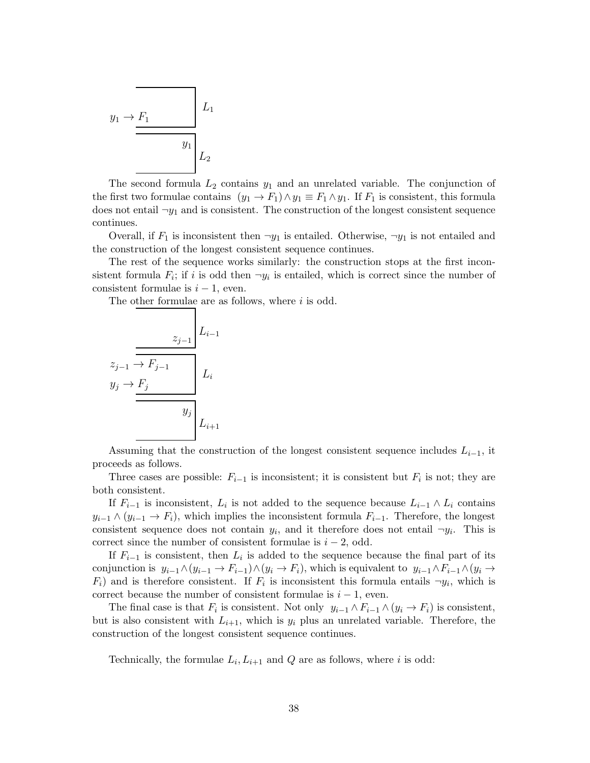$y_1 \rightarrow F_1$ &nbsp;&nbsp; $L_1$

$y_1$ &nbsp;&nbsp; $L_2$

The second formula $L_2$ contains $y_1$ and an unrelated variable. The conjunction of the first two formulae contains $(y_1 \rightarrow F_1) \wedge y_1 \equiv F_1 \wedge y_1$. If $F_1$ is consistent, this formula does not entail $\neg y_1$ and is consistent. The construction of the longest consistent sequence continues.

Overall, if $F_1$ is inconsistent then $\neg y_1$ is entailed. Otherwise, $\neg y_1$ is not entailed and the construction of the longest consistent sequence continues.

The rest of the sequence works similarly: the construction stops at the first inconsistent formula $F_i$; if $i$ is odd then $\neg y_i$ is entailed, which is correct since the number of consistent formulae is $i - 1$, even.

The other formulae are as follows, where $i$ is odd.

$z_{j-1}$ &nbsp;&nbsp; $L_{i-1}$

$z_{j-1} \rightarrow F_{j-1}$
$y_j \rightarrow F_j$ &nbsp;&nbsp; $L_i$

$y_j$ &nbsp;&nbsp; $L_{i+1}$

Assuming that the construction of the longest consistent sequence includes $L_{i-1}$, it proceeds as follows.

Three cases are possible: $F_{i-1}$ is inconsistent; it is consistent but $F_i$ is not; they are both consistent.

If $F_{i-1}$ is inconsistent, $L_i$ is not added to the sequence because $L_{i-1} \wedge L_i$ contains $y_{i-1} \wedge (y_{i-1} \rightarrow F_i)$, which implies the inconsistent formula $F_{i-1}$. Therefore, the longest consistent sequence does not contain $y_i$, and it therefore does not entail $\neg y_i$. This is correct since the number of consistent formulae is $i - 2$, odd.

If $F_{i-1}$ is consistent, then $L_i$ is added to the sequence because the final part of its conjunction is $y_{i-1} \wedge (y_{i-1} \rightarrow F_{i-1}) \wedge (y_i \rightarrow F_i)$, which is equivalent to $y_{i-1} \wedge F_{i-1} \wedge (y_i \rightarrow F_i)$ and is therefore consistent. If $F_i$ is inconsistent this formula entails $\neg y_i$, which is correct because the number of consistent formulae is $i - 1$, even.

The final case is that $F_i$ is consistent. Not only $y_{i-1} \wedge F_{i-1} \wedge (y_i \rightarrow F_i)$ is consistent, but is also consistent with $L_{i+1}$, which is $y_i$ plus an unrelated variable. Therefore, the construction of the longest consistent sequence continues.

Technically, the formulae $L_i, L_{i+1}$ and $Q$ are as follows, where $i$ is odd: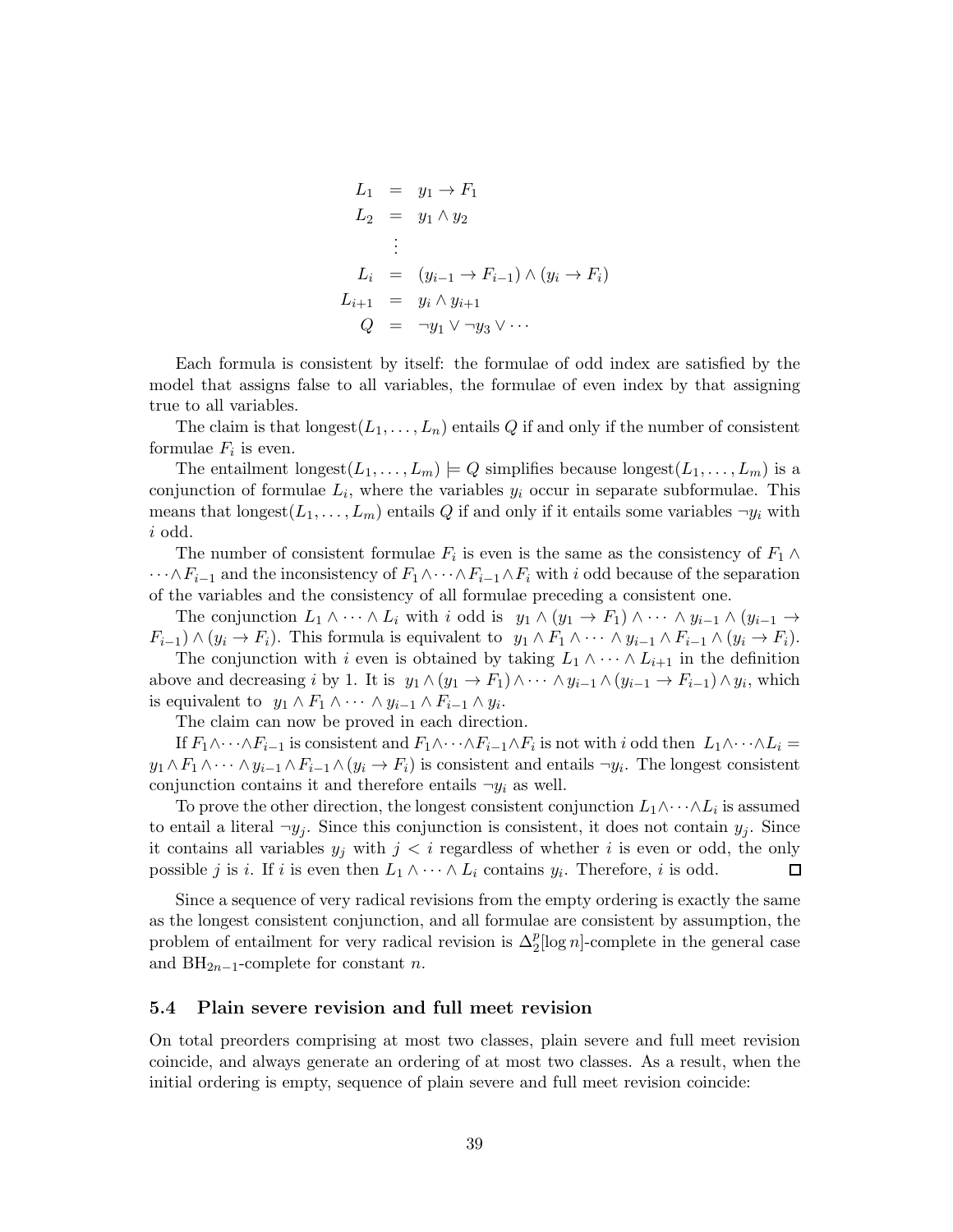$$
\begin{array}{rcl}
L_1 & = & y_1 \rightarrow F_1 \\
L_2 & = & y_1 \wedge y_2 \\
 & \vdots & \\
L_i & = & (y_{i-1} \rightarrow F_{i-1}) \wedge (y_i \rightarrow F_i) \\
L_{i+1} & = & y_i \wedge y_{i+1} \\
Q & = & \neg y_1 \vee \neg y_3 \vee \cdots
\end{array}
$$

Each formula is consistent by itself: the formulae of odd index are satisfied by the model that assigns false to all variables, the formulae of even index by that assigning true to all variables.

The claim is that $\text{longest}(L_1, \ldots, L_n)$ entails $Q$ if and only if the number of consistent formulae $F_i$ is even.

The entailment $\text{longest}(L_1, \ldots, L_m) \models Q$ simplifies because $\text{longest}(L_1, \ldots, L_m)$ is a conjunction of formulae $L_i$, where the variables $y_i$ occur in separate subformulae. This means that $\text{longest}(L_1, \ldots, L_m)$ entails $Q$ if and only if it entails some variables $\neg y_i$ with $i$ odd.

The number of consistent formulae $F_i$ is even is the same as the consistency of $F_1 \wedge \cdots \wedge F_{i-1}$ and the inconsistency of $F_1 \wedge \cdots \wedge F_{i-1} \wedge F_i$ with $i$ odd because of the separation of the variables and the consistency of all formulae preceding a consistent one.

The conjunction $L_1 \wedge \cdots \wedge L_i$ with $i$ odd is $y_1 \wedge (y_1 \rightarrow F_1) \wedge \cdots \wedge y_{i-1} \wedge (y_{i-1} \rightarrow F_{i-1}) \wedge (y_i \rightarrow F_i)$. This formula is equivalent to $y_1 \wedge F_1 \wedge \cdots \wedge y_{i-1} \wedge F_{i-1} \wedge (y_i \rightarrow F_i)$.

The conjunction with $i$ even is obtained by taking $L_1 \wedge \cdots \wedge L_{i+1}$ in the definition above and decreasing $i$ by 1. It is $y_1 \wedge (y_1 \rightarrow F_1) \wedge \cdots \wedge y_{i-1} \wedge (y_{i-1} \rightarrow F_{i-1}) \wedge y_i$, which is equivalent to $y_1 \wedge F_1 \wedge \cdots \wedge y_{i-1} \wedge F_{i-1} \wedge y_i$.

The claim can now be proved in each direction.

If $F_1 \wedge \cdots \wedge F_{i-1}$ is consistent and $F_1 \wedge \cdots \wedge F_{i-1} \wedge F_i$ is not with $i$ odd then $L_1 \wedge \cdots \wedge L_i = y_1 \wedge F_1 \wedge \cdots \wedge y_{i-1} \wedge F_{i-1} \wedge (y_i \rightarrow F_i)$ is consistent and entails $\neg y_i$. The longest consistent conjunction contains it and therefore entails $\neg y_i$ as well.

To prove the other direction, the longest consistent conjunction $L_1 \wedge \cdots \wedge L_i$ is assumed to entail a literal $\neg y_j$. Since this conjunction is consistent, it does not contain $y_j$. Since it contains all variables $y_j$ with $j < i$ regardless of whether $i$ is even or odd, the only possible $j$ is $i$. If $i$ is even then $L_1 \wedge \cdots \wedge L_i$ contains $y_i$. Therefore, $i$ is odd. □

Since a sequence of very radical revisions from the empty ordering is exactly the same as the longest consistent conjunction, and all formulae are consistent by assumption, the problem of entailment for very radical revision is $\Delta_2^p[\log n]$-complete in the general case and $\text{BH}_{2n-1}$-complete for constant $n$.

### 5.4 Plain severe revision and full meet revision

On total preorders comprising at most two classes, plain severe and full meet revision coincide, and always generate an ordering of at most two classes. As a result, when the initial ordering is empty, sequence of plain severe and full meet revision coincide: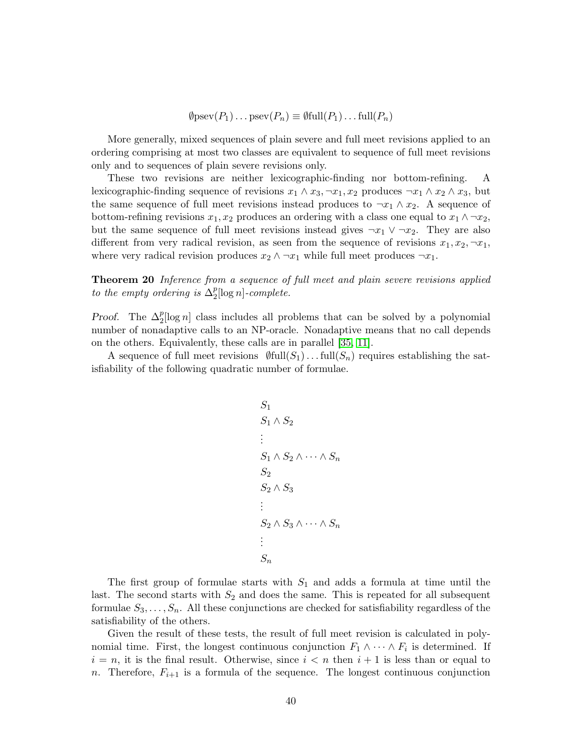$$\emptyset \text{psev}(P_1) \dots \text{psev}(P_n) \equiv \emptyset \text{full}(P_1) \dots \text{full}(P_n)$$

More generally, mixed sequences of plain severe and full meet revisions applied to an ordering comprising at most two classes are equivalent to sequence of full meet revisions only and to sequences of plain severe revisions only.

These two revisions are neither lexicographic-finding nor bottom-refining. A lexicographic-finding sequence of revisions $x_1 \wedge x_3, \neg x_1, x_2$ produces $\neg x_1 \wedge x_2 \wedge x_3$, but the same sequence of full meet revisions instead produces to $\neg x_1 \wedge x_2$. A sequence of bottom-refining revisions $x_1, x_2$ produces an ordering with a class one equal to $x_1 \wedge \neg x_2$, but the same sequence of full meet revisions instead gives $\neg x_1 \vee \neg x_2$. They are also different from very radical revision, as seen from the sequence of revisions $x_1, x_2, \neg x_1$, where very radical revision produces $x_2 \wedge \neg x_1$ while full meet produces $\neg x_1$.

**Theorem 20** *Inference from a sequence of full meet and plain severe revisions applied to the empty ordering is $\Delta_2^p[\log n]$-complete.*

*Proof.* The $\Delta_2^p[\log n]$ class includes all problems that can be solved by a polynomial number of nonadaptive calls to an NP-oracle. Nonadaptive means that no call depends on the others. Equivalently, these calls are in parallel [35, 11].

A sequence of full meet revisions $\emptyset \text{full}(S_1) \dots \text{full}(S_n)$ requires establishing the satisfiability of the following quadratic number of formulae.

$$
\begin{array}{l}
S_1 \\
S_1 \wedge S_2 \\
\vdots \\
S_1 \wedge S_2 \wedge \cdots \wedge S_n \\
S_2 \\
S_2 \wedge S_3 \\
\vdots \\
S_2 \wedge S_3 \wedge \cdots \wedge S_n \\
\vdots \\
S_n
\end{array}
$$

The first group of formulae starts with $S_1$ and adds a formula at time until the last. The second starts with $S_2$ and does the same. This is repeated for all subsequent formulae $S_3, \dots, S_n$. All these conjunctions are checked for satisfiability regardless of the satisfiability of the others.

Given the result of these tests, the result of full meet revision is calculated in polynomial time. First, the longest continuous conjunction $F_1 \wedge \cdots \wedge F_i$ is determined. If $i = n$, it is the final result. Otherwise, since $i < n$ then $i + 1$ is less than or equal to $n$. Therefore, $F_{i+1}$ is a formula of the sequence. The longest continuous conjunction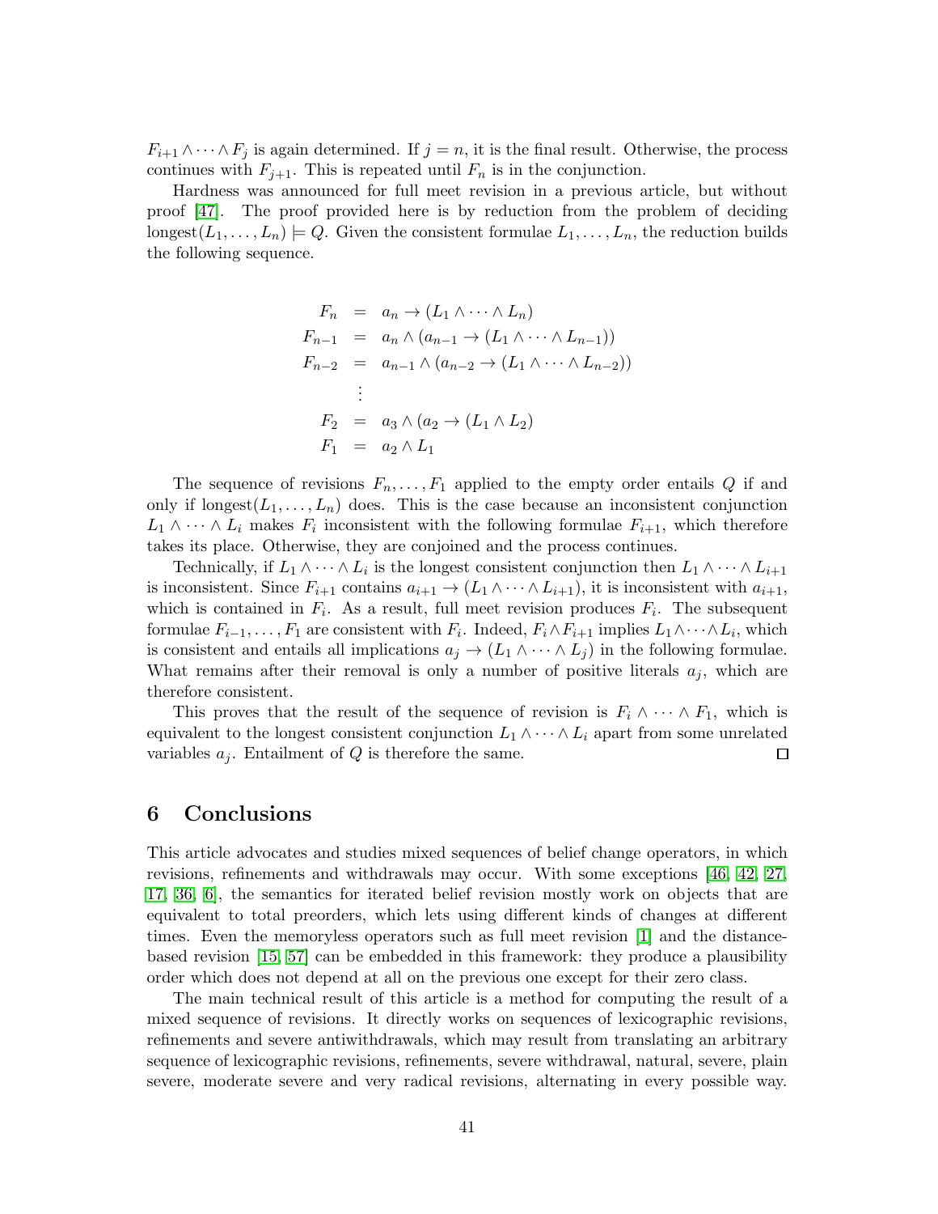$F_{i+1} \wedge \cdots \wedge F_j$ is again determined. If $j = n$, it is the final result. Otherwise, the process continues with $F_{j+1}$. This is repeated until $F_n$ is in the conjunction.

Hardness was announced for full meet revision in a previous article, but without proof [47]. The proof provided here is by reduction from the problem of deciding $\text{longest}(L_1, \ldots, L_n) \models Q$. Given the consistent formulae $L_1, \ldots, L_n$, the reduction builds the following sequence.

$$
\begin{aligned}
F_n &= a_n \rightarrow (L_1 \wedge \cdots \wedge L_n) \\
F_{n-1} &= a_n \wedge (a_{n-1} \rightarrow (L_1 \wedge \cdots \wedge L_{n-1})) \\
F_{n-2} &= a_{n-1} \wedge (a_{n-2} \rightarrow (L_1 \wedge \cdots \wedge L_{n-2})) \\
&\vdots \\
F_2 &= a_3 \wedge (a_2 \rightarrow (L_1 \wedge L_2)) \\
F_1 &= a_2 \wedge L_1
\end{aligned}
$$

The sequence of revisions $F_n, \ldots, F_1$ applied to the empty order entails $Q$ if and only if $\text{longest}(L_1, \ldots, L_n)$ does. This is the case because an inconsistent conjunction $L_1 \wedge \cdots \wedge L_i$ makes $F_i$ inconsistent with the following formulae $F_{i+1}$, which therefore takes its place. Otherwise, they are conjoined and the process continues.

Technically, if $L_1 \wedge \cdots \wedge L_i$ is the longest consistent conjunction then $L_1 \wedge \cdots \wedge L_{i+1}$ is inconsistent. Since $F_{i+1}$ contains $a_{i+1} \rightarrow (L_1 \wedge \cdots \wedge L_{i+1})$, it is inconsistent with $a_{i+1}$, which is contained in $F_i$. As a result, full meet revision produces $F_i$. The subsequent formulae $F_{i-1}, \ldots, F_1$ are consistent with $F_i$. Indeed, $F_i \wedge F_{i+1}$ implies $L_1 \wedge \cdots \wedge L_i$, which is consistent and entails all implications $a_j \rightarrow (L_1 \wedge \cdots \wedge L_j)$ in the following formulae. What remains after their removal is only a number of positive literals $a_j$, which are therefore consistent.

This proves that the result of the sequence of revision is $F_i \wedge \cdots \wedge F_1$, which is equivalent to the longest consistent conjunction $L_1 \wedge \cdots \wedge L_i$ apart from some unrelated variables $a_j$. Entailment of $Q$ is therefore the same. □

## 6 Conclusions

This article advocates and studies mixed sequences of belief change operators, in which revisions, refinements and withdrawals may occur. With some exceptions [46, 42, 27, 17, 36, 6], the semantics for iterated belief revision mostly work on objects that are equivalent to total preorders, which lets using different kinds of changes at different times. Even the memoryless operators such as full meet revision [1] and the distance-based revision [15, 57] can be embedded in this framework: they produce a plausibility order which does not depend at all on the previous one except for their zero class.

The main technical result of this article is a method for computing the result of a mixed sequence of revisions. It directly works on sequences of lexicographic revisions, refinements and severe antiwithdrawals, which may result from translating an arbitrary sequence of lexicographic revisions, refinements, severe withdrawal, natural, severe, plain severe, moderate severe and very radical revisions, alternating in every possible way.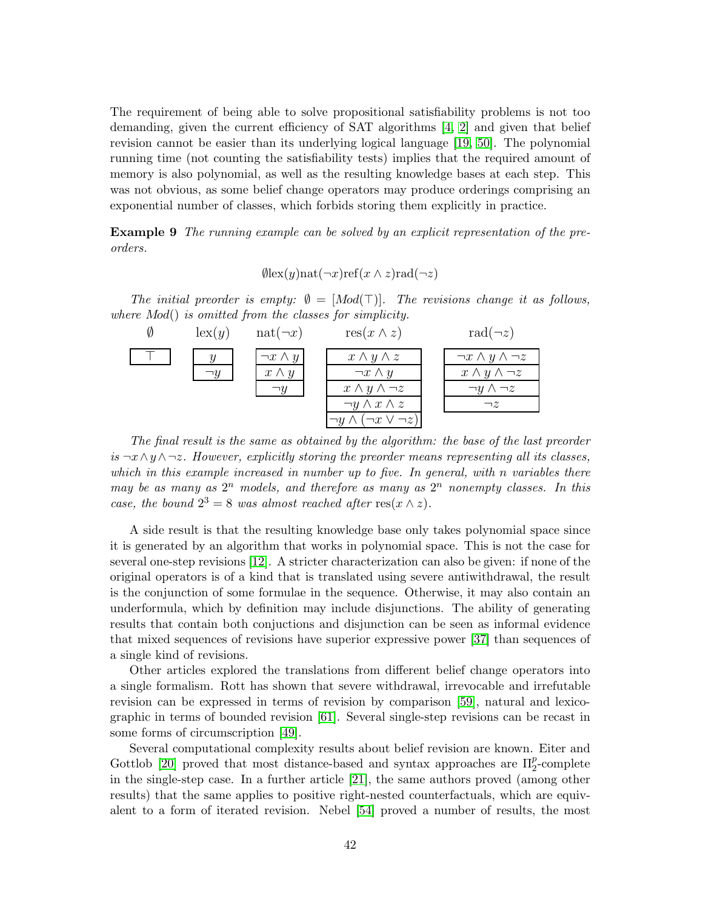The requirement of being able to solve propositional satisfiability problems is not too demanding, given the current efficiency of SAT algorithms [4, 2] and given that belief revision cannot be easier than its underlying logical language [19, 50]. The polynomial running time (not counting the satisfiability tests) implies that the required amount of memory is also polynomial, as well as the resulting knowledge bases at each step. This was not obvious, as some belief change operators may produce orderings comprising an exponential number of classes, which forbids storing them explicitly in practice.

**Example 9** *The running example can be solved by an explicit representation of the preorders.*

$$\emptyset \text{lex}(y)\text{nat}(\neg x)\text{ref}(x \wedge z)\text{rad}(\neg z)$$

*The initial preorder is empty: $\emptyset = [Mod(\top)]$. The revisions change it as follows, where $Mod()$ is omitted from the classes for simplicity.*

| $\emptyset$ | $\text{lex}(y)$ | $\text{nat}(\neg x)$ | $\text{res}(x \wedge z)$ | $\text{rad}(\neg z)$ |
|---|---|---|---|---|
| $\top$ | $y$ | $\neg x \wedge y$ | $x \wedge y \wedge z$ | $\neg x \wedge y \wedge \neg z$ |
| | $\neg y$ | $x \wedge y$ | $\neg x \wedge y$ | $x \wedge y \wedge \neg z$ |
| | | $\neg y$ | $x \wedge y \wedge \neg z$ | $\neg y \wedge \neg z$ |
| | | | $\neg y \wedge x \wedge z$ | $\neg z$ |
| | | | $\neg y \wedge (\neg x \vee \neg z)$ | |

*The final result is the same as obtained by the algorithm: the base of the last preorder is $\neg x \wedge y \wedge \neg z$. However, explicitly storing the preorder means representing all its classes, which in this example increased in number up to five. In general, with n variables there may be as many as $2^n$ models, and therefore as many as $2^n$ nonempty classes. In this case, the bound $2^3 = 8$ was almost reached after $\text{res}(x \wedge z)$.*

A side result is that the resulting knowledge base only takes polynomial space since it is generated by an algorithm that works in polynomial space. This is not the case for several one-step revisions [12]. A stricter characterization can also be given: if none of the original operators is of a kind that is translated using severe antiwithdrawal, the result is the conjunction of some formulae in the sequence. Otherwise, it may also contain an underformula, which by definition may include disjunctions. The ability of generating results that contain both conjuctions and disjunction can be seen as informal evidence that mixed sequences of revisions have superior expressive power [37] than sequences of a single kind of revisions.

Other articles explored the translations from different belief change operators into a single formalism. Rott has shown that severe withdrawal, irrevocable and irrefutable revision can be expressed in terms of revision by comparison [59], natural and lexicographic in terms of bounded revision [61]. Several single-step revisions can be recast in some forms of circumscription [49].

Several computational complexity results about belief revision are known. Eiter and Gottlob [20] proved that most distance-based and syntax approaches are $\Pi_2^p$-complete in the single-step case. In a further article [21], the same authors proved (among other results) that the same applies to positive right-nested counterfactuals, which are equivalent to a form of iterated revision. Nebel [54] proved a number of results, the most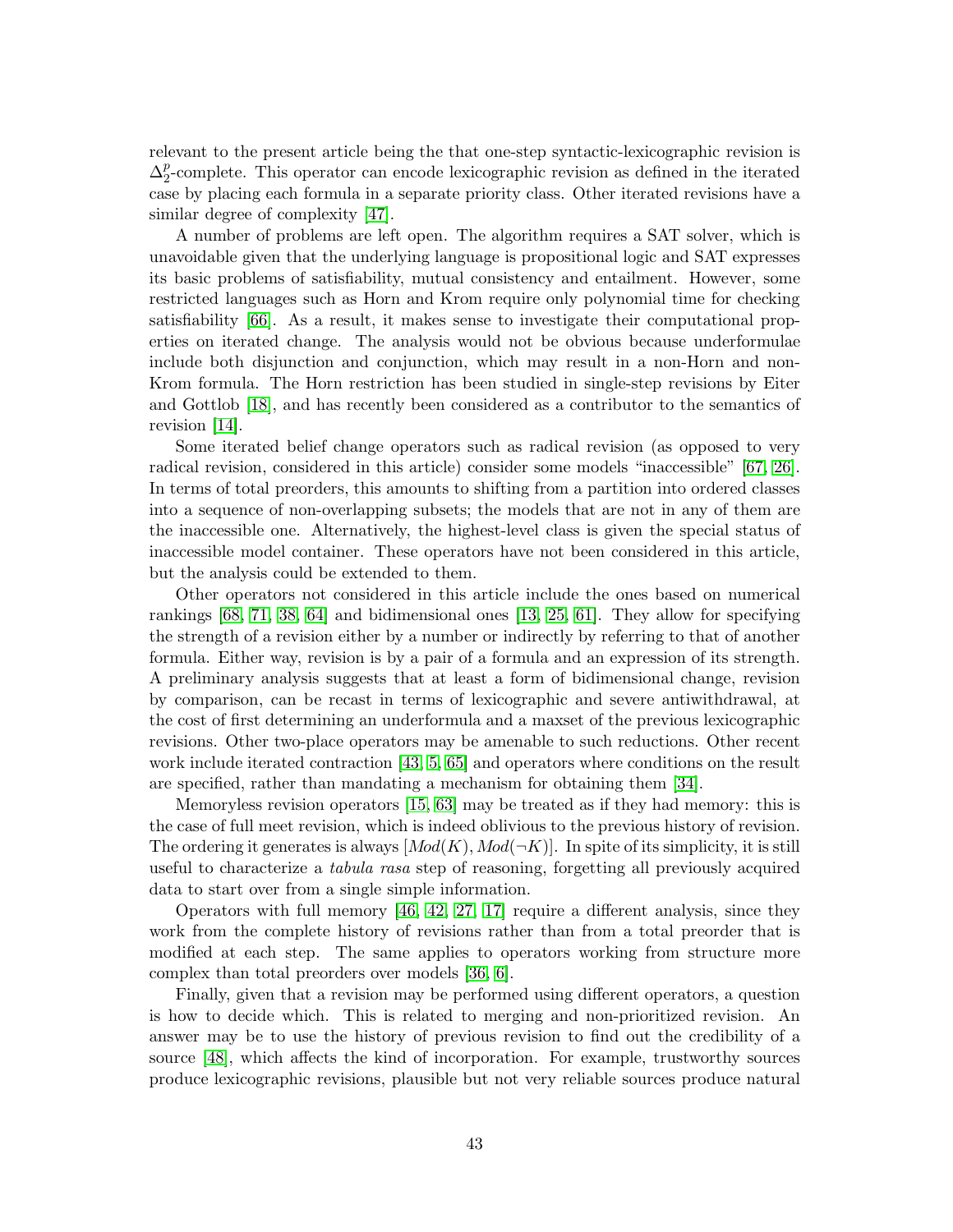relevant to the present article being the that one-step syntactic-lexicographic revision is $\Delta_2^p$-complete. This operator can encode lexicographic revision as defined in the iterated case by placing each formula in a separate priority class. Other iterated revisions have a similar degree of complexity [47].

A number of problems are left open. The algorithm requires a SAT solver, which is unavoidable given that the underlying language is propositional logic and SAT expresses its basic problems of satisfiability, mutual consistency and entailment. However, some restricted languages such as Horn and Krom require only polynomial time for checking satisfiability [66]. As a result, it makes sense to investigate their computational properties on iterated change. The analysis would not be obvious because underformulae include both disjunction and conjunction, which may result in a non-Horn and non-Krom formula. The Horn restriction has been studied in single-step revisions by Eiter and Gottlob [18], and has recently been considered as a contributor to the semantics of revision [14].

Some iterated belief change operators such as radical revision (as opposed to very radical revision, considered in this article) consider some models "inaccessible" [67, 26]. In terms of total preorders, this amounts to shifting from a partition into ordered classes into a sequence of non-overlapping subsets; the models that are not in any of them are the inaccessible one. Alternatively, the highest-level class is given the special status of inaccessible model container. These operators have not been considered in this article, but the analysis could be extended to them.

Other operators not considered in this article include the ones based on numerical rankings [68, 71, 38, 64] and bidimensional ones [13, 25, 61]. They allow for specifying the strength of a revision either by a number or indirectly by referring to that of another formula. Either way, revision is by a pair of a formula and an expression of its strength. A preliminary analysis suggests that at least a form of bidimensional change, revision by comparison, can be recast in terms of lexicographic and severe antiwithdrawal, at the cost of first determining an underformula and a maxset of the previous lexicographic revisions. Other two-place operators may be amenable to such reductions. Other recent work include iterated contraction [43, 5, 65] and operators where conditions on the result are specified, rather than mandating a mechanism for obtaining them [34].

Memoryless revision operators [15, 63] may be treated as if they had memory: this is the case of full meet revision, which is indeed oblivious to the previous history of revision. The ordering it generates is always $[Mod(K), Mod(\neg K)]$. In spite of its simplicity, it is still useful to characterize a *tabula rasa* step of reasoning, forgetting all previously acquired data to start over from a single simple information.

Operators with full memory [46, 42, 27, 17] require a different analysis, since they work from the complete history of revisions rather than from a total preorder that is modified at each step. The same applies to operators working from structure more complex than total preorders over models [36, 6].

Finally, given that a revision may be performed using different operators, a question is how to decide which. This is related to merging and non-prioritized revision. An answer may be to use the history of previous revision to find out the credibility of a source [48], which affects the kind of incorporation. For example, trustworthy sources produce lexicographic revisions, plausible but not very reliable sources produce natural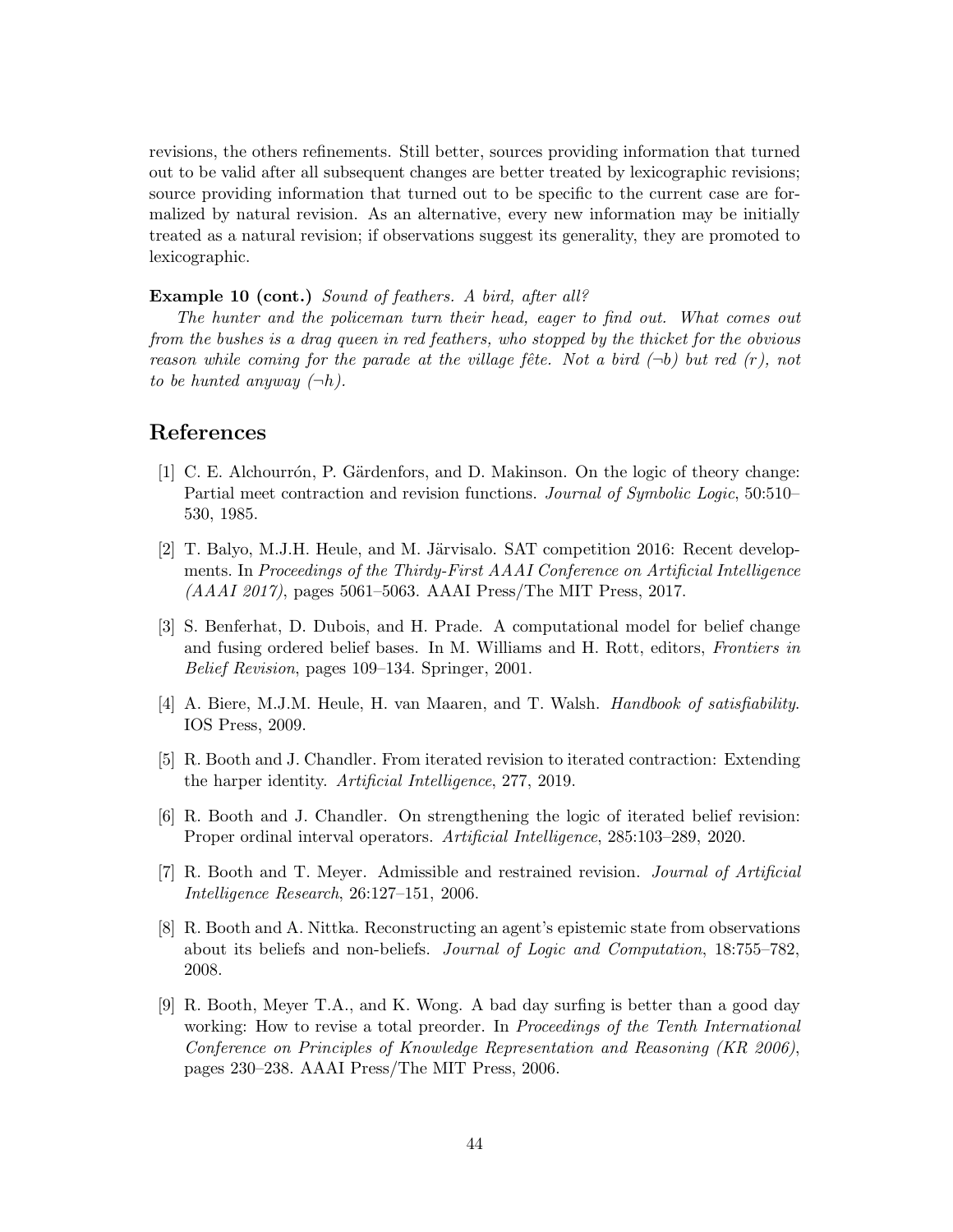revisions, the others refinements. Still better, sources providing information that turned out to be valid after all subsequent changes are better treated by lexicographic revisions; source providing information that turned out to be specific to the current case are formalized by natural revision. As an alternative, every new information may be initially treated as a natural revision; if observations suggest its generality, they are promoted to lexicographic.

**Example 10 (cont.)** *Sound of feathers. A bird, after all?*

*The hunter and the policeman turn their head, eager to find out. What comes out from the bushes is a drag queen in red feathers, who stopped by the thicket for the obvious reason while coming for the parade at the village fête. Not a bird ($\neg b$) but red ($r$), not to be hunted anyway ($\neg h$).*

## References

[1] C. E. Alchourrón, P. Gärdenfors, and D. Makinson. On the logic of theory change: Partial meet contraction and revision functions. *Journal of Symbolic Logic*, 50:510–530, 1985.

[2] T. Balyo, M.J.H. Heule, and M. Järvisalo. SAT competition 2016: Recent developments. In *Proceedings of the Thirdy-First AAAI Conference on Artificial Intelligence (AAAI 2017)*, pages 5061–5063. AAAI Press/The MIT Press, 2017.

[3] S. Benferhat, D. Dubois, and H. Prade. A computational model for belief change and fusing ordered belief bases. In M. Williams and H. Rott, editors, *Frontiers in Belief Revision*, pages 109–134. Springer, 2001.

[4] A. Biere, M.J.M. Heule, H. van Maaren, and T. Walsh. *Handbook of satisfiability*. IOS Press, 2009.

[5] R. Booth and J. Chandler. From iterated revision to iterated contraction: Extending the harper identity. *Artificial Intelligence*, 277, 2019.

[6] R. Booth and J. Chandler. On strengthening the logic of iterated belief revision: Proper ordinal interval operators. *Artificial Intelligence*, 285:103–289, 2020.

[7] R. Booth and T. Meyer. Admissible and restrained revision. *Journal of Artificial Intelligence Research*, 26:127–151, 2006.

[8] R. Booth and A. Nittka. Reconstructing an agent's epistemic state from observations about its beliefs and non-beliefs. *Journal of Logic and Computation*, 18:755–782, 2008.

[9] R. Booth, Meyer T.A., and K. Wong. A bad day surfing is better than a good day working: How to revise a total preorder. In *Proceedings of the Tenth International Conference on Principles of Knowledge Representation and Reasoning (KR 2006)*, pages 230–238. AAAI Press/The MIT Press, 2006.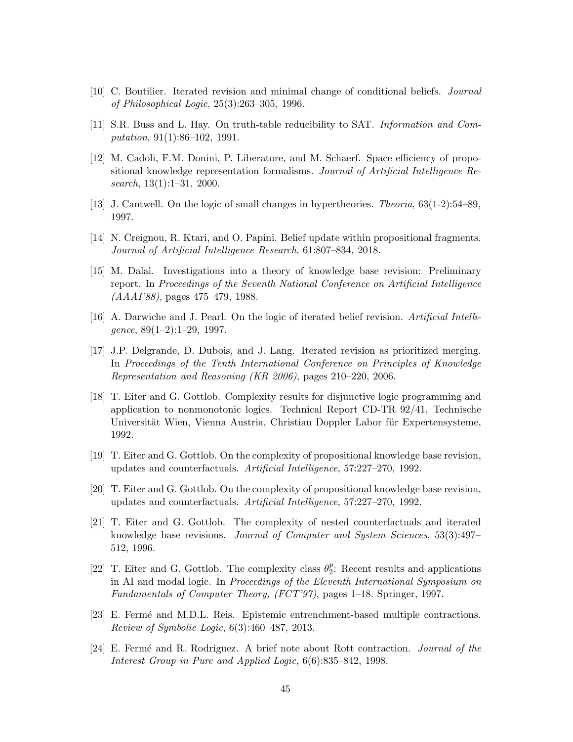[10] C. Boutilier. Iterated revision and minimal change of conditional beliefs. *Journal of Philosophical Logic*, 25(3):263–305, 1996.

[11] S.R. Buss and L. Hay. On truth-table reducibility to SAT. *Information and Computation*, 91(1):86–102, 1991.

[12] M. Cadoli, F.M. Donini, P. Liberatore, and M. Schaerf. Space efficiency of propositional knowledge representation formalisms. *Journal of Artificial Intelligence Research*, 13(1):1–31, 2000.

[13] J. Cantwell. On the logic of small changes in hypertheories. *Theoria*, 63(1-2):54–89, 1997.

[14] N. Creignou, R. Ktari, and O. Papini. Belief update within propositional fragments. *Journal of Artificial Intelligence Research*, 61:807–834, 2018.

[15] M. Dalal. Investigations into a theory of knowledge base revision: Preliminary report. In *Proceedings of the Seventh National Conference on Artificial Intelligence (AAAI'88)*, pages 475–479, 1988.

[16] A. Darwiche and J. Pearl. On the logic of iterated belief revision. *Artificial Intelligence*, 89(1–2):1–29, 1997.

[17] J.P. Delgrande, D. Dubois, and J. Lang. Iterated revision as prioritized merging. In *Proceedings of the Tenth International Conference on Principles of Knowledge Representation and Reasoning (KR 2006)*, pages 210–220, 2006.

[18] T. Eiter and G. Gottlob. Complexity results for disjunctive logic programming and application to nonmonotonic logics. Technical Report CD-TR 92/41, Technische Universität Wien, Vienna Austria, Christian Doppler Labor für Expertensysteme, 1992.

[19] T. Eiter and G. Gottlob. On the complexity of propositional knowledge base revision, updates and counterfactuals. *Artificial Intelligence*, 57:227–270, 1992.

[20] T. Eiter and G. Gottlob. On the complexity of propositional knowledge base revision, updates and counterfactuals. *Artificial Intelligence*, 57:227–270, 1992.

[21] T. Eiter and G. Gottlob. The complexity of nested counterfactuals and iterated knowledge base revisions. *Journal of Computer and System Sciences*, 53(3):497–512, 1996.

[22] T. Eiter and G. Gottlob. The complexity class $\theta_2^p$: Recent results and applications in AI and modal logic. In *Proceedings of the Eleventh International Symposium on Fundamentals of Computer Theory, (FCT'97)*, pages 1–18. Springer, 1997.

[23] E. Fermé and M.D.L. Reis. Epistemic entrenchment-based multiple contractions. *Review of Symbolic Logic*, 6(3):460–487, 2013.

[24] E. Fermé and R. Rodriguez. A brief note about Rott contraction. *Journal of the Interest Group in Pure and Applied Logic*, 6(6):835–842, 1998.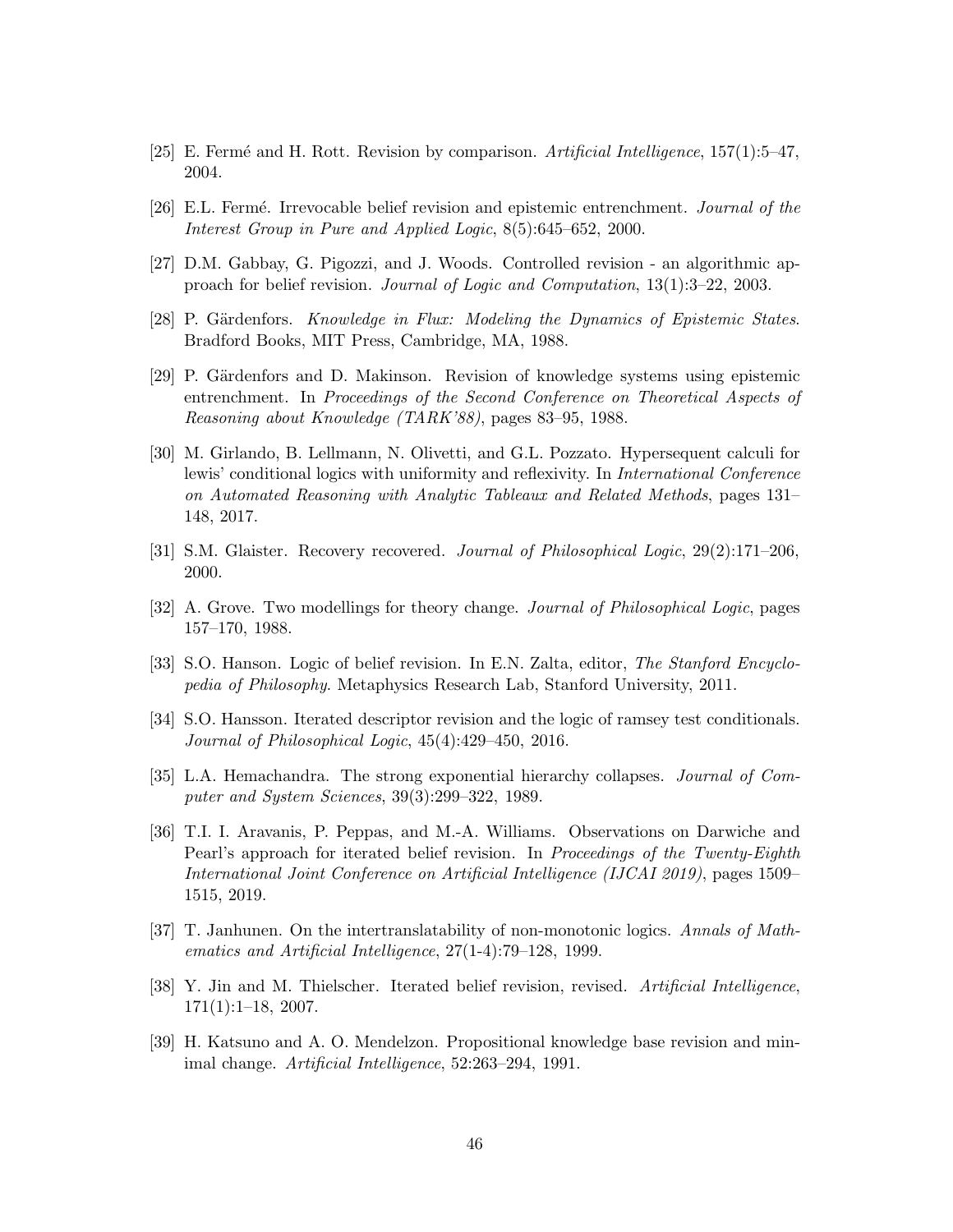[25] E. Fermé and H. Rott. Revision by comparison. *Artificial Intelligence*, 157(1):5–47, 2004.

[26] E.L. Fermé. Irrevocable belief revision and epistemic entrenchment. *Journal of the Interest Group in Pure and Applied Logic*, 8(5):645–652, 2000.

[27] D.M. Gabbay, G. Pigozzi, and J. Woods. Controlled revision - an algorithmic approach for belief revision. *Journal of Logic and Computation*, 13(1):3–22, 2003.

[28] P. Gärdenfors. *Knowledge in Flux: Modeling the Dynamics of Epistemic States*. Bradford Books, MIT Press, Cambridge, MA, 1988.

[29] P. Gärdenfors and D. Makinson. Revision of knowledge systems using epistemic entrenchment. In *Proceedings of the Second Conference on Theoretical Aspects of Reasoning about Knowledge (TARK'88)*, pages 83–95, 1988.

[30] M. Girlando, B. Lellmann, N. Olivetti, and G.L. Pozzato. Hypersequent calculi for lewis' conditional logics with uniformity and reflexivity. In *International Conference on Automated Reasoning with Analytic Tableaux and Related Methods*, pages 131–148, 2017.

[31] S.M. Glaister. Recovery recovered. *Journal of Philosophical Logic*, 29(2):171–206, 2000.

[32] A. Grove. Two modellings for theory change. *Journal of Philosophical Logic*, pages 157–170, 1988.

[33] S.O. Hanson. Logic of belief revision. In E.N. Zalta, editor, *The Stanford Encyclopedia of Philosophy*. Metaphysics Research Lab, Stanford University, 2011.

[34] S.O. Hansson. Iterated descriptor revision and the logic of ramsey test conditionals. *Journal of Philosophical Logic*, 45(4):429–450, 2016.

[35] L.A. Hemachandra. The strong exponential hierarchy collapses. *Journal of Computer and System Sciences*, 39(3):299–322, 1989.

[36] T.I. I. Aravanis, P. Peppas, and M.-A. Williams. Observations on Darwiche and Pearl's approach for iterated belief revision. In *Proceedings of the Twenty-Eighth International Joint Conference on Artificial Intelligence (IJCAI 2019)*, pages 1509–1515, 2019.

[37] T. Janhunen. On the intertranslatability of non-monotonic logics. *Annals of Mathematics and Artificial Intelligence*, 27(1-4):79–128, 1999.

[38] Y. Jin and M. Thielscher. Iterated belief revision, revised. *Artificial Intelligence*, 171(1):1–18, 2007.

[39] H. Katsuno and A. O. Mendelzon. Propositional knowledge base revision and minimal change. *Artificial Intelligence*, 52:263–294, 1991.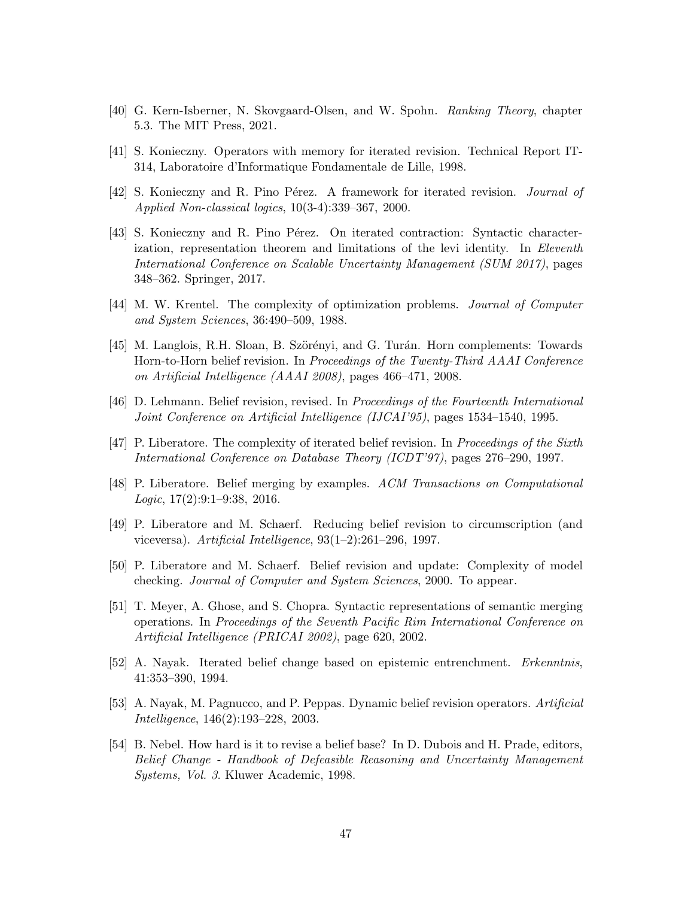[40] G. Kern-Isberner, N. Skovgaard-Olsen, and W. Spohn. *Ranking Theory*, chapter 5.3. The MIT Press, 2021.

[41] S. Konieczny. Operators with memory for iterated revision. Technical Report IT-314, Laboratoire d'Informatique Fondamentale de Lille, 1998.

[42] S. Konieczny and R. Pino Pérez. A framework for iterated revision. *Journal of Applied Non-classical logics*, 10(3-4):339–367, 2000.

[43] S. Konieczny and R. Pino Pérez. On iterated contraction: Syntactic characterization, representation theorem and limitations of the levi identity. In *Eleventh International Conference on Scalable Uncertainty Management (SUM 2017)*, pages 348–362. Springer, 2017.

[44] M. W. Krentel. The complexity of optimization problems. *Journal of Computer and System Sciences*, 36:490–509, 1988.

[45] M. Langlois, R.H. Sloan, B. Szörényi, and G. Turán. Horn complements: Towards Horn-to-Horn belief revision. In *Proceedings of the Twenty-Third AAAI Conference on Artificial Intelligence (AAAI 2008)*, pages 466–471, 2008.

[46] D. Lehmann. Belief revision, revised. In *Proceedings of the Fourteenth International Joint Conference on Artificial Intelligence (IJCAI'95)*, pages 1534–1540, 1995.

[47] P. Liberatore. The complexity of iterated belief revision. In *Proceedings of the Sixth International Conference on Database Theory (ICDT'97)*, pages 276–290, 1997.

[48] P. Liberatore. Belief merging by examples. *ACM Transactions on Computational Logic*, 17(2):9:1–9:38, 2016.

[49] P. Liberatore and M. Schaerf. Reducing belief revision to circumscription (and viceversa). *Artificial Intelligence*, 93(1–2):261–296, 1997.

[50] P. Liberatore and M. Schaerf. Belief revision and update: Complexity of model checking. *Journal of Computer and System Sciences*, 2000. To appear.

[51] T. Meyer, A. Ghose, and S. Chopra. Syntactic representations of semantic merging operations. In *Proceedings of the Seventh Pacific Rim International Conference on Artificial Intelligence (PRICAI 2002)*, page 620, 2002.

[52] A. Nayak. Iterated belief change based on epistemic entrenchment. *Erkenntnis*, 41:353–390, 1994.

[53] A. Nayak, M. Pagnucco, and P. Peppas. Dynamic belief revision operators. *Artificial Intelligence*, 146(2):193–228, 2003.

[54] B. Nebel. How hard is it to revise a belief base? In D. Dubois and H. Prade, editors, *Belief Change - Handbook of Defeasible Reasoning and Uncertainty Management Systems, Vol. 3*. Kluwer Academic, 1998.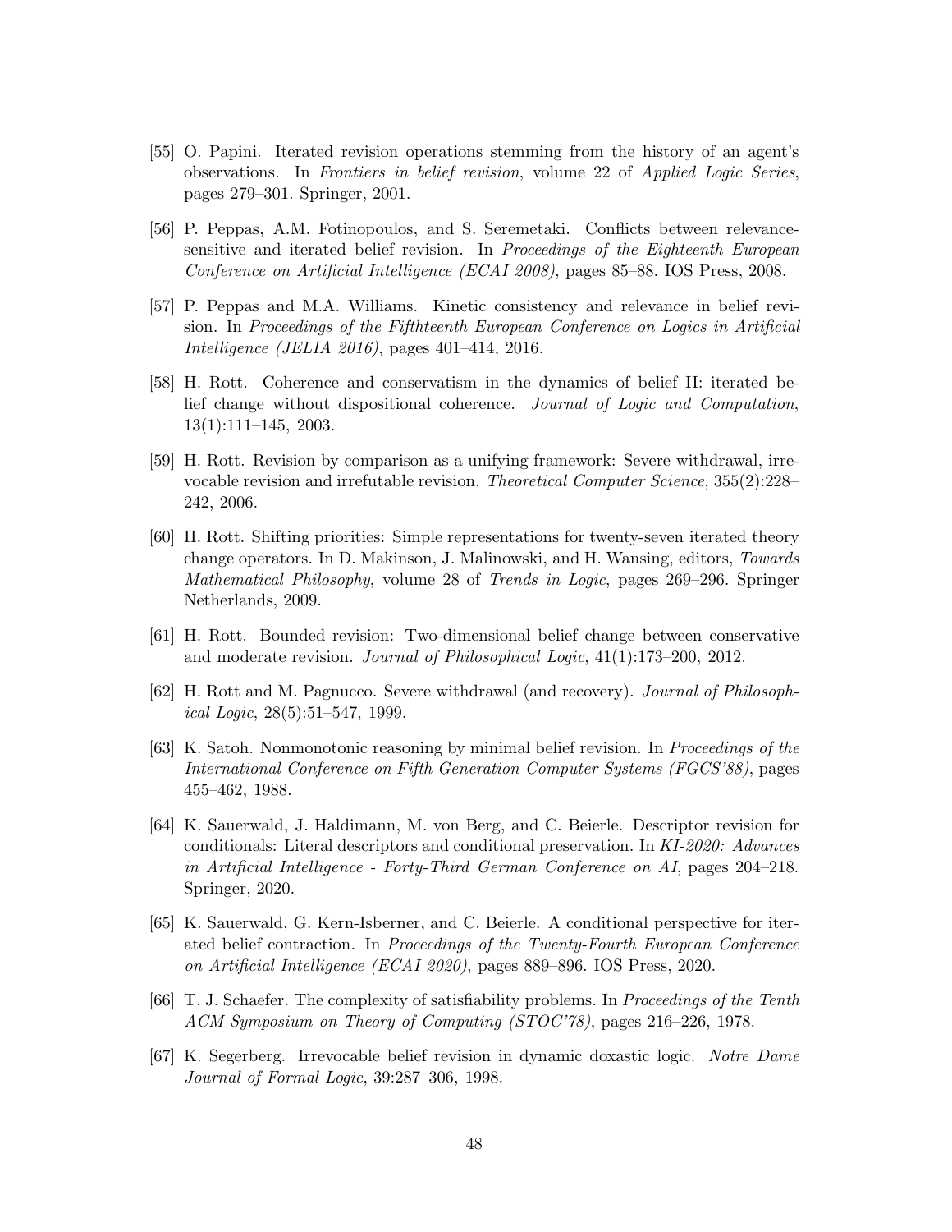[55] O. Papini. Iterated revision operations stemming from the history of an agent's observations. In *Frontiers in belief revision*, volume 22 of *Applied Logic Series*, pages 279–301. Springer, 2001.

[56] P. Peppas, A.M. Fotinopoulos, and S. Seremetaki. Conflicts between relevance-sensitive and iterated belief revision. In *Proceedings of the Eighteenth European Conference on Artificial Intelligence (ECAI 2008)*, pages 85–88. IOS Press, 2008.

[57] P. Peppas and M.A. Williams. Kinetic consistency and relevance in belief revision. In *Proceedings of the Fifthteenth European Conference on Logics in Artificial Intelligence (JELIA 2016)*, pages 401–414, 2016.

[58] H. Rott. Coherence and conservatism in the dynamics of belief II: iterated belief change without dispositional coherence. *Journal of Logic and Computation*, 13(1):111–145, 2003.

[59] H. Rott. Revision by comparison as a unifying framework: Severe withdrawal, irrevocable revision and irrefutable revision. *Theoretical Computer Science*, 355(2):228–242, 2006.

[60] H. Rott. Shifting priorities: Simple representations for twenty-seven iterated theory change operators. In D. Makinson, J. Malinowski, and H. Wansing, editors, *Towards Mathematical Philosophy*, volume 28 of *Trends in Logic*, pages 269–296. Springer Netherlands, 2009.

[61] H. Rott. Bounded revision: Two-dimensional belief change between conservative and moderate revision. *Journal of Philosophical Logic*, 41(1):173–200, 2012.

[62] H. Rott and M. Pagnucco. Severe withdrawal (and recovery). *Journal of Philosophical Logic*, 28(5):51–547, 1999.

[63] K. Satoh. Nonmonotonic reasoning by minimal belief revision. In *Proceedings of the International Conference on Fifth Generation Computer Systems (FGCS'88)*, pages 455–462, 1988.

[64] K. Sauerwald, J. Haldimann, M. von Berg, and C. Beierle. Descriptor revision for conditionals: Literal descriptors and conditional preservation. In *KI-2020: Advances in Artificial Intelligence - Forty-Third German Conference on AI*, pages 204–218. Springer, 2020.

[65] K. Sauerwald, G. Kern-Isberner, and C. Beierle. A conditional perspective for iterated belief contraction. In *Proceedings of the Twenty-Fourth European Conference on Artificial Intelligence (ECAI 2020)*, pages 889–896. IOS Press, 2020.

[66] T. J. Schaefer. The complexity of satisfiability problems. In *Proceedings of the Tenth ACM Symposium on Theory of Computing (STOC'78)*, pages 216–226, 1978.

[67] K. Segerberg. Irrevocable belief revision in dynamic doxastic logic. *Notre Dame Journal of Formal Logic*, 39:287–306, 1998.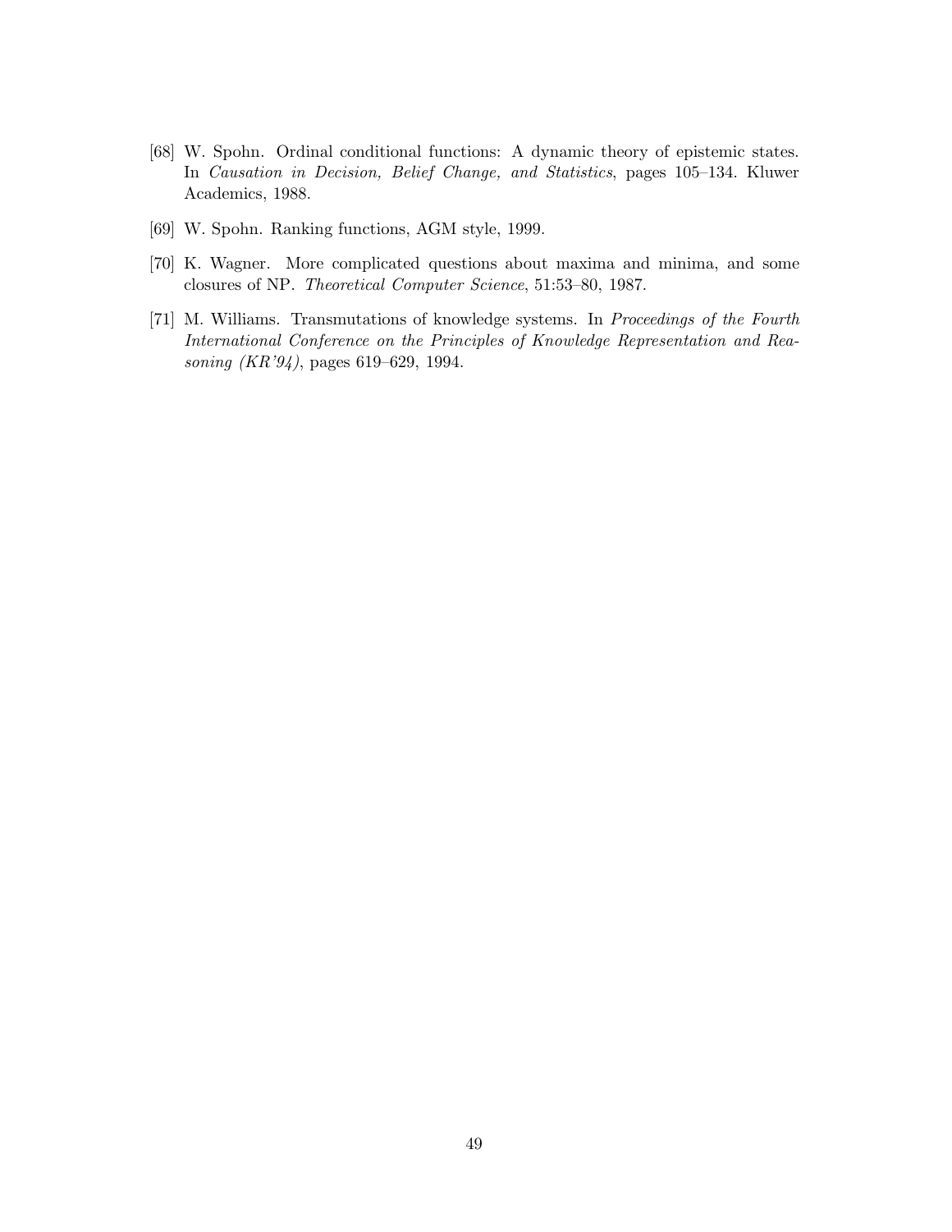[68] W. Spohn. Ordinal conditional functions: A dynamic theory of epistemic states. In *Causation in Decision, Belief Change, and Statistics*, pages 105–134. Kluwer Academics, 1988.

[69] W. Spohn. Ranking functions, AGM style, 1999.

[70] K. Wagner. More complicated questions about maxima and minima, and some closures of NP. *Theoretical Computer Science*, 51:53–80, 1987.

[71] M. Williams. Transmutations of knowledge systems. In *Proceedings of the Fourth International Conference on the Principles of Knowledge Representation and Reasoning (KR'94)*, pages 619–629, 1994.